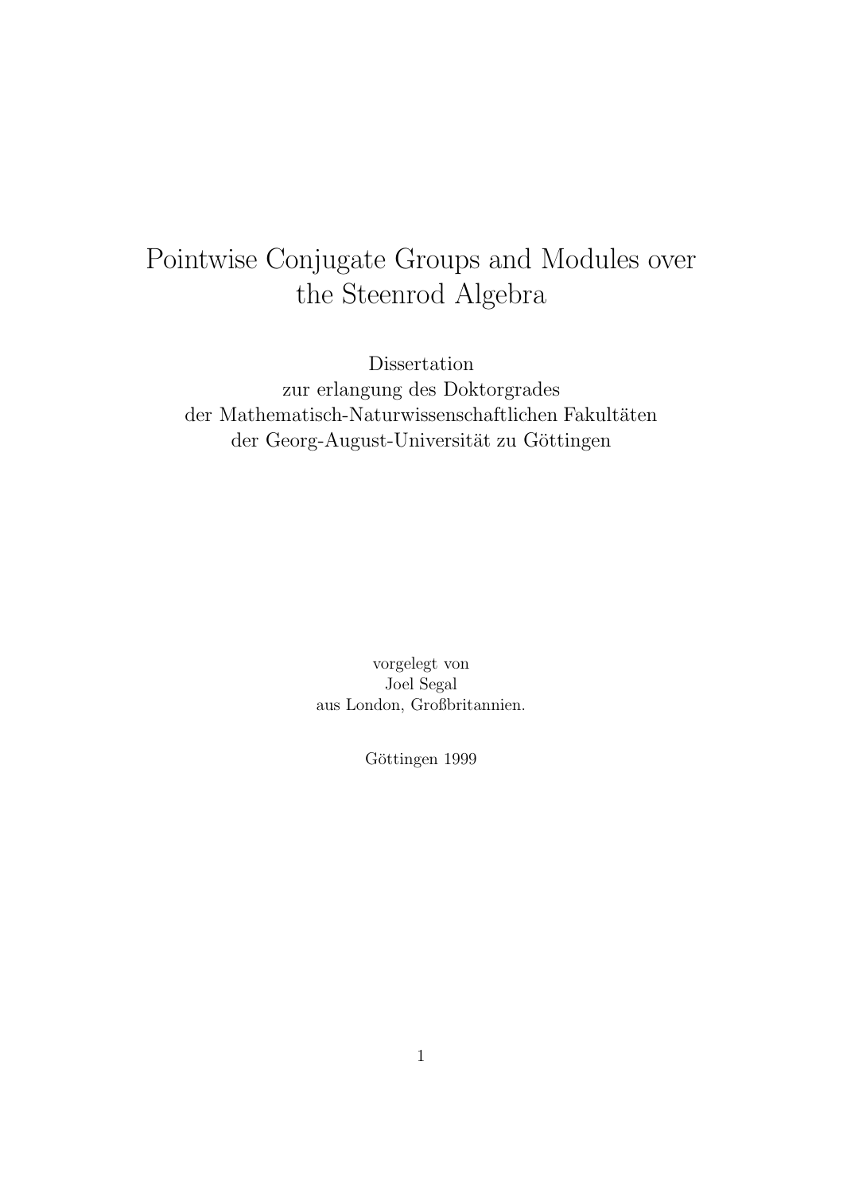# Pointwise Conjugate Groups and Modules over the Steenrod Algebra

Dissertation
zur erlangung des Doktorgrades
der Mathematisch-Naturwissenschaftlichen Fakultäten
der Georg-August-Universität zu Göttingen

vorgelegt von
Joel Segal
aus London, Großbritannien.

Göttingen 1999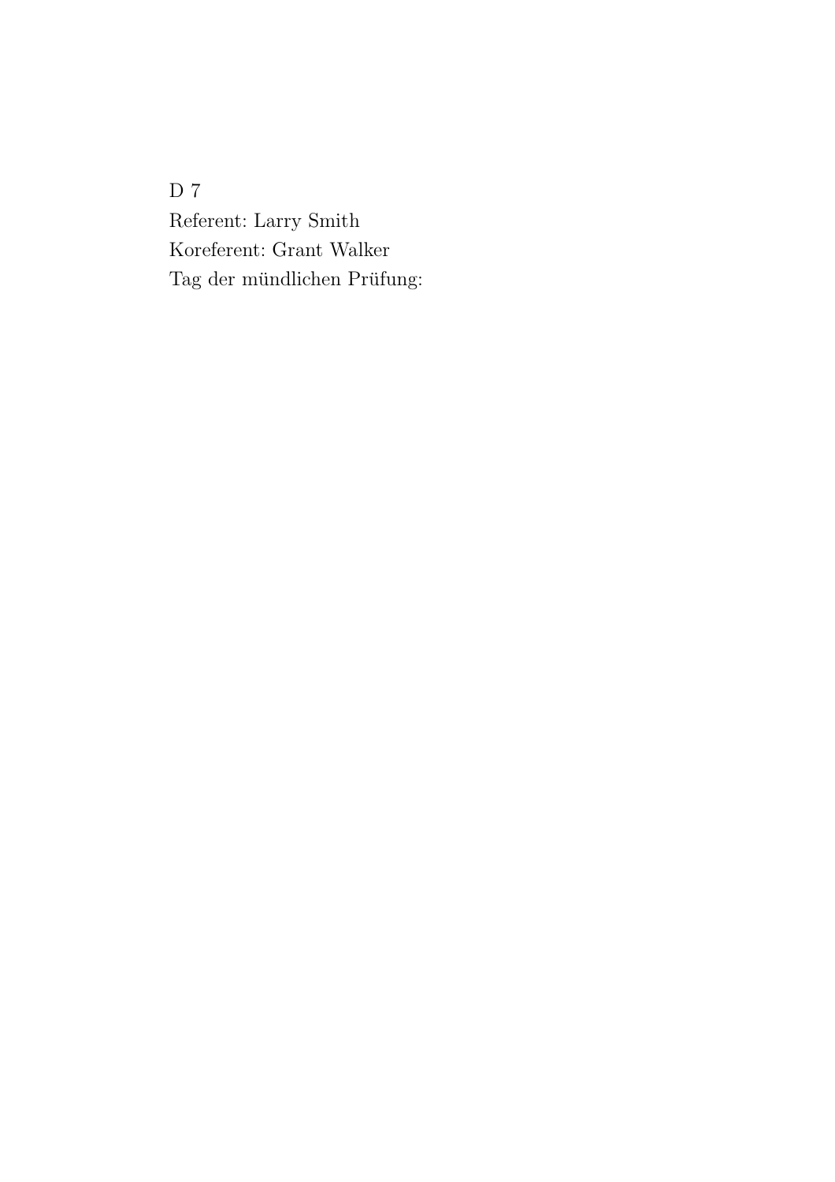D 7

Referent: Larry Smith

Koreferent: Grant Walker

Tag der mündlichen Prüfung: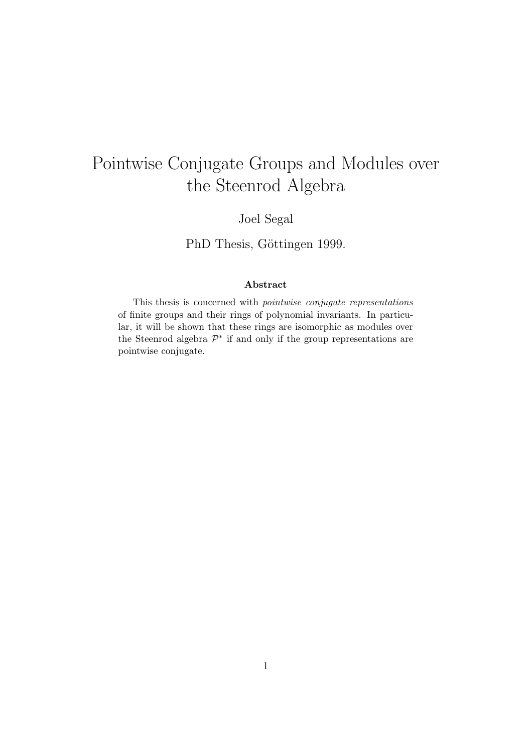# Pointwise Conjugate Groups and Modules over the Steenrod Algebra

Joel Segal

PhD Thesis, Göttingen 1999.

**Abstract**

This thesis is concerned with *pointwise conjugate representations* of finite groups and their rings of polynomial invariants. In particular, it will be shown that these rings are isomorphic as modules over the Steenrod algebra $\mathcal{P}^*$ if and only if the group representations are pointwise conjugate.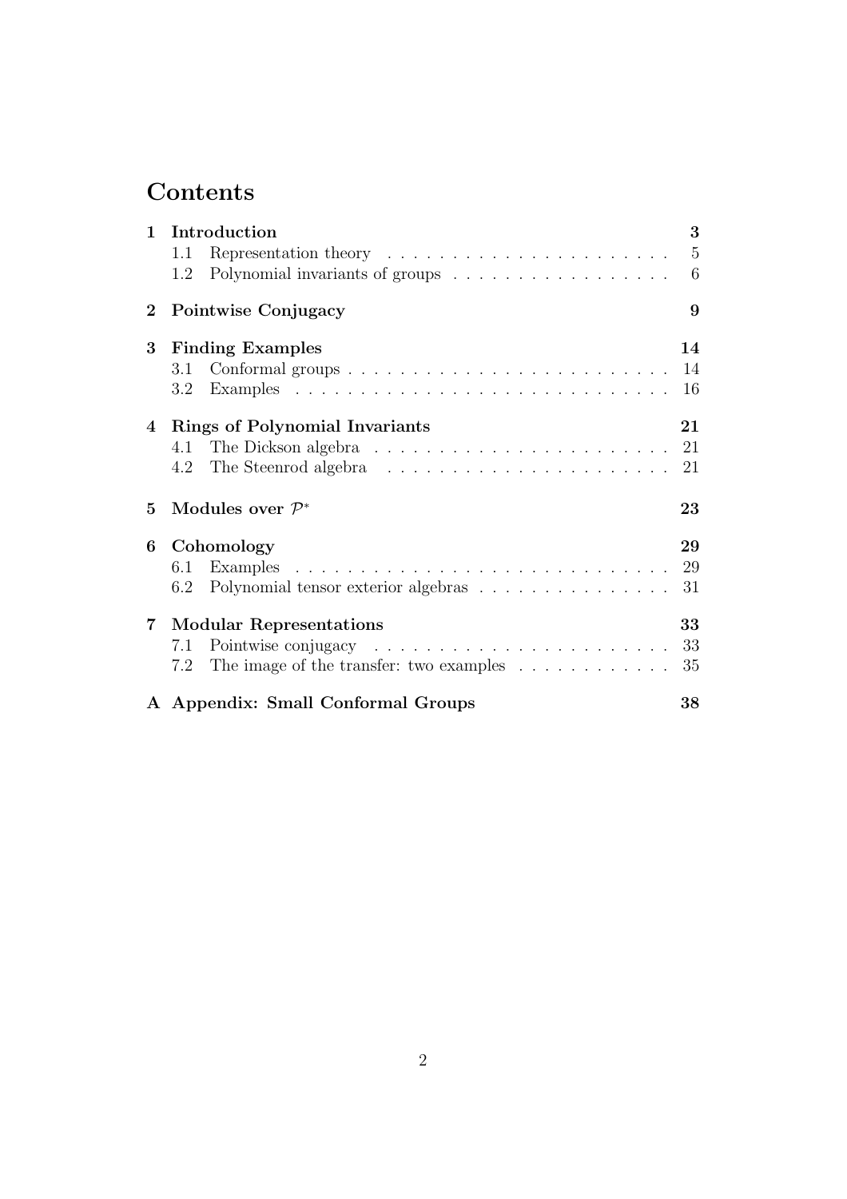# Contents

**1 Introduction** **3**
- 1.1 Representation theory . . . . . . . . . . . . . . . . . . . . . . 5
- 1.2 Polynomial invariants of groups . . . . . . . . . . . . . . . . . 6

**2 Pointwise Conjugacy** **9**

**3 Finding Examples** **14**
- 3.1 Conformal groups . . . . . . . . . . . . . . . . . . . . . . . . . 14
- 3.2 Examples . . . . . . . . . . . . . . . . . . . . . . . . . . . . . 16

**4 Rings of Polynomial Invariants** **21**
- 4.1 The Dickson algebra . . . . . . . . . . . . . . . . . . . . . . . 21
- 4.2 The Steenrod algebra . . . . . . . . . . . . . . . . . . . . . . 21

**5 Modules over $\mathcal{P}^*$** **23**

**6 Cohomology** **29**
- 6.1 Examples . . . . . . . . . . . . . . . . . . . . . . . . . . . . . 29
- 6.2 Polynomial tensor exterior algebras . . . . . . . . . . . . . . . 31

**7 Modular Representations** **33**
- 7.1 Pointwise conjugacy . . . . . . . . . . . . . . . . . . . . . . . 33
- 7.2 The image of the transfer: two examples . . . . . . . . . . . . 35

**A Appendix: Small Conformal Groups** **38**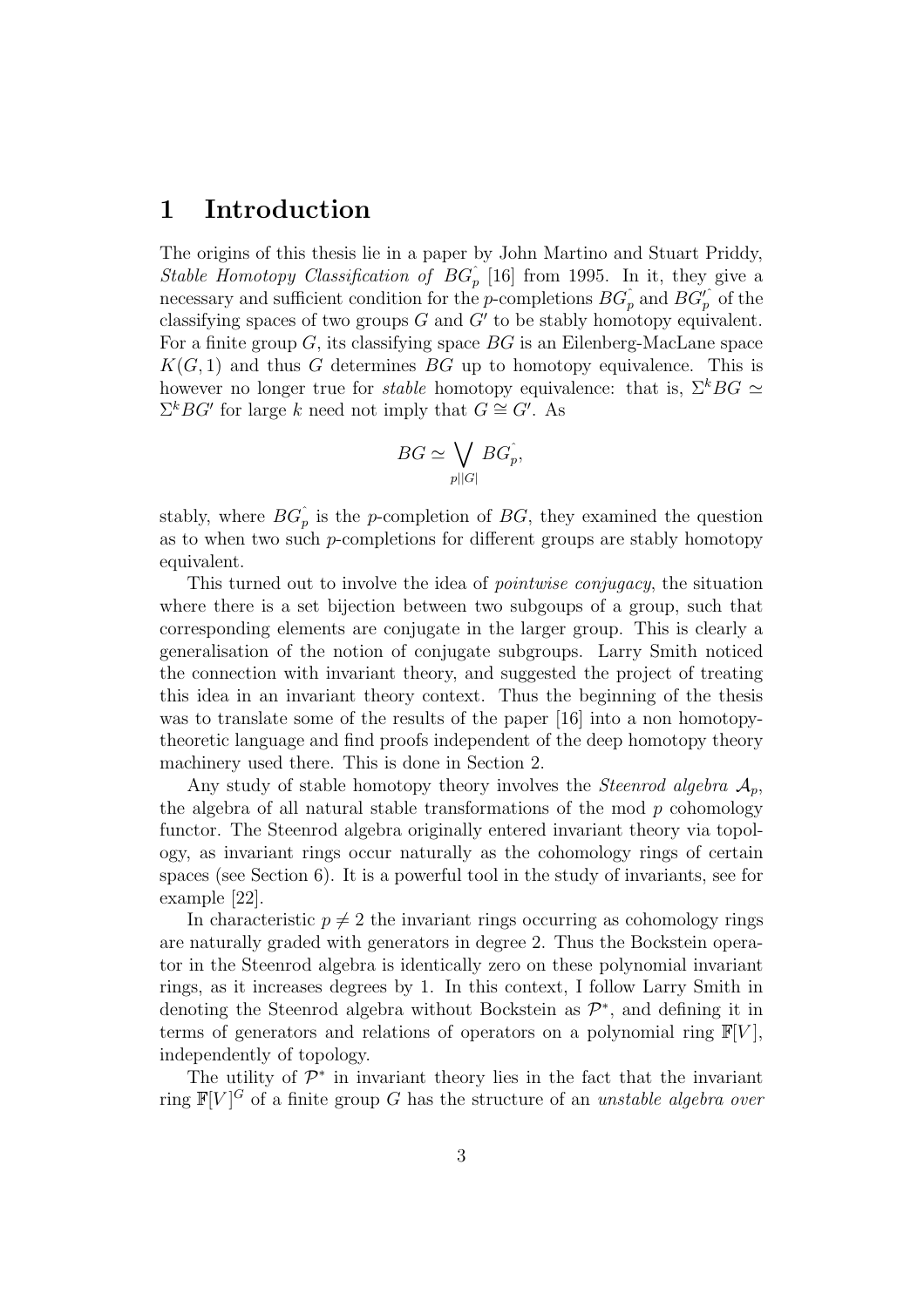# 1 Introduction

The origins of this thesis lie in a paper by John Martino and Stuart Priddy, *Stable Homotopy Classification of* $BG^{\hat{}}_p$ [16] from 1995. In it, they give a necessary and sufficient condition for the $p$-completions $BG^{\hat{}}_p$ and $BG'^{\hat{}}_p$ of the classifying spaces of two groups $G$ and $G'$ to be stably homotopy equivalent. For a finite group $G$, its classifying space $BG$ is an Eilenberg-MacLane space $K(G, 1)$ and thus $G$ determines $BG$ up to homotopy equivalence. This is however no longer true for *stable* homotopy equivalence: that is, $\Sigma^k BG \simeq \Sigma^k BG'$ for large $k$ need not imply that $G \cong G'$. As

$$BG \simeq \bigvee_{p||G|} BG^{\hat{}}_p,$$

stably, where $BG^{\hat{}}_p$ is the $p$-completion of $BG$, they examined the question as to when two such $p$-completions for different groups are stably homotopy equivalent.

This turned out to involve the idea of *pointwise conjugacy*, the situation where there is a set bijection between two subgoups of a group, such that corresponding elements are conjugate in the larger group. This is clearly a generalisation of the notion of conjugate subgroups. Larry Smith noticed the connection with invariant theory, and suggested the project of treating this idea in an invariant theory context. Thus the beginning of the thesis was to translate some of the results of the paper [16] into a non homotopy-theoretic language and find proofs independent of the deep homotopy theory machinery used there. This is done in Section 2.

Any study of stable homotopy theory involves the *Steenrod algebra* $\mathcal{A}_p$, the algebra of all natural stable transformations of the mod $p$ cohomology functor. The Steenrod algebra originally entered invariant theory via topology, as invariant rings occur naturally as the cohomology rings of certain spaces (see Section 6). It is a powerful tool in the study of invariants, see for example [22].

In characteristic $p \neq 2$ the invariant rings occurring as cohomology rings are naturally graded with generators in degree 2. Thus the Bockstein operator in the Steenrod algebra is identically zero on these polynomial invariant rings, as it increases degrees by 1. In this context, I follow Larry Smith in denoting the Steenrod algebra without Bockstein as $\mathcal{P}^*$, and defining it in terms of generators and relations of operators on a polynomial ring $\mathbb{F}[V]$, independently of topology.

The utility of $\mathcal{P}^*$ in invariant theory lies in the fact that the invariant ring $\mathbb{F}[V]^G$ of a finite group $G$ has the structure of an *unstable algebra over*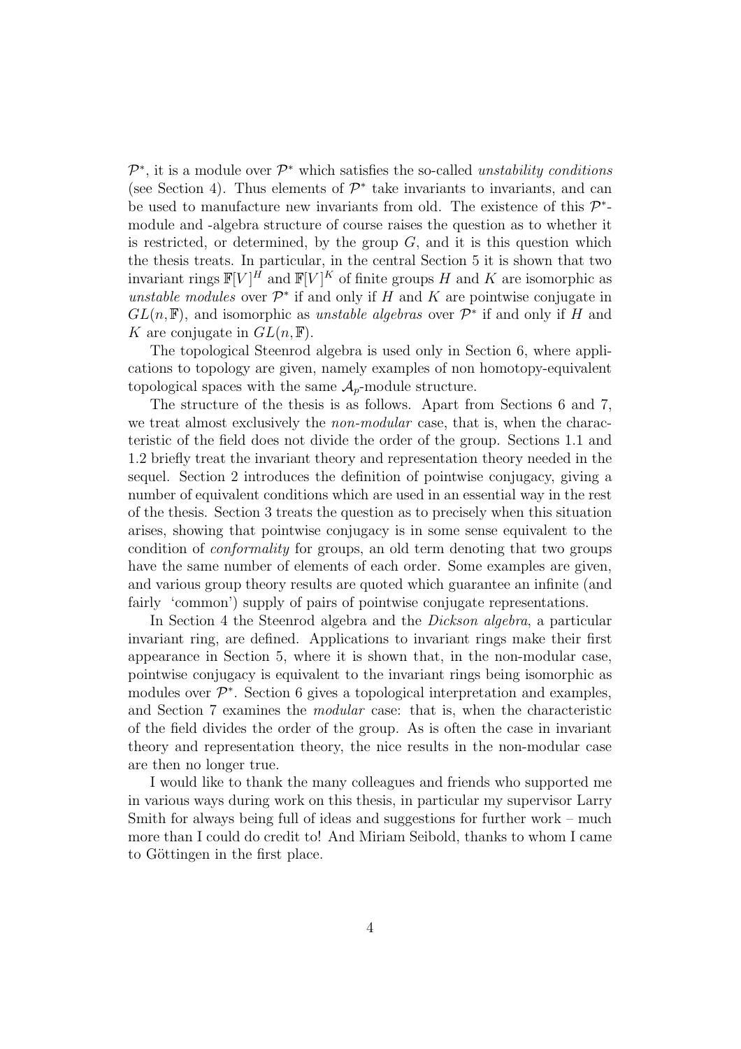$\mathcal{P}^*$, it is a module over $\mathcal{P}^*$ which satisfies the so-called *unstability conditions* (see Section 4). Thus elements of $\mathcal{P}^*$ take invariants to invariants, and can be used to manufacture new invariants from old. The existence of this $\mathcal{P}^*$-module and -algebra structure of course raises the question as to whether it is restricted, or determined, by the group $G$, and it is this question which the thesis treats. In particular, in the central Section 5 it is shown that two invariant rings $\mathbb{F}[V]^H$ and $\mathbb{F}[V]^K$ of finite groups $H$ and $K$ are isomorphic as *unstable modules* over $\mathcal{P}^*$ if and only if $H$ and $K$ are pointwise conjugate in $GL(n, \mathbb{F})$, and isomorphic as *unstable algebras* over $\mathcal{P}^*$ if and only if $H$ and $K$ are conjugate in $GL(n, \mathbb{F})$.

The topological Steenrod algebra is used only in Section 6, where applications to topology are given, namely examples of non homotopy-equivalent topological spaces with the same $\mathcal{A}_p$-module structure.

The structure of the thesis is as follows. Apart from Sections 6 and 7, we treat almost exclusively the *non-modular* case, that is, when the characteristic of the field does not divide the order of the group. Sections 1.1 and 1.2 briefly treat the invariant theory and representation theory needed in the sequel. Section 2 introduces the definition of pointwise conjugacy, giving a number of equivalent conditions which are used in an essential way in the rest of the thesis. Section 3 treats the question as to precisely when this situation arises, showing that pointwise conjugacy is in some sense equivalent to the condition of *conformality* for groups, an old term denoting that two groups have the same number of elements of each order. Some examples are given, and various group theory results are quoted which guarantee an infinite (and fairly 'common') supply of pairs of pointwise conjugate representations.

In Section 4 the Steenrod algebra and the *Dickson algebra*, a particular invariant ring, are defined. Applications to invariant rings make their first appearance in Section 5, where it is shown that, in the non-modular case, pointwise conjugacy is equivalent to the invariant rings being isomorphic as modules over $\mathcal{P}^*$. Section 6 gives a topological interpretation and examples, and Section 7 examines the *modular* case: that is, when the characteristic of the field divides the order of the group. As is often the case in invariant theory and representation theory, the nice results in the non-modular case are then no longer true.

I would like to thank the many colleagues and friends who supported me in various ways during work on this thesis, in particular my supervisor Larry Smith for always being full of ideas and suggestions for further work – much more than I could do credit to! And Miriam Seibold, thanks to whom I came to Göttingen in the first place.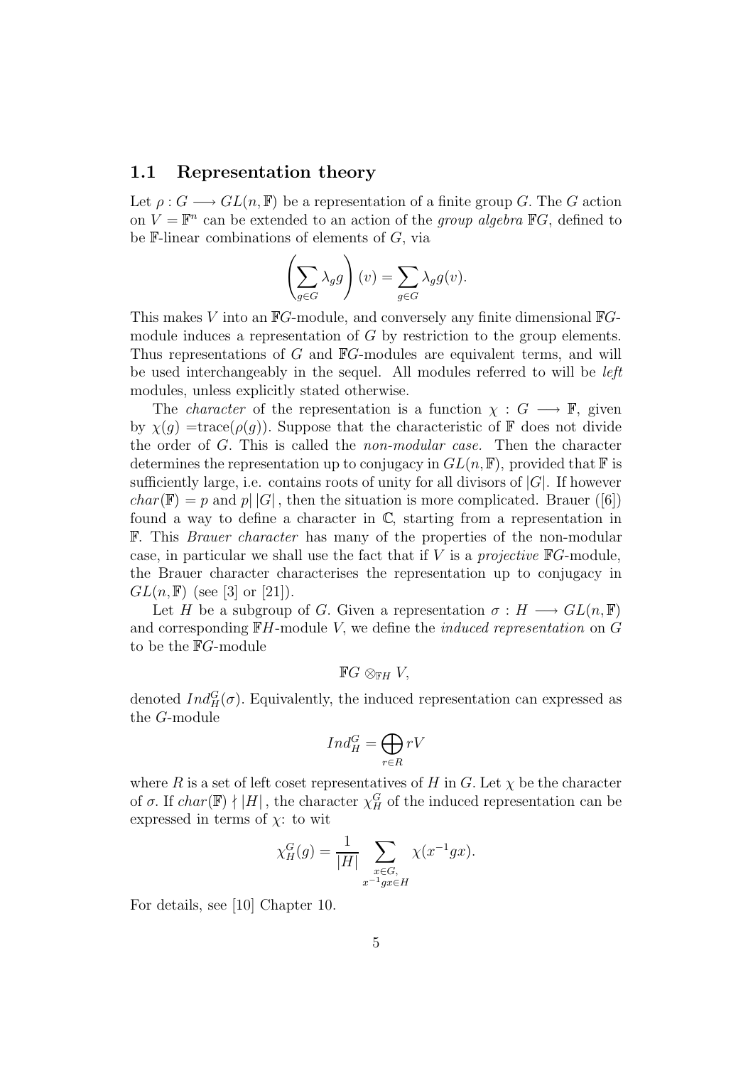## 1.1 Representation theory

Let $\rho : G \longrightarrow GL(n, \mathbb{F})$ be a representation of a finite group $G$. The $G$ action on $V = \mathbb{F}^n$ can be extended to an action of the *group algebra* $\mathbb{F}G$, defined to be $\mathbb{F}$-linear combinations of elements of $G$, via

$$\left( \sum_{g \in G} \lambda_g g \right)(v) = \sum_{g \in G} \lambda_g g(v).$$

This makes $V$ into an $\mathbb{F}G$-module, and conversely any finite dimensional $\mathbb{F}G$-module induces a representation of $G$ by restriction to the group elements. Thus representations of $G$ and $\mathbb{F}G$-modules are equivalent terms, and will be used interchangeably in the sequel. All modules referred to will be *left* modules, unless explicitly stated otherwise.

The *character* of the representation is a function $\chi : G \longrightarrow \mathbb{F}$, given by $\chi(g) = \text{trace}(\rho(g))$. Suppose that the characteristic of $\mathbb{F}$ does not divide the order of $G$. This is called the *non-modular case.* Then the character determines the representation up to conjugacy in $GL(n, \mathbb{F})$, provided that $\mathbb{F}$ is sufficiently large, i.e. contains roots of unity for all divisors of $|G|$. If however $char(\mathbb{F}) = p$ and $p| \, |G|$, then the situation is more complicated. Brauer ([6]) found a way to define a character in $\mathbb{C}$, starting from a representation in $\mathbb{F}$. This *Brauer character* has many of the properties of the non-modular case, in particular we shall use the fact that if $V$ is a *projective* $\mathbb{F}G$-module, the Brauer character characterises the representation up to conjugacy in $GL(n, \mathbb{F})$ (see [3] or [21]).

Let $H$ be a subgroup of $G$. Given a representation $\sigma : H \longrightarrow GL(n, \mathbb{F})$ and corresponding $\mathbb{F}H$-module $V$, we define the *induced representation* on $G$ to be the $\mathbb{F}G$-module

$$\mathbb{F}G \otimes_{\mathbb{F}H} V,$$

denoted $Ind_H^G(\sigma)$. Equivalently, the induced representation can expressed as the $G$-module

$$Ind_H^G = \bigoplus_{r \in R} rV$$

where $R$ is a set of left coset representatives of $H$ in $G$. Let $\chi$ be the character of $\sigma$. If $char(\mathbb{F}) \nmid |H|$, the character $\chi_H^G$ of the induced representation can be expressed in terms of $\chi$: to wit

$$\chi_H^G(g) = \frac{1}{|H|} \sum_{\substack{x \in G, \\ x^{-1}gx \in H}} \chi(x^{-1}gx).$$

For details, see [10] Chapter 10.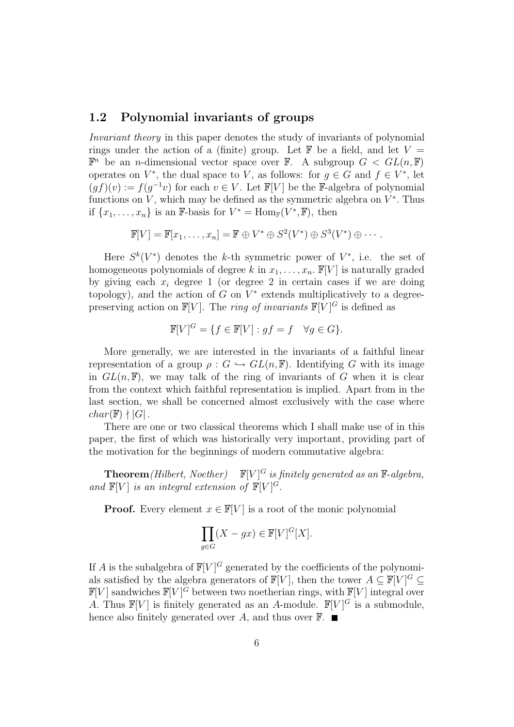## 1.2 Polynomial invariants of groups

*Invariant theory* in this paper denotes the study of invariants of polynomial rings under the action of a (finite) group. Let $\mathbb{F}$ be a field, and let $V = \mathbb{F}^n$ be an $n$-dimensional vector space over $\mathbb{F}$. A subgroup $G < GL(n, \mathbb{F})$ operates on $V^*$, the dual space to $V$, as follows: for $g \in G$ and $f \in V^*$, let $(gf)(v) := f(g^{-1}v)$ for each $v \in V$. Let $\mathbb{F}[V]$ be the $\mathbb{F}$-algebra of polynomial functions on $V$, which may be defined as the symmetric algebra on $V^*$. Thus if $\{x_1, \ldots, x_n\}$ is an $\mathbb{F}$-basis for $V^* = \mathrm{Hom}_{\mathbb{F}}(V^*, \mathbb{F})$, then

$$\mathbb{F}[V] = \mathbb{F}[x_1, \ldots, x_n] = \mathbb{F} \oplus V^* \oplus S^2(V^*) \oplus S^3(V^*) \oplus \cdots .$$

Here $S^k(V^*)$ denotes the $k$-th symmetric power of $V^*$, i.e. the set of homogeneous polynomials of degree $k$ in $x_1, \ldots, x_n$. $\mathbb{F}[V]$ is naturally graded by giving each $x_i$ degree 1 (or degree 2 in certain cases if we are doing topology), and the action of $G$ on $V^*$ extends multiplicatively to a degree-preserving action on $\mathbb{F}[V]$. The *ring of invariants* $\mathbb{F}[V]^G$ is defined as

$$\mathbb{F}[V]^G = \{f \in \mathbb{F}[V] : gf = f \quad \forall g \in G\}.$$

More generally, we are interested in the invariants of a faithful linear representation of a group $\rho : G \hookrightarrow GL(n, \mathbb{F})$. Identifying $G$ with its image in $GL(n, \mathbb{F})$, we may talk of the ring of invariants of $G$ when it is clear from the context which faithful representation is implied. Apart from in the last section, we shall be concerned almost exclusively with the case where $char(\mathbb{F}) \nmid |G|$.

There are one or two classical theorems which I shall make use of in this paper, the first of which was historically very important, providing part of the motivation for the beginnings of modern commutative algebra:

**Theorem** *(Hilbert, Noether)* $\mathbb{F}[V]^G$ *is finitely generated as an* $\mathbb{F}$*-algebra, and* $\mathbb{F}[V]$ *is an integral extension of* $\mathbb{F}[V]^G$.

**Proof.** Every element $x \in \mathbb{F}[V]$ is a root of the monic polynomial

$$\prod_{g \in G} (X - gx) \in \mathbb{F}[V]^G[X].$$

If $A$ is the subalgebra of $\mathbb{F}[V]^G$ generated by the coefficients of the polynomials satisfied by the algebra generators of $\mathbb{F}[V]$, then the tower $A \subseteq \mathbb{F}[V]^G \subseteq \mathbb{F}[V]$ sandwiches $\mathbb{F}[V]^G$ between two noetherian rings, with $\mathbb{F}[V]$ integral over $A$. Thus $\mathbb{F}[V]$ is finitely generated as an $A$-module. $\mathbb{F}[V]^G$ is a submodule, hence also finitely generated over $A$, and thus over $\mathbb{F}$. $\blacksquare$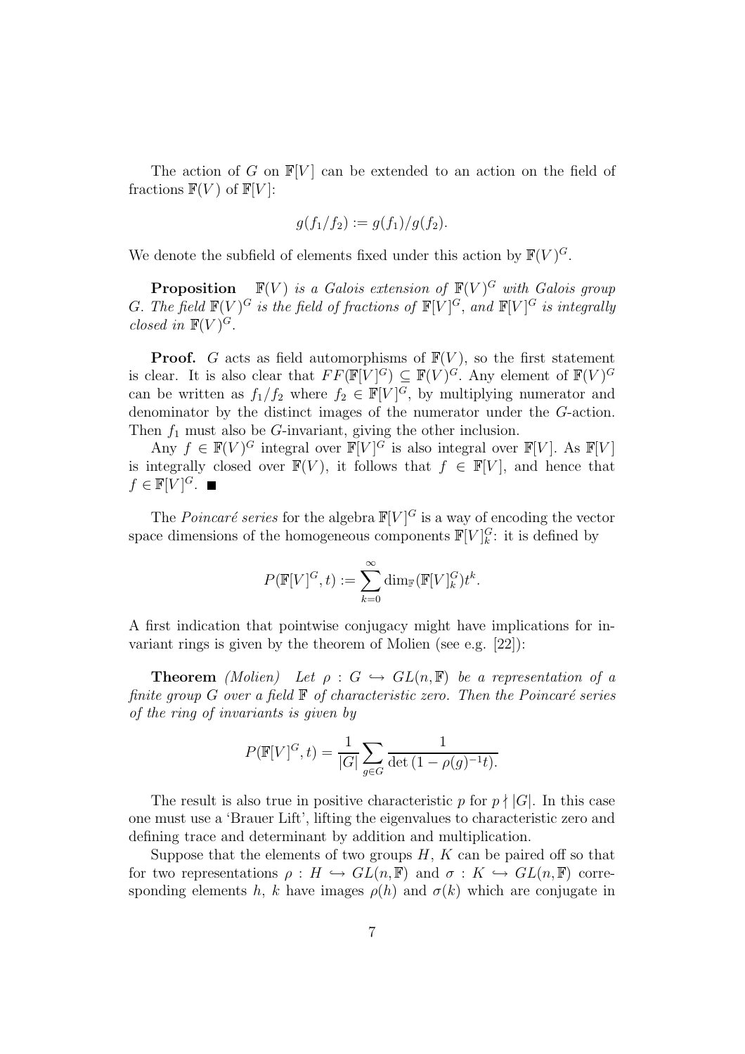The action of $G$ on $\mathbb{F}[V]$ can be extended to an action on the field of fractions $\mathbb{F}(V)$ of $\mathbb{F}[V]$:

$$g(f_1/f_2) := g(f_1)/g(f_2).$$

We denote the subfield of elements fixed under this action by $\mathbb{F}(V)^G$.

**Proposition** *$\mathbb{F}(V)$ is a Galois extension of $\mathbb{F}(V)^G$ with Galois group $G$. The field $\mathbb{F}(V)^G$ is the field of fractions of $\mathbb{F}[V]^G$, and $\mathbb{F}[V]^G$ is integrally closed in $\mathbb{F}(V)^G$.*

**Proof.** $G$ acts as field automorphisms of $\mathbb{F}(V)$, so the first statement is clear. It is also clear that $FF(\mathbb{F}[V]^G) \subseteq \mathbb{F}(V)^G$. Any element of $\mathbb{F}(V)^G$ can be written as $f_1/f_2$ where $f_2 \in \mathbb{F}[V]^G$, by multiplying numerator and denominator by the distinct images of the numerator under the $G$-action. Then $f_1$ must also be $G$-invariant, giving the other inclusion.

Any $f \in \mathbb{F}(V)^G$ integral over $\mathbb{F}[V]^G$ is also integral over $\mathbb{F}[V]$. As $\mathbb{F}[V]$ is integrally closed over $\mathbb{F}(V)$, it follows that $f \in \mathbb{F}[V]$, and hence that $f \in \mathbb{F}[V]^G$. ∎

The *Poincaré series* for the algebra $\mathbb{F}[V]^G$ is a way of encoding the vector space dimensions of the homogeneous components $\mathbb{F}[V]^G_k$: it is defined by

$$P(\mathbb{F}[V]^G, t) := \sum_{k=0}^{\infty} \dim_{\mathbb{F}}(\mathbb{F}[V]^G_k) t^k.$$

A first indication that pointwise conjugacy might have implications for invariant rings is given by the theorem of Molien (see e.g. [22]):

**Theorem** *(Molien) Let $\rho : G \hookrightarrow GL(n, \mathbb{F})$ be a representation of a finite group $G$ over a field $\mathbb{F}$ of characteristic zero. Then the Poincaré series of the ring of invariants is given by*

$$P(\mathbb{F}[V]^G, t) = \frac{1}{|G|} \sum_{g \in G} \frac{1}{\det(1 - \rho(g)^{-1} t).}$$

The result is also true in positive characteristic $p$ for $p \nmid |G|$. In this case one must use a 'Brauer Lift', lifting the eigenvalues to characteristic zero and defining trace and determinant by addition and multiplication.

Suppose that the elements of two groups $H$, $K$ can be paired off so that for two representations $\rho : H \hookrightarrow GL(n, \mathbb{F})$ and $\sigma : K \hookrightarrow GL(n, \mathbb{F})$ corresponding elements $h$, $k$ have images $\rho(h)$ and $\sigma(k)$ which are conjugate in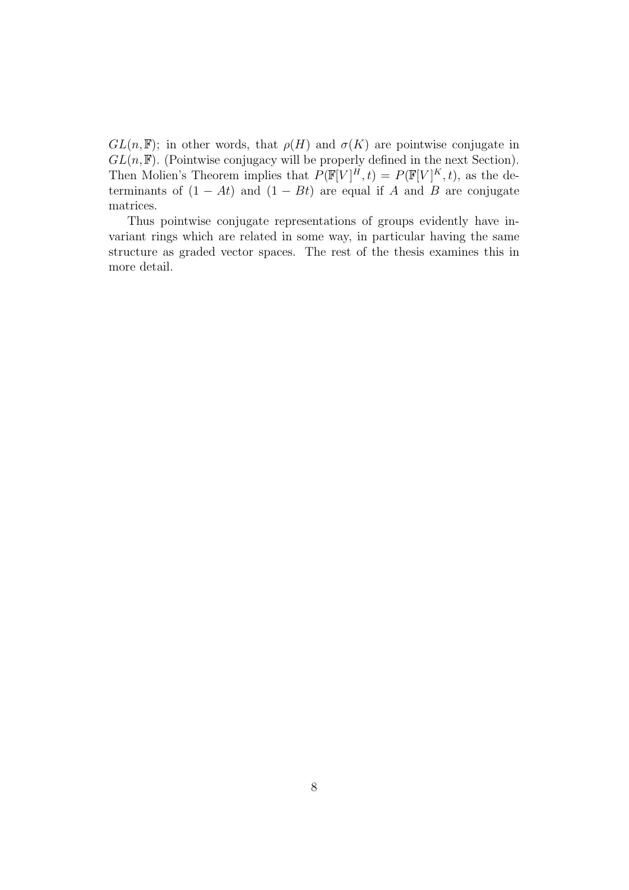$GL(n, \mathbb{F})$; in other words, that $\rho(H)$ and $\sigma(K)$ are pointwise conjugate in $GL(n, \mathbb{F})$. (Pointwise conjugacy will be properly defined in the next Section). Then Molien's Theorem implies that $P(\mathbb{F}[V]^H, t) = P(\mathbb{F}[V]^K, t)$, as the determinants of $(1 - At)$ and $(1 - Bt)$ are equal if $A$ and $B$ are conjugate matrices.

Thus pointwise conjugate representations of groups evidently have invariant rings which are related in some way, in particular having the same structure as graded vector spaces. The rest of the thesis examines this in more detail.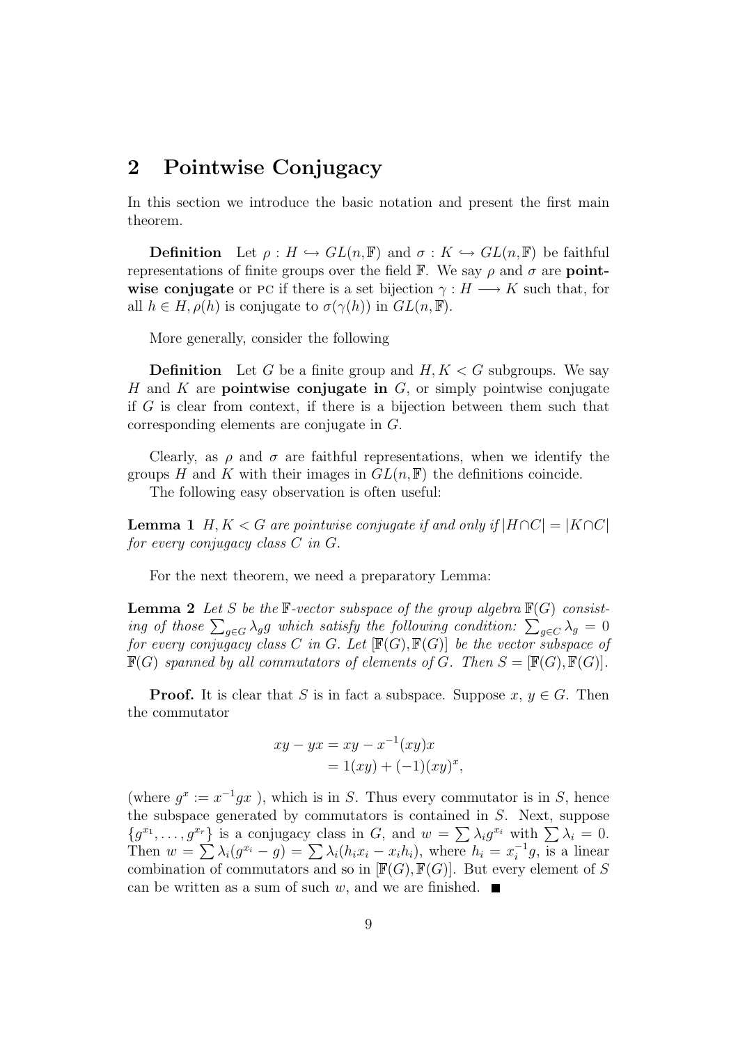## 2 Pointwise Conjugacy

In this section we introduce the basic notation and present the first main theorem.

**Definition** Let $\rho : H \hookrightarrow GL(n, \mathbb{F})$ and $\sigma : K \hookrightarrow GL(n, \mathbb{F})$ be faithful representations of finite groups over the field $\mathbb{F}$. We say $\rho$ and $\sigma$ are **pointwise conjugate** or PC if there is a set bijection $\gamma : H \longrightarrow K$ such that, for all $h \in H, \rho(h)$ is conjugate to $\sigma(\gamma(h))$ in $GL(n, \mathbb{F})$.

More generally, consider the following

**Definition** Let $G$ be a finite group and $H, K < G$ subgroups. We say $H$ and $K$ are **pointwise conjugate in** $G$, or simply pointwise conjugate if $G$ is clear from context, if there is a bijection between them such that corresponding elements are conjugate in $G$.

Clearly, as $\rho$ and $\sigma$ are faithful representations, when we identify the groups $H$ and $K$ with their images in $GL(n, \mathbb{F})$ the definitions coincide.

The following easy observation is often useful:

**Lemma 1** *$H, K < G$ are pointwise conjugate if and only if $|H \cap C| = |K \cap C|$ for every conjugacy class $C$ in $G$.*

For the next theorem, we need a preparatory Lemma:

**Lemma 2** *Let $S$ be the $\mathbb{F}$-vector subspace of the group algebra $\mathbb{F}(G)$ consisting of those $\sum_{g \in G} \lambda_g g$ which satisfy the following condition: $\sum_{g \in C} \lambda_g = 0$ for every conjugacy class $C$ in $G$. Let $[\mathbb{F}(G), \mathbb{F}(G)]$ be the vector subspace of $\mathbb{F}(G)$ spanned by all commutators of elements of $G$. Then $S = [\mathbb{F}(G), \mathbb{F}(G)]$.*

**Proof.** It is clear that $S$ is in fact a subspace. Suppose $x, y \in G$. Then the commutator

$$
\begin{aligned}
xy - yx &= xy - x^{-1}(xy)x \\
&= 1(xy) + (-1)(xy)^x,
\end{aligned}
$$

(where $g^x := x^{-1}gx$ ), which is in $S$. Thus every commutator is in $S$, hence the subspace generated by commutators is contained in $S$. Next, suppose $\{g^{x_1}, \ldots, g^{x_r}\}$ is a conjugacy class in $G$, and $w = \sum \lambda_i g^{x_i}$ with $\sum \lambda_i = 0$. Then $w = \sum \lambda_i (g^{x_i} - g) = \sum \lambda_i (h_i x_i - x_i h_i)$, where $h_i = x_i^{-1} g$, is a linear combination of commutators and so in $[\mathbb{F}(G), \mathbb{F}(G)]$. But every element of $S$ can be written as a sum of such $w$, and we are finished. ■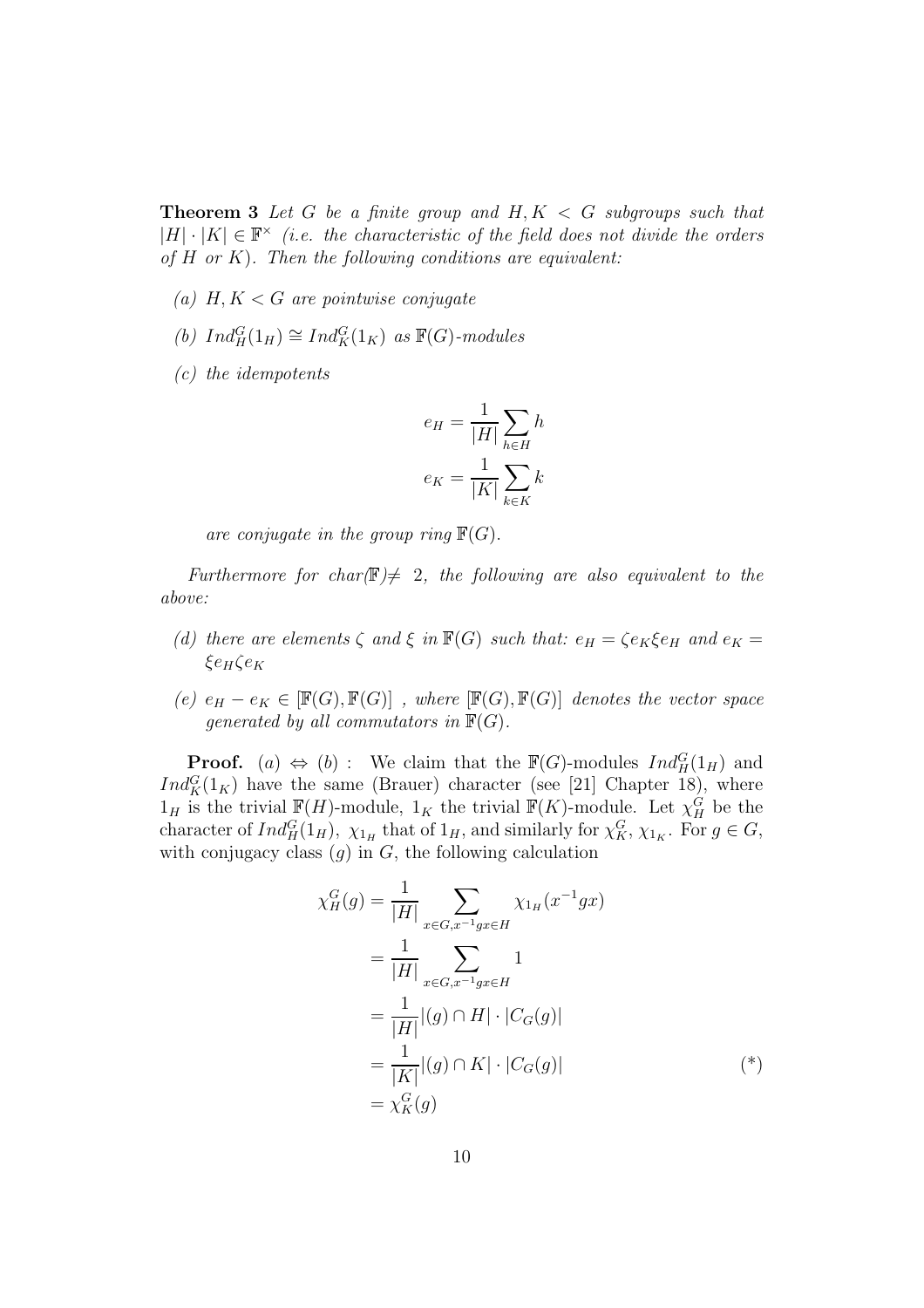**Theorem 3** *Let $G$ be a finite group and $H, K < G$ subgroups such that $|H| \cdot |K| \in \mathbb{F}^\times$ (i.e. the characteristic of the field does not divide the orders of $H$ or $K$). Then the following conditions are equivalent:*

*(a) $H, K < G$ are pointwise conjugate*

*(b) $Ind_H^G(1_H) \cong Ind_K^G(1_K)$ as $\mathbb{F}(G)$-modules*

*(c) the idempotents*

$$e_H = \frac{1}{|H|}\sum_{h \in H} h$$

$$e_K = \frac{1}{|K|}\sum_{k \in K} k$$

*are conjugate in the group ring $\mathbb{F}(G)$.*

*Furthermore for char($\mathbb{F}$)$\neq$ 2, the following are also equivalent to the above:*

*(d) there are elements $\zeta$ and $\xi$ in $\mathbb{F}(G)$ such that: $e_H = \zeta e_K \xi e_H$ and $e_K = \xi e_H \zeta e_K$*

*(e) $e_H - e_K \in [\mathbb{F}(G), \mathbb{F}(G)]$ , where $[\mathbb{F}(G), \mathbb{F}(G)]$ denotes the vector space generated by all commutators in $\mathbb{F}(G)$.*

**Proof.** $(a) \Leftrightarrow (b)$ : We claim that the $\mathbb{F}(G)$-modules $Ind_H^G(1_H)$ and $Ind_K^G(1_K)$ have the same (Brauer) character (see [21] Chapter 18), where $1_H$ is the trivial $\mathbb{F}(H)$-module, $1_K$ the trivial $\mathbb{F}(K)$-module. Let $\chi_H^G$ be the character of $Ind_H^G(1_H)$, $\chi_{1_H}$ that of $1_H$, and similarly for $\chi_K^G$, $\chi_{1_K}$. For $g \in G$, with conjugacy class $(g)$ in $G$, the following calculation

$$\begin{aligned}
\chi_H^G(g) &= \frac{1}{|H|}\sum_{x \in G, x^{-1}gx \in H} \chi_{1_H}(x^{-1}gx) \\
&= \frac{1}{|H|}\sum_{x \in G, x^{-1}gx \in H} 1 \\
&= \frac{1}{|H|}|(g) \cap H| \cdot |C_G(g)| \\
&= \frac{1}{|K|}|(g) \cap K| \cdot |C_G(g)| \qquad (*) \\
&= \chi_K^G(g)
\end{aligned}$$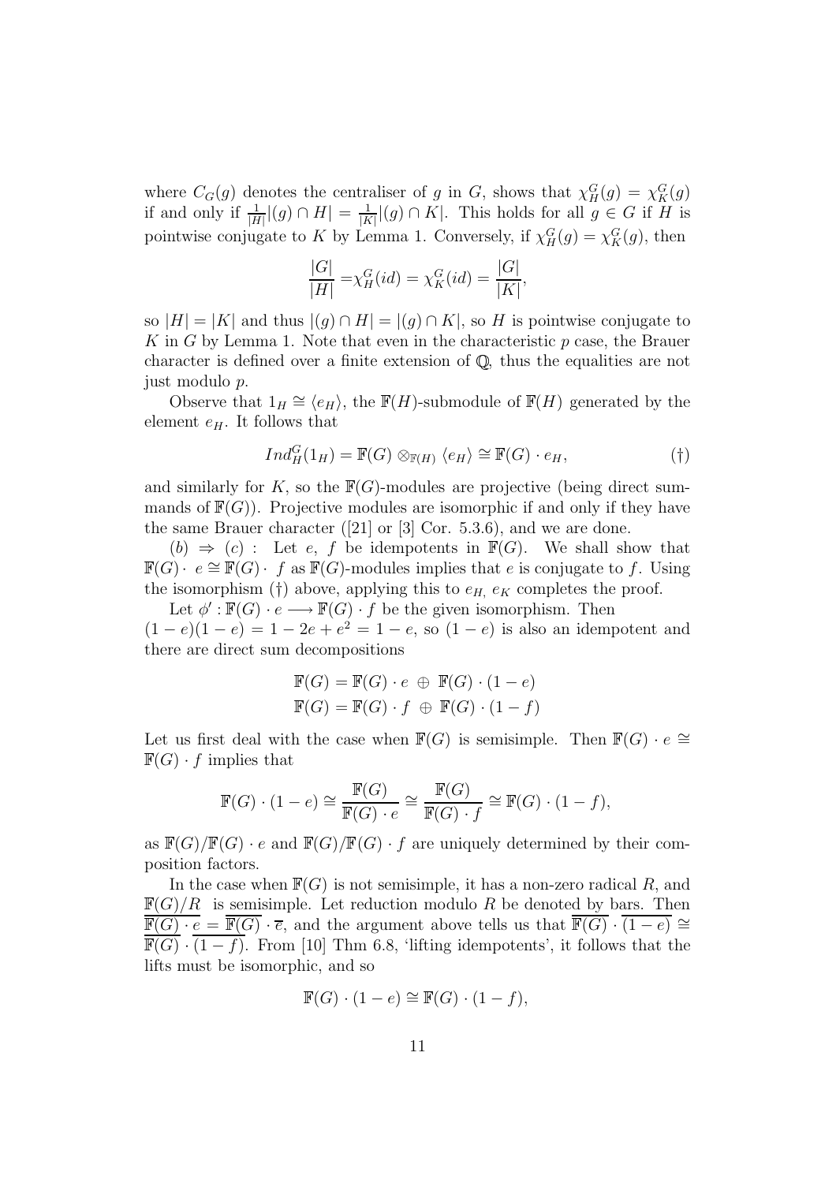where $C_G(g)$ denotes the centraliser of $g$ in $G$, shows that $\chi_H^G(g) = \chi_K^G(g)$ if and only if $\frac{1}{|H|}|(g) \cap H| = \frac{1}{|K|}|(g) \cap K|$. This holds for all $g \in G$ if $H$ is pointwise conjugate to $K$ by Lemma 1. Conversely, if $\chi_H^G(g) = \chi_K^G(g)$, then

$$\frac{|G|}{|H|} = \chi_H^G(id) = \chi_K^G(id) = \frac{|G|}{|K|},$$

so $|H| = |K|$ and thus $|(g) \cap H| = |(g) \cap K|$, so $H$ is pointwise conjugate to $K$ in $G$ by Lemma 1. Note that even in the characteristic $p$ case, the Brauer character is defined over a finite extension of $\mathbb{Q}$, thus the equalities are not just modulo $p$.

Observe that $1_H \cong \langle e_H \rangle$, the $\mathbb{F}(H)$-submodule of $\mathbb{F}(H)$ generated by the element $e_H$. It follows that

$$Ind_H^G(1_H) = \mathbb{F}(G) \otimes_{\mathbb{F}(H)} \langle e_H \rangle \cong \mathbb{F}(G) \cdot e_H, \tag{†}$$

and similarly for $K$, so the $\mathbb{F}(G)$-modules are projective (being direct summands of $\mathbb{F}(G)$). Projective modules are isomorphic if and only if they have the same Brauer character ([21] or [3] Cor. 5.3.6), and we are done.

$(b) \Rightarrow (c)$ : Let $e$, $f$ be idempotents in $\mathbb{F}(G)$. We shall show that $\mathbb{F}(G) \cdot e \cong \mathbb{F}(G) \cdot f$ as $\mathbb{F}(G)$-modules implies that $e$ is conjugate to $f$. Using the isomorphism (†) above, applying this to $e_H$, $e_K$ completes the proof.

Let $\phi' : \mathbb{F}(G) \cdot e \longrightarrow \mathbb{F}(G) \cdot f$ be the given isomorphism. Then $(1-e)(1-e) = 1 - 2e + e^2 = 1 - e$, so $(1-e)$ is also an idempotent and there are direct sum decompositions

$$\mathbb{F}(G) = \mathbb{F}(G) \cdot e \oplus \mathbb{F}(G) \cdot (1-e)$$
$$\mathbb{F}(G) = \mathbb{F}(G) \cdot f \oplus \mathbb{F}(G) \cdot (1-f)$$

Let us first deal with the case when $\mathbb{F}(G)$ is semisimple. Then $\mathbb{F}(G) \cdot e \cong \mathbb{F}(G) \cdot f$ implies that

$$\mathbb{F}(G) \cdot (1-e) \cong \frac{\mathbb{F}(G)}{\mathbb{F}(G) \cdot e} \cong \frac{\mathbb{F}(G)}{\mathbb{F}(G) \cdot f} \cong \mathbb{F}(G) \cdot (1-f),$$

as $\mathbb{F}(G)/\mathbb{F}(G) \cdot e$ and $\mathbb{F}(G)/\mathbb{F}(G) \cdot f$ are uniquely determined by their composition factors.

In the case when $\mathbb{F}(G)$ is not semisimple, it has a non-zero radical $R$, and $\mathbb{F}(G)/R$ is semisimple. Let reduction modulo $R$ be denoted by bars. Then $\overline{\mathbb{F}(G) \cdot e} = \overline{\mathbb{F}(G)} \cdot \overline{e}$, and the argument above tells us that $\overline{\mathbb{F}(G)} \cdot \overline{(1-e)} \cong \overline{\mathbb{F}(G)} \cdot \overline{(1-f)}$. From [10] Thm 6.8, 'lifting idempotents', it follows that the lifts must be isomorphic, and so

$$\mathbb{F}(G) \cdot (1-e) \cong \mathbb{F}(G) \cdot (1-f),$$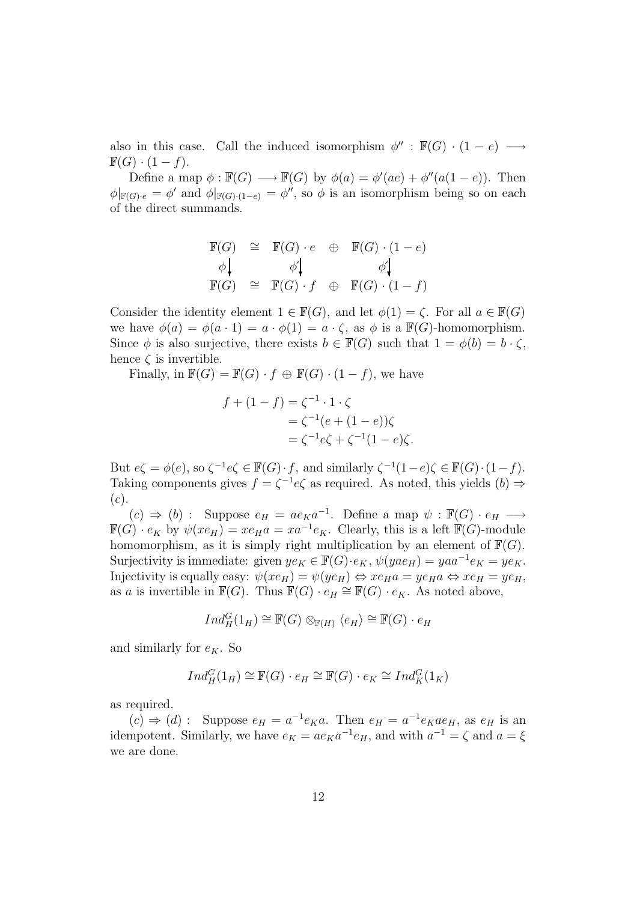also in this case. Call the induced isomorphism $\phi'' : \mathbb{F}(G) \cdot (1-e) \longrightarrow \mathbb{F}(G) \cdot (1-f)$.

Define a map $\phi : \mathbb{F}(G) \longrightarrow \mathbb{F}(G)$ by $\phi(a) = \phi'(ae) + \phi''(a(1-e))$. Then $\phi|_{\mathbb{F}(G)\cdot e} = \phi'$ and $\phi|_{\mathbb{F}(G)\cdot(1-e)} = \phi''$, so $\phi$ is an isomorphism being so on each of the direct summands.

$$
\begin{array}{ccccc}
\mathbb{F}(G) & \cong & \mathbb{F}(G) \cdot e & \oplus & \mathbb{F}(G) \cdot (1-e) \\
\phi \big\downarrow & & \phi' \big\downarrow & & \phi'' \big\downarrow \\
\mathbb{F}(G) & \cong & \mathbb{F}(G) \cdot f & \oplus & \mathbb{F}(G) \cdot (1-f)
\end{array}
$$

Consider the identity element $1 \in \mathbb{F}(G)$, and let $\phi(1) = \zeta$. For all $a \in \mathbb{F}(G)$ we have $\phi(a) = \phi(a \cdot 1) = a \cdot \phi(1) = a \cdot \zeta$, as $\phi$ is a $\mathbb{F}(G)$-homomorphism. Since $\phi$ is also surjective, there exists $b \in \mathbb{F}(G)$ such that $1 = \phi(b) = b \cdot \zeta$, hence $\zeta$ is invertible.

Finally, in $\mathbb{F}(G) = \mathbb{F}(G) \cdot f \oplus \mathbb{F}(G) \cdot (1-f)$, we have

$$
\begin{aligned}
f + (1-f) &= \zeta^{-1} \cdot 1 \cdot \zeta \\
&= \zeta^{-1}(e + (1-e))\zeta \\
&= \zeta^{-1} e \zeta + \zeta^{-1}(1-e)\zeta.
\end{aligned}
$$

But $e\zeta = \phi(e)$, so $\zeta^{-1}e\zeta \in \mathbb{F}(G)\cdot f$, and similarly $\zeta^{-1}(1-e)\zeta \in \mathbb{F}(G)\cdot(1-f)$. Taking components gives $f = \zeta^{-1}e\zeta$ as required. As noted, this yields $(b) \Rightarrow (c)$.

$(c) \Rightarrow (b)$ : Suppose $e_H = ae_Ka^{-1}$. Define a map $\psi : \mathbb{F}(G) \cdot e_H \longrightarrow \mathbb{F}(G) \cdot e_K$ by $\psi(xe_H) = xe_Ha = xa^{-1}e_K$. Clearly, this is a left $\mathbb{F}(G)$-module homomorphism, as it is simply right multiplication by an element of $\mathbb{F}(G)$. Surjectivity is immediate: given $ye_K \in \mathbb{F}(G)\cdot e_K$, $\psi(yae_H) = yaa^{-1}e_K = ye_K$. Injectivity is equally easy: $\psi(xe_H) = \psi(ye_H) \Leftrightarrow xe_Ha = ye_Ha \Leftrightarrow xe_H = ye_H$, as $a$ is invertible in $\mathbb{F}(G)$. Thus $\mathbb{F}(G) \cdot e_H \cong \mathbb{F}(G) \cdot e_K$. As noted above,

$$
Ind_H^G(1_H) \cong \mathbb{F}(G) \otimes_{\mathbb{F}(H)} \langle e_H \rangle \cong \mathbb{F}(G) \cdot e_H
$$

and similarly for $e_K$. So

$$
Ind_H^G(1_H) \cong \mathbb{F}(G) \cdot e_H \cong \mathbb{F}(G) \cdot e_K \cong Ind_K^G(1_K)
$$

as required.

$(c) \Rightarrow (d)$ : Suppose $e_H = a^{-1}e_Ka$. Then $e_H = a^{-1}e_Kae_H$, as $e_H$ is an idempotent. Similarly, we have $e_K = ae_Ka^{-1}e_H$, and with $a^{-1} = \zeta$ and $a = \xi$ we are done.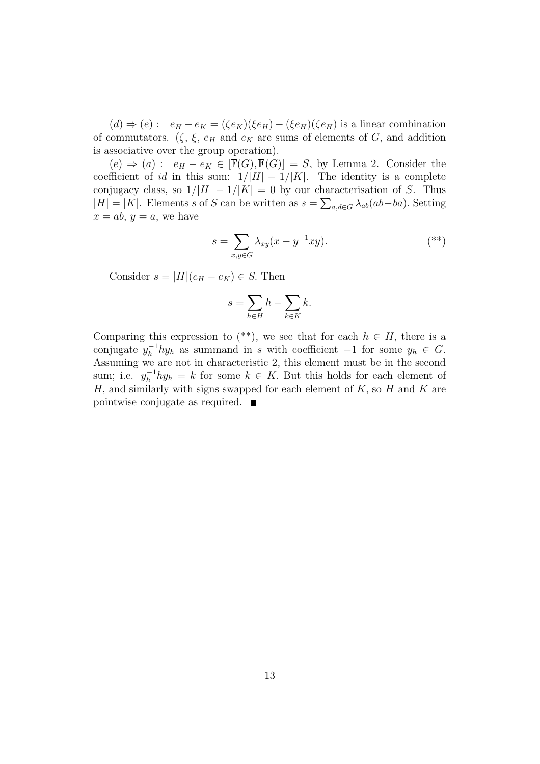$(d) \Rightarrow (e)$ : $e_H - e_K = (\zeta e_K)(\xi e_H) - (\xi e_H)(\zeta e_H)$ is a linear combination of commutators. ($\zeta$, $\xi$, $e_H$ and $e_K$ are sums of elements of $G$, and addition is associative over the group operation).

$(e) \Rightarrow (a)$ : $e_H - e_K \in [\mathbb{F}(G), \mathbb{F}(G)] = S$, by Lemma 2. Consider the coefficient of $id$ in this sum: $1/|H| - 1/|K|$. The identity is a complete conjugacy class, so $1/|H| - 1/|K| = 0$ by our characterisation of $S$. Thus $|H| = |K|$. Elements $s$ of $S$ can be written as $s = \sum_{a,d \in G} \lambda_{ab}(ab - ba)$. Setting $x = ab$, $y = a$, we have

$$s = \sum_{x,y \in G} \lambda_{xy}(x - y^{-1}xy). \qquad (**)$$

Consider $s = |H|(e_H - e_K) \in S$. Then

$$s = \sum_{h \in H} h - \sum_{k \in K} k.$$

Comparing this expression to (**), we see that for each $h \in H$, there is a conjugate $y_h^{-1}hy_h$ as summand in $s$ with coefficient $-1$ for some $y_h \in G$. Assuming we are not in characteristic 2, this element must be in the second sum; i.e. $y_h^{-1}hy_h = k$ for some $k \in K$. But this holds for each element of $H$, and similarly with signs swapped for each element of $K$, so $H$ and $K$ are pointwise conjugate as required. ∎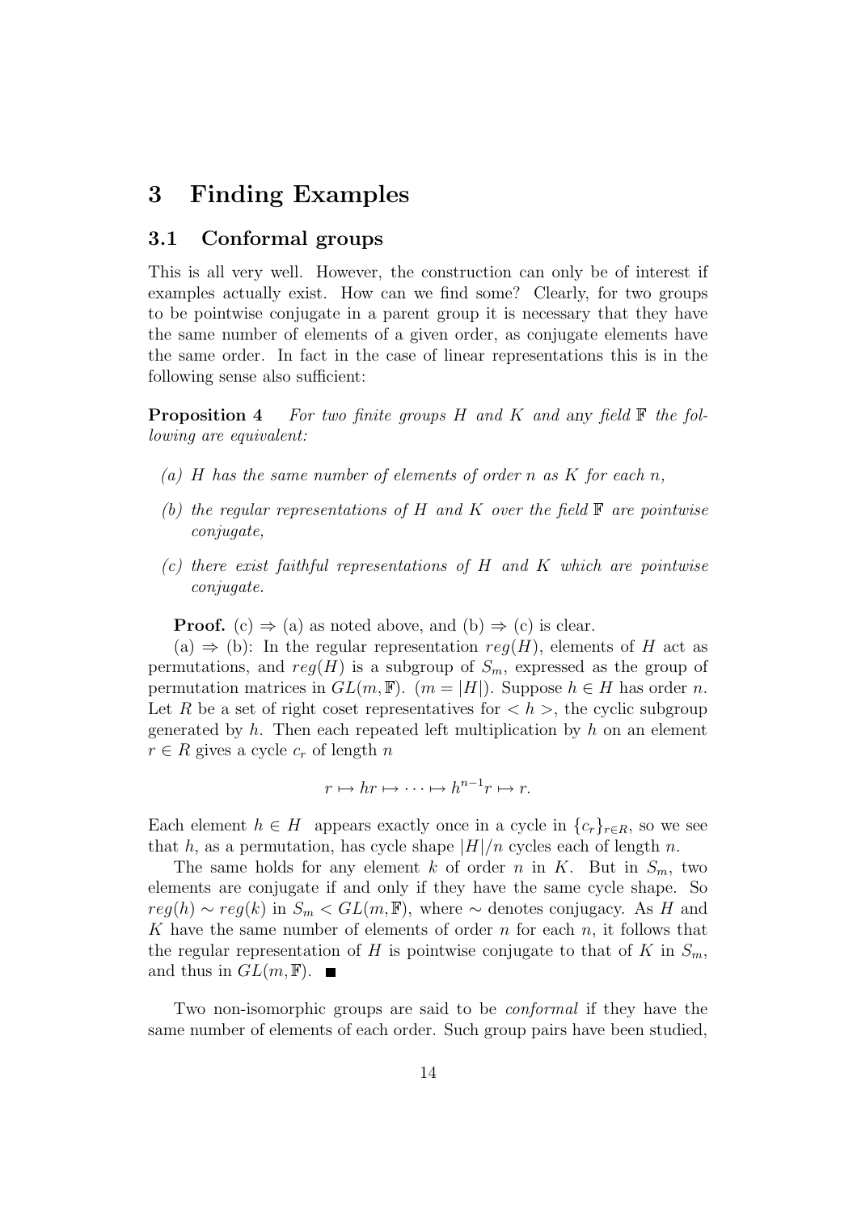# 3 Finding Examples

## 3.1 Conformal groups

This is all very well. However, the construction can only be of interest if examples actually exist. How can we find some? Clearly, for two groups to be pointwise conjugate in a parent group it is necessary that they have the same number of elements of a given order, as conjugate elements have the same order. In fact in the case of linear representations this is in the following sense also sufficient:

**Proposition 4** *For two finite groups $H$ and $K$ and* any *field $\mathbb{F}$ the following are equivalent:*

*(a) $H$ has the same number of elements of order $n$ as $K$ for each $n$,*

*(b) the regular representations of $H$ and $K$ over the field $\mathbb{F}$ are pointwise conjugate,*

*(c) there exist faithful representations of $H$ and $K$ which are pointwise conjugate.*

**Proof.** (c) $\Rightarrow$ (a) as noted above, and (b) $\Rightarrow$ (c) is clear.

(a) $\Rightarrow$ (b): In the regular representation $reg(H)$, elements of $H$ act as permutations, and $reg(H)$ is a subgroup of $S_m$, expressed as the group of permutation matrices in $GL(m, \mathbb{F})$. ($m = |H|$). Suppose $h \in H$ has order $n$. Let $R$ be a set of right coset representatives for $< h >$, the cyclic subgroup generated by $h$. Then each repeated left multiplication by $h$ on an element $r \in R$ gives a cycle $c_r$ of length $n$

$$r \mapsto hr \mapsto \cdots \mapsto h^{n-1}r \mapsto r.$$

Each element $h \in H$ appears exactly once in a cycle in $\{c_r\}_{r \in R}$, so we see that $h$, as a permutation, has cycle shape $|H|/n$ cycles each of length $n$.

The same holds for any element $k$ of order $n$ in $K$. But in $S_m$, two elements are conjugate if and only if they have the same cycle shape. So $reg(h) \sim reg(k)$ in $S_m < GL(m, \mathbb{F})$, where $\sim$ denotes conjugacy. As $H$ and $K$ have the same number of elements of order $n$ for each $n$, it follows that the regular representation of $H$ is pointwise conjugate to that of $K$ in $S_m$, and thus in $GL(m, \mathbb{F})$. ■

Two non-isomorphic groups are said to be *conformal* if they have the same number of elements of each order. Such group pairs have been studied,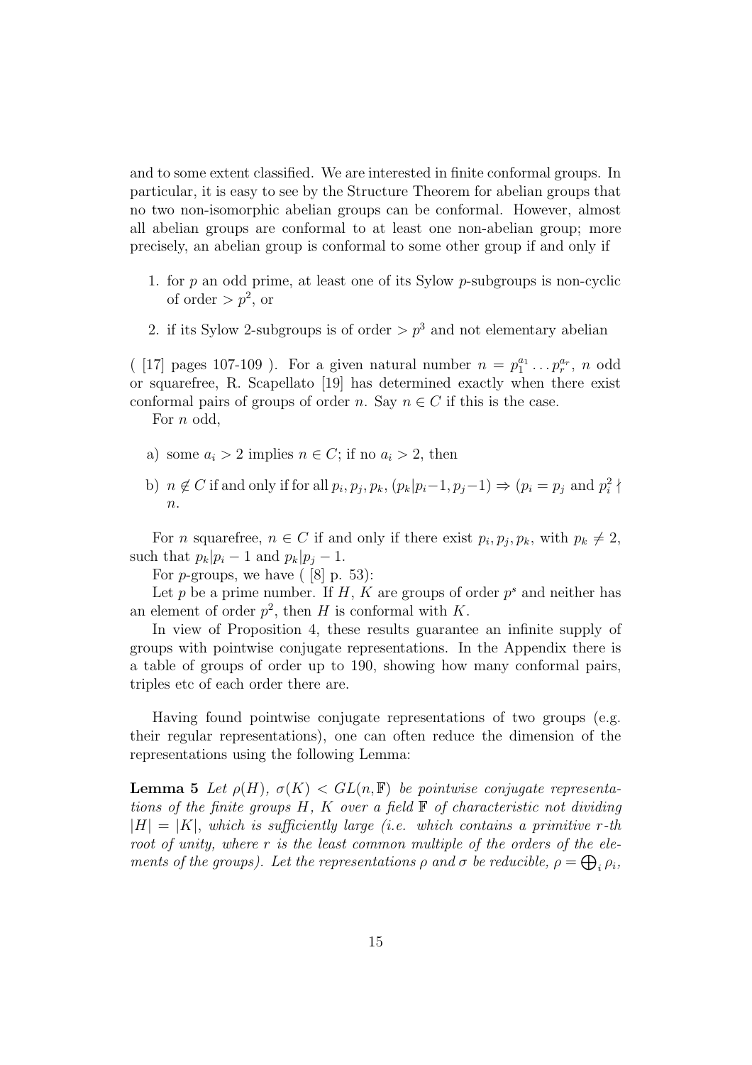and to some extent classified. We are interested in finite conformal groups. In particular, it is easy to see by the Structure Theorem for abelian groups that no two non-isomorphic abelian groups can be conformal. However, almost all abelian groups are conformal to at least one non-abelian group; more precisely, an abelian group is conformal to some other group if and only if

1. for $p$ an odd prime, at least one of its Sylow $p$-subgroups is non-cyclic of order $> p^2$, or
2. if its Sylow 2-subgroups is of order $> p^3$ and not elementary abelian

( [17] pages 107-109 ). For a given natural number $n = p_1^{a_1} \dots p_r^{a_r}$, $n$ odd or squarefree, R. Scapellato [19] has determined exactly when there exist conformal pairs of groups of order $n$. Say $n \in C$ if this is the case.

For $n$ odd,

a) some $a_i > 2$ implies $n \in C$; if no $a_i > 2$, then

b) $n \notin C$ if and only if for all $p_i, p_j, p_k$, $(p_k | p_i - 1, p_j - 1) \Rightarrow (p_i = p_j$ and $p_i^2 \nmid n$.

For $n$ squarefree, $n \in C$ if and only if there exist $p_i, p_j, p_k$, with $p_k \neq 2$, such that $p_k | p_i - 1$ and $p_k | p_j - 1$.

For $p$-groups, we have ( [8] p. 53):

Let $p$ be a prime number. If $H$, $K$ are groups of order $p^s$ and neither has an element of order $p^2$, then $H$ is conformal with $K$.

In view of Proposition 4, these results guarantee an infinite supply of groups with pointwise conjugate representations. In the Appendix there is a table of groups of order up to 190, showing how many conformal pairs, triples etc of each order there are.

Having found pointwise conjugate representations of two groups (e.g. their regular representations), one can often reduce the dimension of the representations using the following Lemma:

**Lemma 5** *Let $\rho(H)$, $\sigma(K) < GL(n, \mathbb{F})$ be pointwise conjugate representations of the finite groups $H$, $K$ over a field $\mathbb{F}$ of characteristic not dividing $|H| = |K|$, which is sufficiently large (i.e. which contains a primitive $r$-th root of unity, where $r$ is the least common multiple of the orders of the elements of the groups). Let the representations $\rho$ and $\sigma$ be reducible, $\rho = \bigoplus_i \rho_i$,*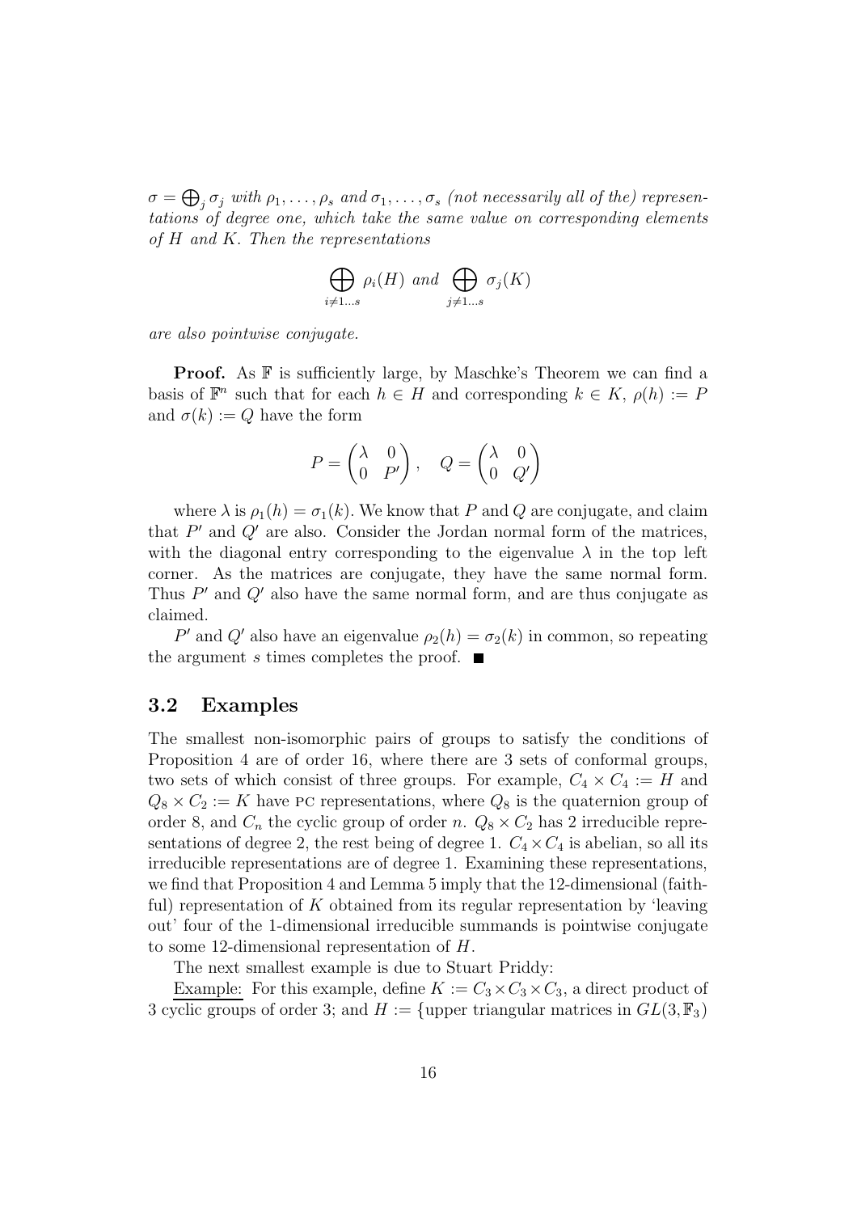*$\sigma = \bigoplus_j \sigma_j$ with $\rho_1, \ldots, \rho_s$ and $\sigma_1, \ldots, \sigma_s$ (not necessarily all of the) representations of degree one, which take the same value on corresponding elements of $H$ and $K$. Then the representations*

$$\bigoplus_{i \neq 1 \ldots s} \rho_i(H) \text{ and } \bigoplus_{j \neq 1 \ldots s} \sigma_j(K)$$

*are also pointwise conjugate.*

**Proof.** As $\mathbb{F}$ is sufficiently large, by Maschke's Theorem we can find a basis of $\mathbb{F}^n$ such that for each $h \in H$ and corresponding $k \in K$, $\rho(h) := P$ and $\sigma(k) := Q$ have the form

$$P = \begin{pmatrix} \lambda & 0 \\ 0 & P' \end{pmatrix}, \quad Q = \begin{pmatrix} \lambda & 0 \\ 0 & Q' \end{pmatrix}$$

where $\lambda$ is $\rho_1(h) = \sigma_1(k)$. We know that $P$ and $Q$ are conjugate, and claim that $P'$ and $Q'$ are also. Consider the Jordan normal form of the matrices, with the diagonal entry corresponding to the eigenvalue $\lambda$ in the top left corner. As the matrices are conjugate, they have the same normal form. Thus $P'$ and $Q'$ also have the same normal form, and are thus conjugate as claimed.

$P'$ and $Q'$ also have an eigenvalue $\rho_2(h) = \sigma_2(k)$ in common, so repeating the argument $s$ times completes the proof. ■

### 3.2 Examples

The smallest non-isomorphic pairs of groups to satisfy the conditions of Proposition 4 are of order 16, where there are 3 sets of conformal groups, two sets of which consist of three groups. For example, $C_4 \times C_4 := H$ and $Q_8 \times C_2 := K$ have PC representations, where $Q_8$ is the quaternion group of order 8, and $C_n$ the cyclic group of order $n$. $Q_8 \times C_2$ has 2 irreducible representations of degree 2, the rest being of degree 1. $C_4 \times C_4$ is abelian, so all its irreducible representations are of degree 1. Examining these representations, we find that Proposition 4 and Lemma 5 imply that the 12-dimensional (faithful) representation of $K$ obtained from its regular representation by 'leaving out' four of the 1-dimensional irreducible summands is pointwise conjugate to some 12-dimensional representation of $H$.

The next smallest example is due to Stuart Priddy:

Example: For this example, define $K := C_3 \times C_3 \times C_3$, a direct product of 3 cyclic groups of order 3; and $H :=$ {upper triangular matrices in $GL(3, \mathbb{F}_3)$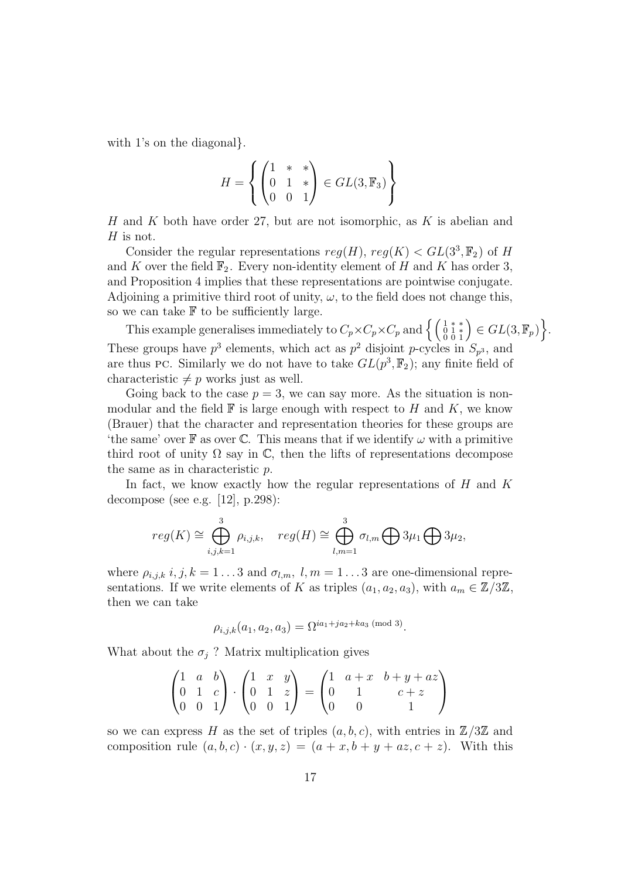with 1's on the diagonal}.

$$H = \left\{ \begin{pmatrix} 1 & * & * \\ 0 & 1 & * \\ 0 & 0 & 1 \end{pmatrix} \in GL(3, \mathbb{F}_3) \right\}$$

$H$ and $K$ both have order 27, but are not isomorphic, as $K$ is abelian and $H$ is not.

Consider the regular representations $reg(H)$, $reg(K) < GL(3^3, \mathbb{F}_2)$ of $H$ and $K$ over the field $\mathbb{F}_2$. Every non-identity element of $H$ and $K$ has order 3, and Proposition 4 implies that these representations are pointwise conjugate. Adjoining a primitive third root of unity, $\omega$, to the field does not change this, so we can take $\mathbb{F}$ to be sufficiently large.

This example generalises immediately to $C_p \times C_p \times C_p$ and $\left\{ \left( \begin{smallmatrix} 1 & * & * \\ 0 & 1 & * \\ 0 & 0 & 1 \end{smallmatrix} \right) \in GL(3, \mathbb{F}_p) \right\}$. These groups have $p^3$ elements, which act as $p^2$ disjoint $p$-cycles in $S_{p^3}$, and are thus PC. Similarly we do not have to take $GL(p^3, \mathbb{F}_2)$; any finite field of characteristic $\neq p$ works just as well.

Going back to the case $p = 3$, we can say more. As the situation is non-modular and the field $\mathbb{F}$ is large enough with respect to $H$ and $K$, we know (Brauer) that the character and representation theories for these groups are 'the same' over $\mathbb{F}$ as over $\mathbb{C}$. This means that if we identify $\omega$ with a primitive third root of unity $\Omega$ say in $\mathbb{C}$, then the lifts of representations decompose the same as in characteristic $p$.

In fact, we know exactly how the regular representations of $H$ and $K$ decompose (see e.g. [12], p.298):

$$reg(K) \cong \bigoplus_{i,j,k=1}^{3} \rho_{i,j,k}, \quad reg(H) \cong \bigoplus_{l,m=1}^{3} \sigma_{l,m} \bigoplus 3\mu_1 \bigoplus 3\mu_2,$$

where $\rho_{i,j,k}$ $i, j, k = 1 \ldots 3$ and $\sigma_{l,m}$, $l, m = 1 \ldots 3$ are one-dimensional representations. If we write elements of $K$ as triples $(a_1, a_2, a_3)$, with $a_m \in \mathbb{Z}/3\mathbb{Z}$, then we can take

$$\rho_{i,j,k}(a_1, a_2, a_3) = \Omega^{ia_1 + ja_2 + ka_3 \pmod 3}.$$

What about the $\sigma_j$ ? Matrix multiplication gives

$$\begin{pmatrix} 1 & a & b \\ 0 & 1 & c \\ 0 & 0 & 1 \end{pmatrix} \cdot \begin{pmatrix} 1 & x & y \\ 0 & 1 & z \\ 0 & 0 & 1 \end{pmatrix} = \begin{pmatrix} 1 & a+x & b+y+az \\ 0 & 1 & c+z \\ 0 & 0 & 1 \end{pmatrix}$$

so we can express $H$ as the set of triples $(a, b, c)$, with entries in $\mathbb{Z}/3\mathbb{Z}$ and composition rule $(a, b, c) \cdot (x, y, z) = (a + x, b + y + az, c + z)$. With this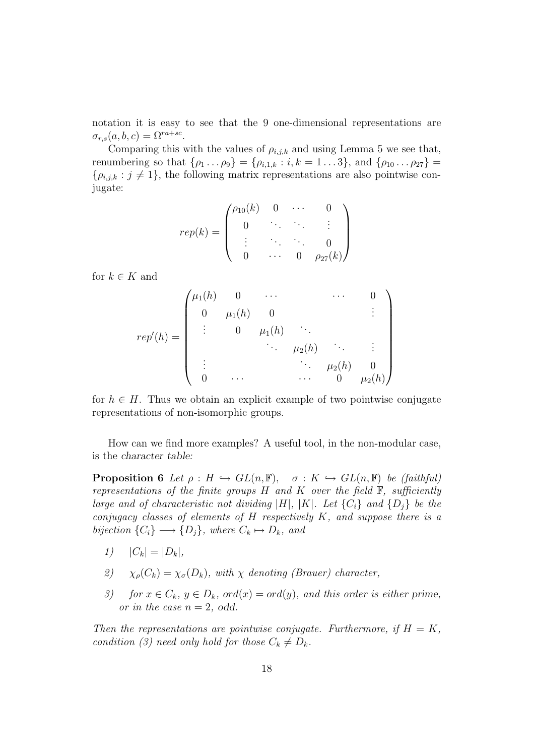notation it is easy to see that the 9 one-dimensional representations are $\sigma_{r,s}(a,b,c) = \Omega^{ra+sc}$.

Comparing this with the values of $\rho_{i,j,k}$ and using Lemma 5 we see that, renumbering so that $\{\rho_1 \dots \rho_9\} = \{\rho_{i,1,k} : i,k = 1 \dots 3\}$, and $\{\rho_{10} \dots \rho_{27}\} = \{\rho_{i,j,k} : j \neq 1\}$, the following matrix representations are also pointwise conjugate:

$$rep(k) = \begin{pmatrix} \rho_{10}(k) & 0 & \cdots & 0 \\ 0 & \ddots & \ddots & \vdots \\ \vdots & \ddots & \ddots & 0 \\ 0 & \cdots & 0 & \rho_{27}(k) \end{pmatrix}$$

for $k \in K$ and

$$rep'(h) = \begin{pmatrix} \mu_1(h) & 0 & \cdots & & \cdots & 0 \\ 0 & \mu_1(h) & 0 & & & \vdots \\ \vdots & 0 & \mu_1(h) & \ddots & & \\ & & \ddots & \mu_2(h) & \ddots & \vdots \\ \vdots & & & \ddots & \mu_2(h) & 0 \\ 0 & \cdots & & \cdots & 0 & \mu_2(h) \end{pmatrix}$$

for $h \in H$. Thus we obtain an explicit example of two pointwise conjugate representations of non-isomorphic groups.

How can we find more examples? A useful tool, in the non-modular case, is the *character table:*

**Proposition 6** *Let $\rho : H \hookrightarrow GL(n, \mathbb{F})$, $\sigma : K \hookrightarrow GL(n, \mathbb{F})$ be (faithful) representations of the finite groups $H$ and $K$ over the field $\mathbb{F}$, sufficiently large and of characteristic not dividing $|H|$, $|K|$. Let $\{C_i\}$ and $\{D_j\}$ be the conjugacy classes of elements of $H$ respectively $K$, and suppose there is a bijection $\{C_i\} \longrightarrow \{D_j\}$, where $C_k \mapsto D_k$, and*

1) $|C_k| = |D_k|$,

2) *$\chi_\rho(C_k) = \chi_\sigma(D_k)$, with $\chi$ denoting (Brauer) character,*

3) *for $x \in C_k$, $y \in D_k$, $ord(x) = ord(y)$, and this order is either* prime*, or in the case $n = 2$, odd.*

*Then the representations are pointwise conjugate. Furthermore, if $H = K$, condition (3) need only hold for those $C_k \neq D_k$.*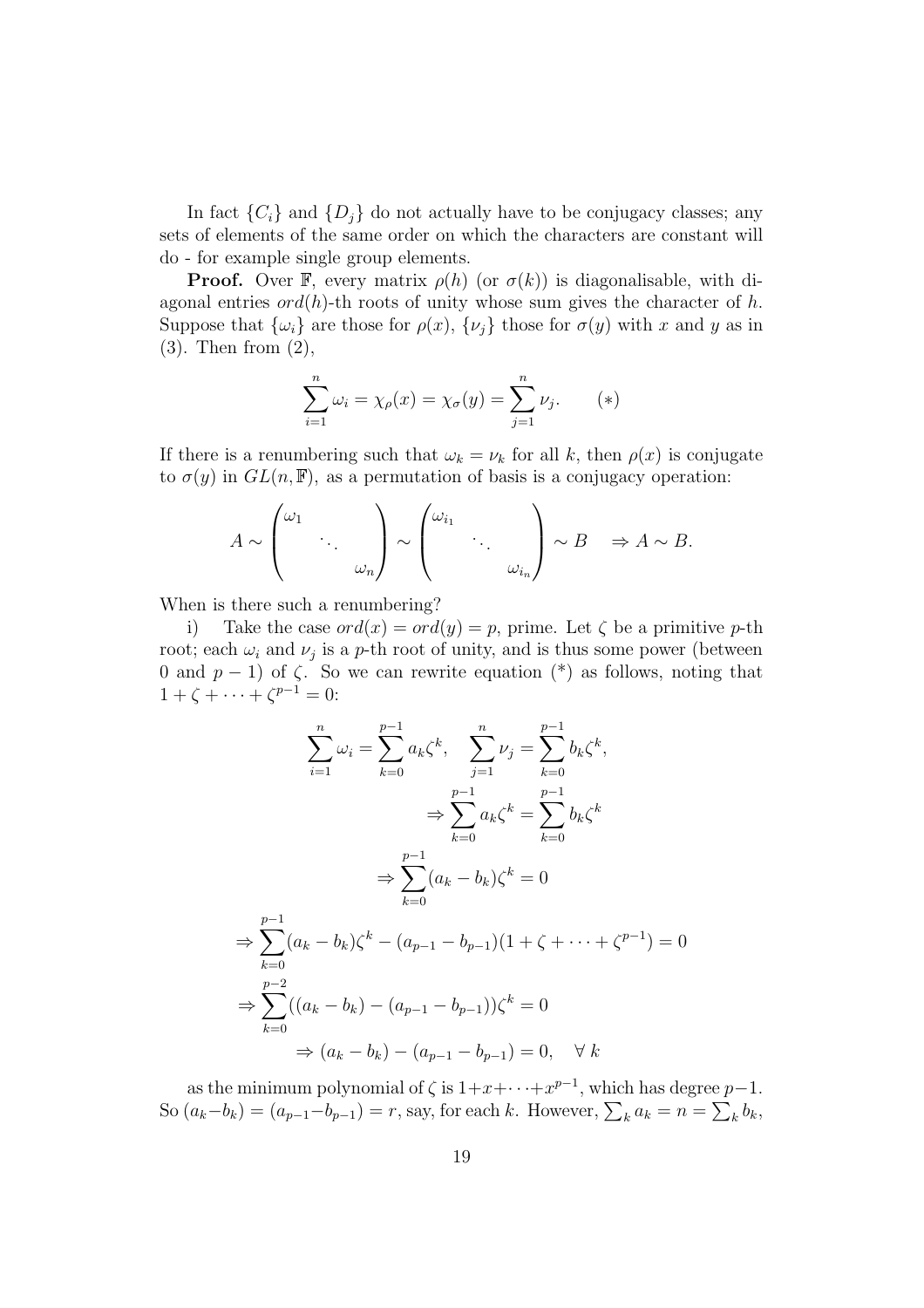In fact $\{C_i\}$ and $\{D_j\}$ do not actually have to be conjugacy classes; any sets of elements of the same order on which the characters are constant will do - for example single group elements.

**Proof.** Over $\mathbb{F}$, every matrix $\rho(h)$ (or $\sigma(k)$) is diagonalisable, with diagonal entries $ord(h)$-th roots of unity whose sum gives the character of $h$. Suppose that $\{\omega_i\}$ are those for $\rho(x)$, $\{\nu_j\}$ those for $\sigma(y)$ with $x$ and $y$ as in (3). Then from (2),

$$\sum_{i=1}^{n} \omega_i = \chi_\rho(x) = \chi_\sigma(y) = \sum_{j=1}^{n} \nu_j. \qquad (*)$$

If there is a renumbering such that $\omega_k = \nu_k$ for all $k$, then $\rho(x)$ is conjugate to $\sigma(y)$ in $GL(n, \mathbb{F})$, as a permutation of basis is a conjugacy operation:

$$A \sim \begin{pmatrix} \omega_1 & & \\ & \ddots & \\ & & \omega_n \end{pmatrix} \sim \begin{pmatrix} \omega_{i_1} & & \\ & \ddots & \\ & & \omega_{i_n} \end{pmatrix} \sim B \quad \Rightarrow A \sim B.$$

When is there such a renumbering?

i) Take the case $ord(x) = ord(y) = p$, prime. Let $\zeta$ be a primitive $p$-th root; each $\omega_i$ and $\nu_j$ is a $p$-th root of unity, and is thus some power (between 0 and $p-1$) of $\zeta$. So we can rewrite equation (\*) as follows, noting that $1 + \zeta + \cdots + \zeta^{p-1} = 0$:

$$\sum_{i=1}^{n} \omega_i = \sum_{k=0}^{p-1} a_k \zeta^k, \quad \sum_{j=1}^{n} \nu_j = \sum_{k=0}^{p-1} b_k \zeta^k,$$

$$\Rightarrow \sum_{k=0}^{p-1} a_k \zeta^k = \sum_{k=0}^{p-1} b_k \zeta^k$$

$$\Rightarrow \sum_{k=0}^{p-1} (a_k - b_k) \zeta^k = 0$$

$$\Rightarrow \sum_{k=0}^{p-1} (a_k - b_k) \zeta^k - (a_{p-1} - b_{p-1})(1 + \zeta + \cdots + \zeta^{p-1}) = 0$$

$$\Rightarrow \sum_{k=0}^{p-2} ((a_k - b_k) - (a_{p-1} - b_{p-1})) \zeta^k = 0$$

$$\Rightarrow (a_k - b_k) - (a_{p-1} - b_{p-1}) = 0, \quad \forall\ k$$

as the minimum polynomial of $\zeta$ is $1 + x + \cdots + x^{p-1}$, which has degree $p-1$. So $(a_k - b_k) = (a_{p-1} - b_{p-1}) = r$, say, for each $k$. However, $\sum_k a_k = n = \sum_k b_k$,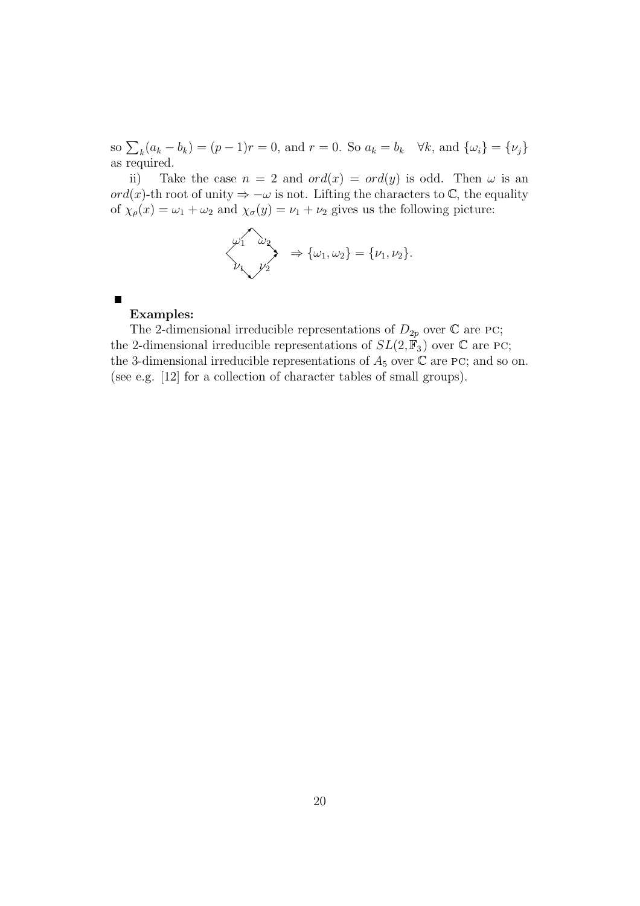so $\sum_k (a_k - b_k) = (p-1)r = 0$, and $r = 0$. So $a_k = b_k \quad \forall k$, and $\{\omega_i\} = \{\nu_j\}$ as required.

ii) Take the case $n = 2$ and $ord(x) = ord(y)$ is odd. Then $\omega$ is an $ord(x)$-th root of unity $\Rightarrow -\omega$ is not. Lifting the characters to $\mathbb{C}$, the equality of $\chi_\rho(x) = \omega_1 + \omega_2$ and $\chi_\sigma(y) = \nu_1 + \nu_2$ gives us the following picture:

$$\omega_1 \; \omega_2 \; \nu_1 \; \nu_2 \quad \Rightarrow \{\omega_1, \omega_2\} = \{\nu_1, \nu_2\}.$$

■

**Examples:**

The 2-dimensional irreducible representations of $D_{2p}$ over $\mathbb{C}$ are PC; the 2-dimensional irreducible representations of $SL(2, \mathbb{F}_3)$ over $\mathbb{C}$ are PC; the 3-dimensional irreducible representations of $A_5$ over $\mathbb{C}$ are PC; and so on. (see e.g. [12] for a collection of character tables of small groups).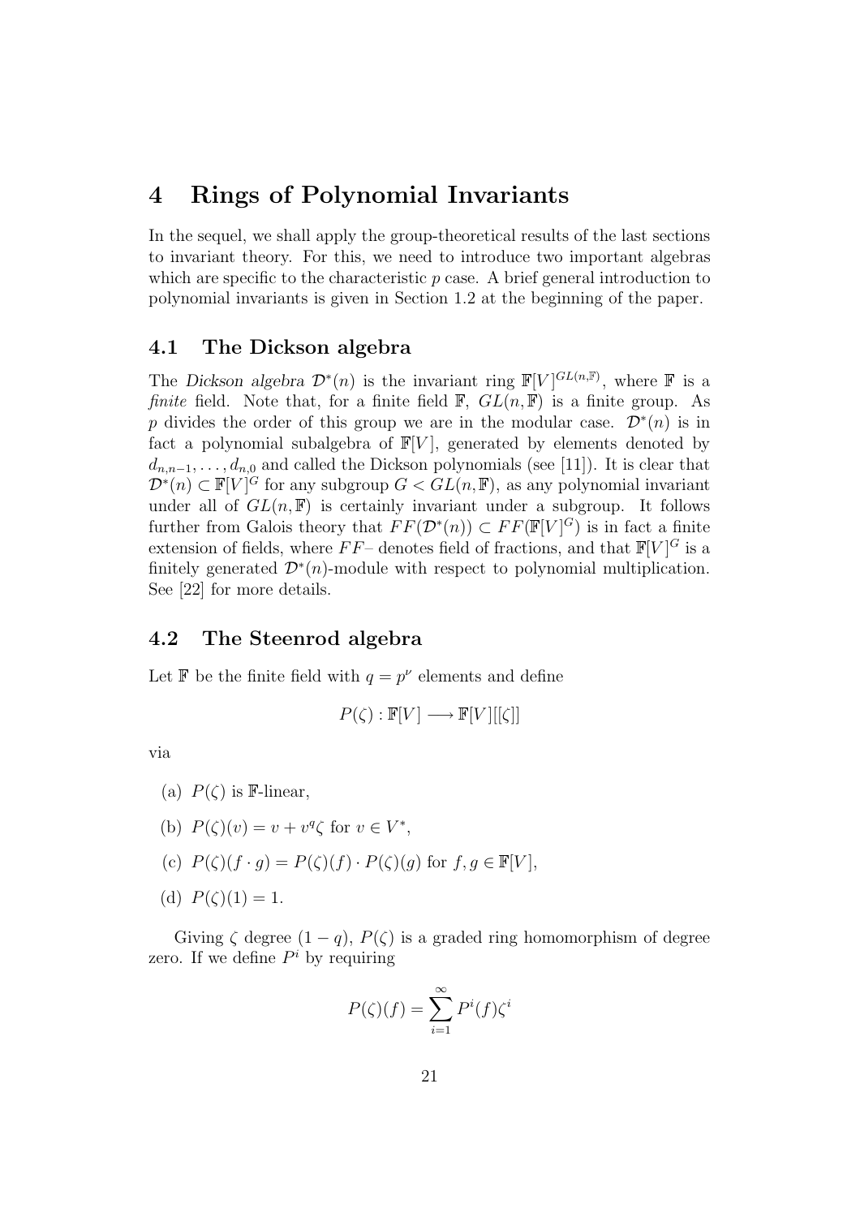# 4 Rings of Polynomial Invariants

In the sequel, we shall apply the group-theoretical results of the last sections to invariant theory. For this, we need to introduce two important algebras which are specific to the characteristic $p$ case. A brief general introduction to polynomial invariants is given in Section 1.2 at the beginning of the paper.

## 4.1 The Dickson algebra

The *Dickson algebra* $\mathcal{D}^*(n)$ is the invariant ring $\mathbb{F}[V]^{GL(n,\mathbb{F})}$, where $\mathbb{F}$ is a *finite* field. Note that, for a finite field $\mathbb{F}$, $GL(n, \mathbb{F})$ is a finite group. As $p$ divides the order of this group we are in the modular case. $\mathcal{D}^*(n)$ is in fact a polynomial subalgebra of $\mathbb{F}[V]$, generated by elements denoted by $d_{n,n-1}, \ldots, d_{n,0}$ and called the Dickson polynomials (see [11]). It is clear that $\mathcal{D}^*(n) \subset \mathbb{F}[V]^G$ for any subgroup $G < GL(n, \mathbb{F})$, as any polynomial invariant under all of $GL(n, \mathbb{F})$ is certainly invariant under a subgroup. It follows further from Galois theory that $FF(\mathcal{D}^*(n)) \subset FF(\mathbb{F}[V]^G)$ is in fact a finite extension of fields, where $FF$– denotes field of fractions, and that $\mathbb{F}[V]^G$ is a finitely generated $\mathcal{D}^*(n)$-module with respect to polynomial multiplication. See [22] for more details.

## 4.2 The Steenrod algebra

Let $\mathbb{F}$ be the finite field with $q = p^\nu$ elements and define

$$P(\zeta) : \mathbb{F}[V] \longrightarrow \mathbb{F}[V][[\zeta]]$$

via

(a) $P(\zeta)$ is $\mathbb{F}$-linear,

(b) $P(\zeta)(v) = v + v^q\zeta$ for $v \in V^*$,

(c) $P(\zeta)(f \cdot g) = P(\zeta)(f) \cdot P(\zeta)(g)$ for $f, g \in \mathbb{F}[V]$,

(d) $P(\zeta)(1) = 1$.

Giving $\zeta$ degree $(1 - q)$, $P(\zeta)$ is a graded ring homomorphism of degree zero. If we define $P^i$ by requiring

$$P(\zeta)(f) = \sum_{i=1}^{\infty} P^i(f)\zeta^i$$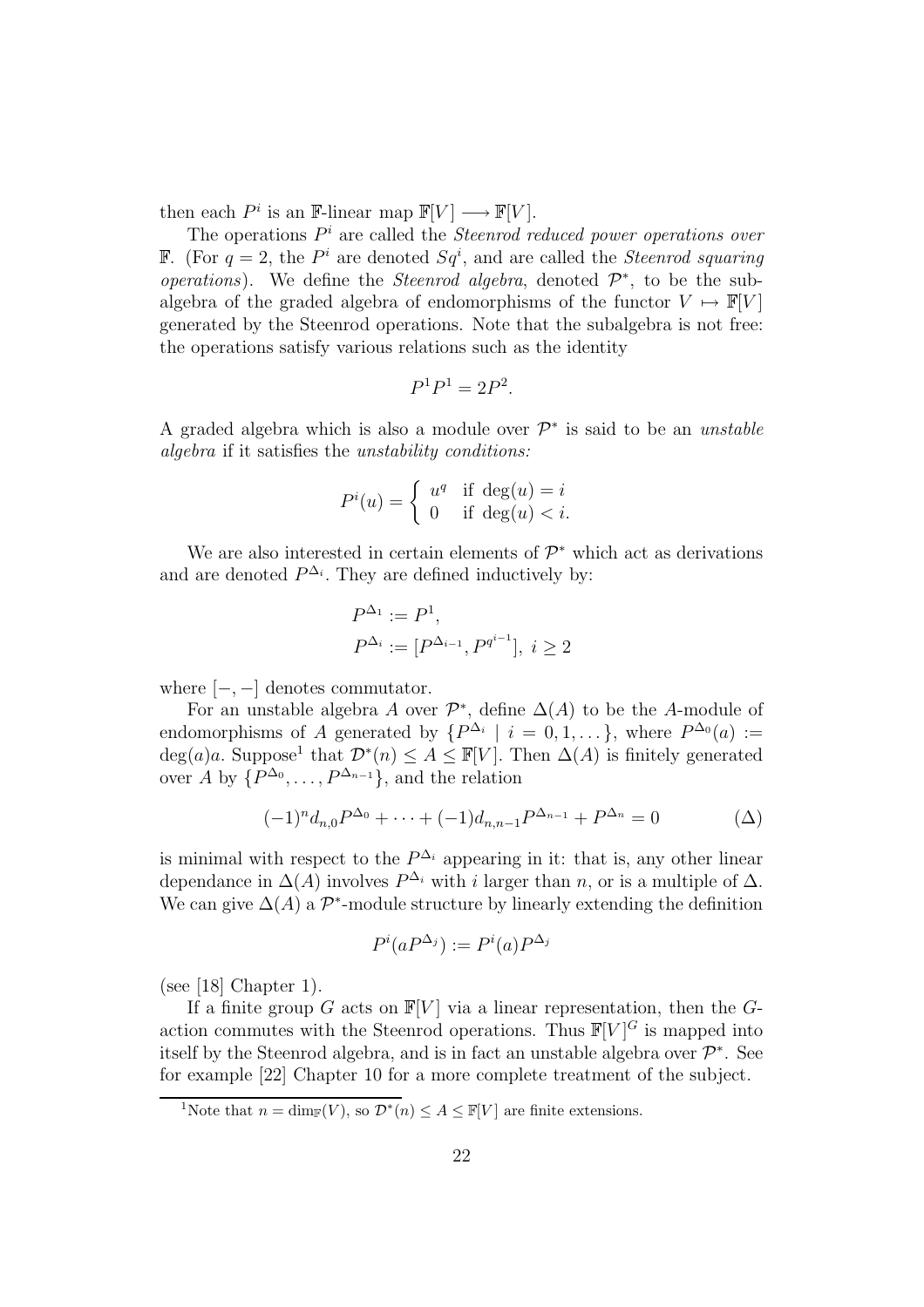then each $P^i$ is an $\mathbb{F}$-linear map $\mathbb{F}[V] \longrightarrow \mathbb{F}[V]$.

The operations $P^i$ are called the *Steenrod reduced power operations over* $\mathbb{F}$. (For $q = 2$, the $P^i$ are denoted $Sq^i$, and are called the *Steenrod squaring operations*). We define the *Steenrod algebra*, denoted $\mathcal{P}^*$, to be the subalgebra of the graded algebra of endomorphisms of the functor $V \mapsto \mathbb{F}[V]$ generated by the Steenrod operations. Note that the subalgebra is not free: the operations satisfy various relations such as the identity

$$P^1 P^1 = 2P^2.$$

A graded algebra which is also a module over $\mathcal{P}^*$ is said to be an *unstable algebra* if it satisfies the *unstability conditions:*

$$P^i(u) = \begin{cases} u^q & \text{if } \deg(u) = i \\ 0 & \text{if } \deg(u) < i. \end{cases}$$

We are also interested in certain elements of $\mathcal{P}^*$ which act as derivations and are denoted $P^{\Delta_i}$. They are defined inductively by:

$$\begin{aligned} &P^{\Delta_1} := P^1, \\ &P^{\Delta_i} := [P^{\Delta_{i-1}}, P^{q^{i-1}}],\ i \geq 2 \end{aligned}$$

where $[-,-]$ denotes commutator.

For an unstable algebra $A$ over $\mathcal{P}^*$, define $\Delta(A)$ to be the $A$-module of endomorphisms of $A$ generated by $\{P^{\Delta_i} \mid i = 0, 1, \dots\}$, where $P^{\Delta_0}(a) := \deg(a)a$. Suppose[1] that $\mathcal{D}^*(n) \leq A \leq \mathbb{F}[V]$. Then $\Delta(A)$ is finitely generated over $A$ by $\{P^{\Delta_0}, \dots, P^{\Delta_{n-1}}\}$, and the relation

$$(-1)^n d_{n,0} P^{\Delta_0} + \cdots + (-1) d_{n,n-1} P^{\Delta_{n-1}} + P^{\Delta_n} = 0 \qquad (\Delta)$$

is minimal with respect to the $P^{\Delta_i}$ appearing in it: that is, any other linear dependance in $\Delta(A)$ involves $P^{\Delta_i}$ with $i$ larger than $n$, or is a multiple of $\Delta$. We can give $\Delta(A)$ a $\mathcal{P}^*$-module structure by linearly extending the definition

$$P^i(aP^{\Delta_j}) := P^i(a)P^{\Delta_j}$$

(see [18] Chapter 1).

If a finite group $G$ acts on $\mathbb{F}[V]$ via a linear representation, then the $G$-action commutes with the Steenrod operations. Thus $\mathbb{F}[V]^G$ is mapped into itself by the Steenrod algebra, and is in fact an unstable algebra over $\mathcal{P}^*$. See for example [22] Chapter 10 for a more complete treatment of the subject.

[1] Note that $n = \dim_{\mathbb{F}}(V)$, so $\mathcal{D}^*(n) \leq A \leq \mathbb{F}[V]$ are finite extensions.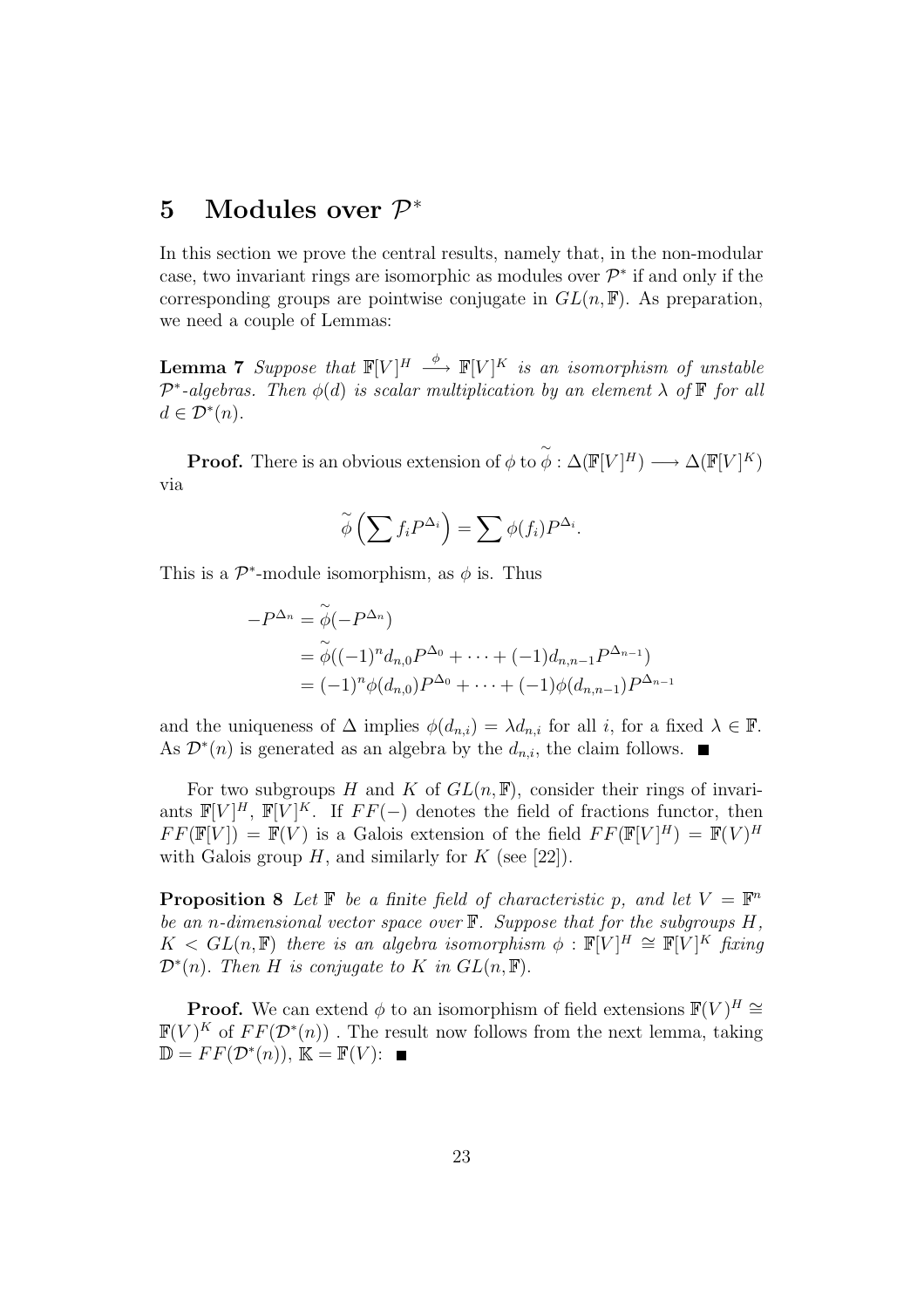# 5 Modules over $\mathcal{P}^*$

In this section we prove the central results, namely that, in the non-modular case, two invariant rings are isomorphic as modules over $\mathcal{P}^*$ if and only if the corresponding groups are pointwise conjugate in $GL(n, \mathbb{F})$. As preparation, we need a couple of Lemmas:

**Lemma 7** *Suppose that $\mathbb{F}[V]^H \xrightarrow{\phi} \mathbb{F}[V]^K$ is an isomorphism of unstable $\mathcal{P}^*$-algebras. Then $\phi(d)$ is scalar multiplication by an element $\lambda$ of $\mathbb{F}$ for all $d \in \mathcal{D}^*(n)$.*

**Proof.** There is an obvious extension of $\phi$ to $\widetilde{\phi} : \Delta(\mathbb{F}[V]^H) \longrightarrow \Delta(\mathbb{F}[V]^K)$ via

$$\widetilde{\phi}\left(\sum f_i P^{\Delta_i}\right) = \sum \phi(f_i) P^{\Delta_i}.$$

This is a $\mathcal{P}^*$-module isomorphism, as $\phi$ is. Thus

$$\begin{aligned}
-P^{\Delta_n} &= \widetilde{\phi}(-P^{\Delta_n}) \\
&= \widetilde{\phi}((-1)^n d_{n,0} P^{\Delta_0} + \cdots + (-1) d_{n,n-1} P^{\Delta_{n-1}}) \\
&= (-1)^n \phi(d_{n,0}) P^{\Delta_0} + \cdots + (-1)\phi(d_{n,n-1}) P^{\Delta_{n-1}}
\end{aligned}$$

and the uniqueness of $\Delta$ implies $\phi(d_{n,i}) = \lambda d_{n,i}$ for all $i$, for a fixed $\lambda \in \mathbb{F}$. As $\mathcal{D}^*(n)$ is generated as an algebra by the $d_{n,i}$, the claim follows. ■

For two subgroups $H$ and $K$ of $GL(n, \mathbb{F})$, consider their rings of invariants $\mathbb{F}[V]^H$, $\mathbb{F}[V]^K$. If $FF(-)$ denotes the field of fractions functor, then $FF(\mathbb{F}[V]) = \mathbb{F}(V)$ is a Galois extension of the field $FF(\mathbb{F}[V]^H) = \mathbb{F}(V)^H$ with Galois group $H$, and similarly for $K$ (see [22]).

**Proposition 8** *Let $\mathbb{F}$ be a finite field of characteristic $p$, and let $V = \mathbb{F}^n$ be an $n$-dimensional vector space over $\mathbb{F}$. Suppose that for the subgroups $H$, $K < GL(n, \mathbb{F})$ there is an algebra isomorphism $\phi : \mathbb{F}[V]^H \cong \mathbb{F}[V]^K$ fixing $\mathcal{D}^*(n)$. Then $H$ is conjugate to $K$ in $GL(n, \mathbb{F})$.*

**Proof.** We can extend $\phi$ to an isomorphism of field extensions $\mathbb{F}(V)^H \cong \mathbb{F}(V)^K$ of $FF(\mathcal{D}^*(n))$ . The result now follows from the next lemma, taking $\mathbb{D} = FF(\mathcal{D}^*(n))$, $\mathbb{K} = \mathbb{F}(V)$: ■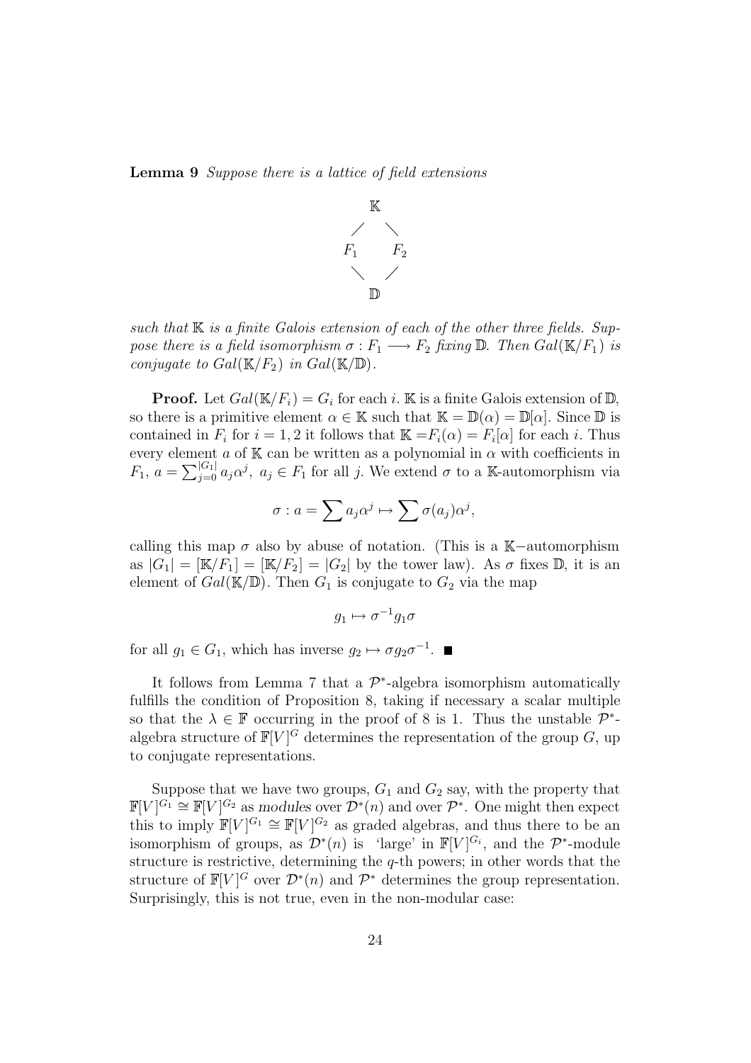**Lemma 9** *Suppose there is a lattice of field extensions*

$$\begin{array}{ccc} & \mathbb{K} & \\ \diagup & & \diagdown \\ F_1 & & F_2 \\ \diagdown & & \diagup \\ & \mathbb{D} & \end{array}$$

*such that $\mathbb{K}$ is a finite Galois extension of each of the other three fields. Suppose there is a field isomorphism $\sigma : F_1 \longrightarrow F_2$ fixing $\mathbb{D}$. Then $Gal(\mathbb{K}/F_1)$ is conjugate to $Gal(\mathbb{K}/F_2)$ in $Gal(\mathbb{K}/\mathbb{D})$.*

**Proof.** Let $Gal(\mathbb{K}/F_i) = G_i$ for each $i$. $\mathbb{K}$ is a finite Galois extension of $\mathbb{D}$, so there is a primitive element $\alpha \in \mathbb{K}$ such that $\mathbb{K} = \mathbb{D}(\alpha) = \mathbb{D}[\alpha]$. Since $\mathbb{D}$ is contained in $F_i$ for $i = 1, 2$ it follows that $\mathbb{K} = F_i(\alpha) = F_i[\alpha]$ for each $i$. Thus every element $a$ of $\mathbb{K}$ can be written as a polynomial in $\alpha$ with coefficients in $F_1$, $a = \sum_{j=0}^{|G_1|} a_j \alpha^j$, $a_j \in F_1$ for all $j$. We extend $\sigma$ to a $\mathbb{K}$-automorphism via

$$\sigma : a = \sum a_j \alpha^j \mapsto \sum \sigma(a_j) \alpha^j,$$

calling this map $\sigma$ also by abuse of notation. (This is a $\mathbb{K}-$automorphism as $|G_1| = [\mathbb{K}/F_1] = [\mathbb{K}/F_2] = |G_2|$ by the tower law). As $\sigma$ fixes $\mathbb{D}$, it is an element of $Gal(\mathbb{K}/\mathbb{D})$. Then $G_1$ is conjugate to $G_2$ via the map

$$g_1 \mapsto \sigma^{-1} g_1 \sigma$$

for all $g_1 \in G_1$, which has inverse $g_2 \mapsto \sigma g_2 \sigma^{-1}$. ■

It follows from Lemma 7 that a $\mathcal{P}^*$-algebra isomorphism automatically fulfills the condition of Proposition 8, taking if necessary a scalar multiple so that the $\lambda \in \mathbb{F}$ occurring in the proof of 8 is 1. Thus the unstable $\mathcal{P}^*$-algebra structure of $\mathbb{F}[V]^G$ determines the representation of the group $G$, up to conjugate representations.

Suppose that we have two groups, $G_1$ and $G_2$ say, with the property that $\mathbb{F}[V]^{G_1} \cong \mathbb{F}[V]^{G_2}$ as *modules* over $\mathcal{D}^*(n)$ and over $\mathcal{P}^*$. One might then expect this to imply $\mathbb{F}[V]^{G_1} \cong \mathbb{F}[V]^{G_2}$ as graded algebras, and thus there to be an isomorphism of groups, as $\mathcal{D}^*(n)$ is 'large' in $\mathbb{F}[V]^{G_i}$, and the $\mathcal{P}^*$-module structure is restrictive, determining the $q$-th powers; in other words that the structure of $\mathbb{F}[V]^G$ over $\mathcal{D}^*(n)$ and $\mathcal{P}^*$ determines the group representation. Surprisingly, this is not true, even in the non-modular case: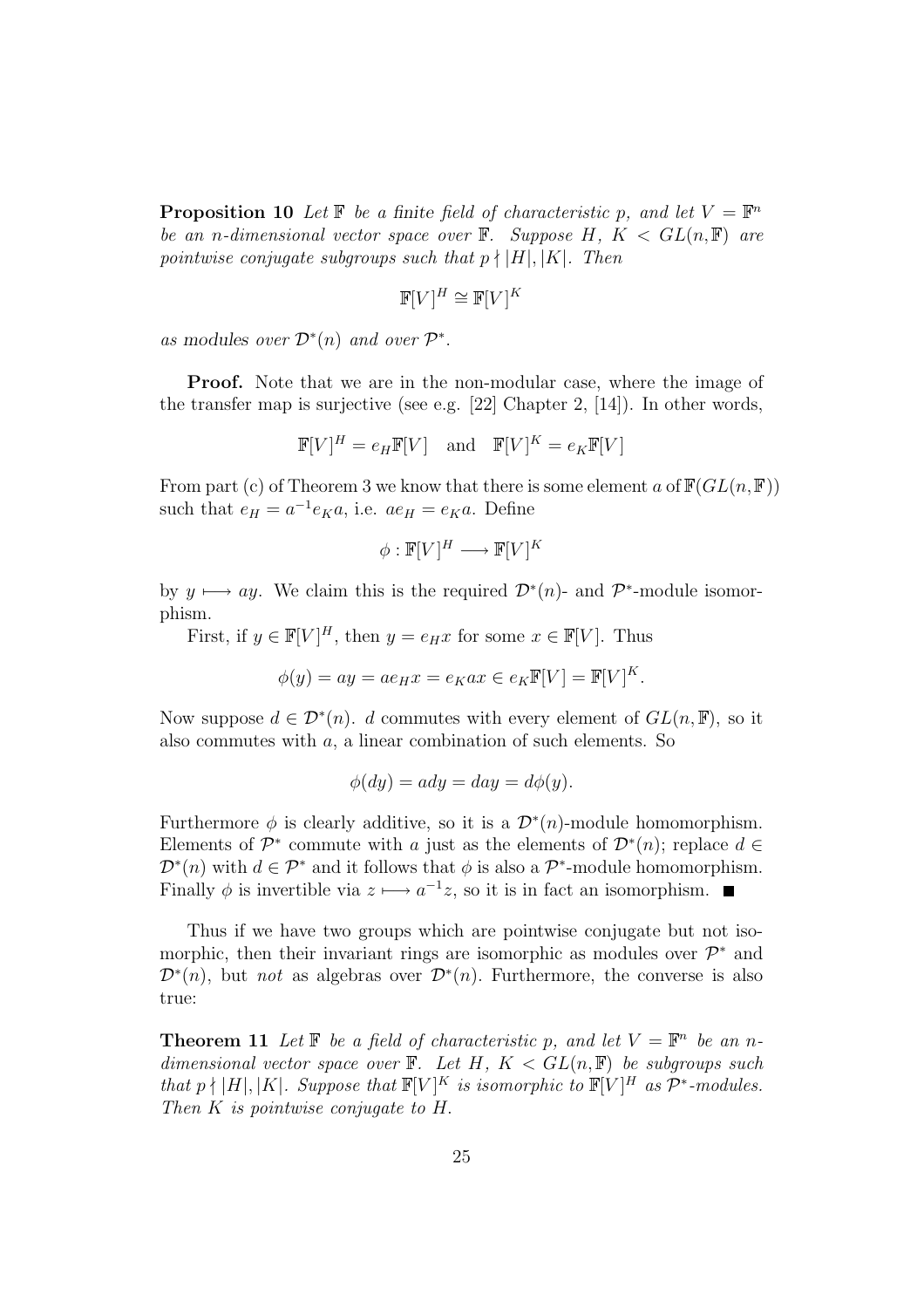**Proposition 10** *Let $\mathbb{F}$ be a finite field of characteristic $p$, and let $V = \mathbb{F}^n$ be an $n$-dimensional vector space over $\mathbb{F}$. Suppose $H$, $K < GL(n, \mathbb{F})$ are pointwise conjugate subgroups such that $p \nmid |H|, |K|$. Then*

$$\mathbb{F}[V]^H \cong \mathbb{F}[V]^K$$

*as modules over $\mathcal{D}^*(n)$ and over $\mathcal{P}^*$.*

**Proof.** Note that we are in the non-modular case, where the image of the transfer map is surjective (see e.g. [22] Chapter 2, [14]). In other words,

$$\mathbb{F}[V]^H = e_H \mathbb{F}[V] \quad \text{and} \quad \mathbb{F}[V]^K = e_K \mathbb{F}[V]$$

From part (c) of Theorem 3 we know that there is some element $a$ of $\mathbb{F}(GL(n, \mathbb{F}))$ such that $e_H = a^{-1} e_K a$, i.e. $a e_H = e_K a$. Define

$$\phi : \mathbb{F}[V]^H \longrightarrow \mathbb{F}[V]^K$$

by $y \longmapsto ay$. We claim this is the required $\mathcal{D}^*(n)$- and $\mathcal{P}^*$-module isomorphism.

First, if $y \in \mathbb{F}[V]^H$, then $y = e_H x$ for some $x \in \mathbb{F}[V]$. Thus

$$\phi(y) = ay = a e_H x = e_K a x \in e_K \mathbb{F}[V] = \mathbb{F}[V]^K.$$

Now suppose $d \in \mathcal{D}^*(n)$. $d$ commutes with every element of $GL(n, \mathbb{F})$, so it also commutes with $a$, a linear combination of such elements. So

$$\phi(dy) = ady = day = d\phi(y).$$

Furthermore $\phi$ is clearly additive, so it is a $\mathcal{D}^*(n)$-module homomorphism. Elements of $\mathcal{P}^*$ commute with $a$ just as the elements of $\mathcal{D}^*(n)$; replace $d \in \mathcal{D}^*(n)$ with $d \in \mathcal{P}^*$ and it follows that $\phi$ is also a $\mathcal{P}^*$-module homomorphism. Finally $\phi$ is invertible via $z \longmapsto a^{-1} z$, so it is in fact an isomorphism. ■

Thus if we have two groups which are pointwise conjugate but not isomorphic, then their invariant rings are isomorphic as modules over $\mathcal{P}^*$ and $\mathcal{D}^*(n)$, but *not* as algebras over $\mathcal{D}^*(n)$. Furthermore, the converse is also true:

**Theorem 11** *Let $\mathbb{F}$ be a field of characteristic $p$, and let $V = \mathbb{F}^n$ be an $n$-dimensional vector space over $\mathbb{F}$. Let $H$, $K < GL(n, \mathbb{F})$ be subgroups such that $p \nmid |H|, |K|$. Suppose that $\mathbb{F}[V]^K$ is isomorphic to $\mathbb{F}[V]^H$ as $\mathcal{P}^*$-modules. Then $K$ is pointwise conjugate to $H$.*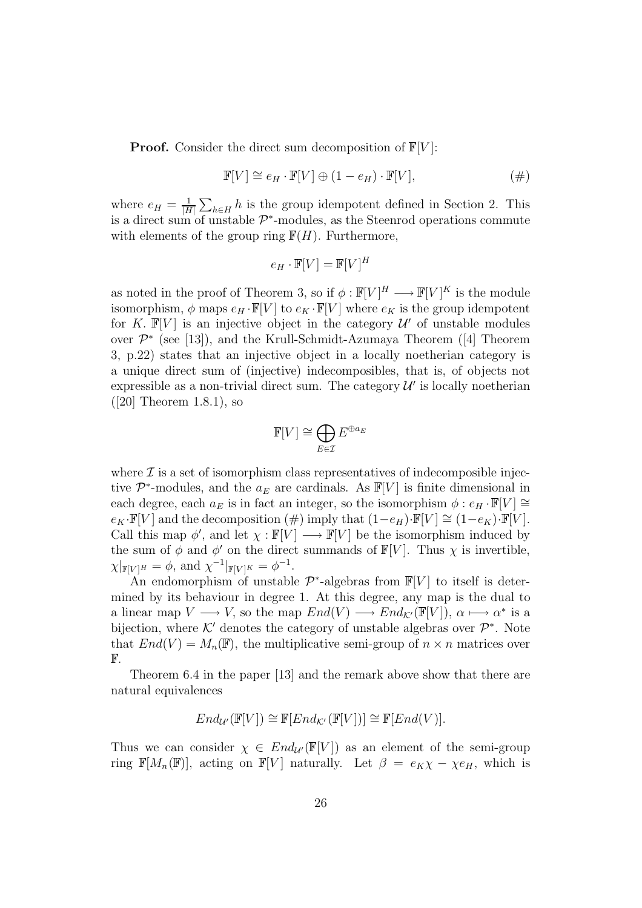**Proof.** Consider the direct sum decomposition of $\mathbb{F}[V]$:

$$\mathbb{F}[V] \cong e_H \cdot \mathbb{F}[V] \oplus (1 - e_H) \cdot \mathbb{F}[V], \tag{\#}$$

where $e_H = \frac{1}{|H|} \sum_{h \in H} h$ is the group idempotent defined in Section 2. This is a direct sum of unstable $\mathcal{P}^*$-modules, as the Steenrod operations commute with elements of the group ring $\mathbb{F}(H)$. Furthermore,

$$e_H \cdot \mathbb{F}[V] = \mathbb{F}[V]^H$$

as noted in the proof of Theorem 3, so if $\phi : \mathbb{F}[V]^H \longrightarrow \mathbb{F}[V]^K$ is the module isomorphism, $\phi$ maps $e_H \cdot \mathbb{F}[V]$ to $e_K \cdot \mathbb{F}[V]$ where $e_K$ is the group idempotent for $K$. $\mathbb{F}[V]$ is an injective object in the category $\mathcal{U}'$ of unstable modules over $\mathcal{P}^*$ (see [13]), and the Krull-Schmidt-Azumaya Theorem ([4] Theorem 3, p.22) states that an injective object in a locally noetherian category is a unique direct sum of (injective) indecomposibles, that is, of objects not expressible as a non-trivial direct sum. The category $\mathcal{U}'$ is locally noetherian ([20] Theorem 1.8.1), so

$$\mathbb{F}[V] \cong \bigoplus_{E \in \mathcal{I}} E^{\oplus a_E}$$

where $\mathcal{I}$ is a set of isomorphism class representatives of indecomposible injective $\mathcal{P}^*$-modules, and the $a_E$ are cardinals. As $\mathbb{F}[V]$ is finite dimensional in each degree, each $a_E$ is in fact an integer, so the isomorphism $\phi : e_H \cdot \mathbb{F}[V] \cong e_K \cdot \mathbb{F}[V]$ and the decomposition (#) imply that $(1 - e_H) \cdot \mathbb{F}[V] \cong (1 - e_K) \cdot \mathbb{F}[V]$. Call this map $\phi'$, and let $\chi : \mathbb{F}[V] \longrightarrow \mathbb{F}[V]$ be the isomorphism induced by the sum of $\phi$ and $\phi'$ on the direct summands of $\mathbb{F}[V]$. Thus $\chi$ is invertible, $\chi|_{\mathbb{F}[V]^H} = \phi$, and $\chi^{-1}|_{\mathbb{F}[V]^K} = \phi^{-1}$.

An endomorphism of unstable $\mathcal{P}^*$-algebras from $\mathbb{F}[V]$ to itself is determined by its behaviour in degree 1. At this degree, any map is the dual to a linear map $V \longrightarrow V$, so the map $End(V) \longrightarrow End_{\mathcal{K}'}(\mathbb{F}[V])$, $\alpha \longmapsto \alpha^*$ is a bijection, where $\mathcal{K}'$ denotes the category of unstable algebras over $\mathcal{P}^*$. Note that $End(V) = M_n(\mathbb{F})$, the multiplicative semi-group of $n \times n$ matrices over $\mathbb{F}$.

Theorem 6.4 in the paper [13] and the remark above show that there are natural equivalences

$$End_{\mathcal{U}'}(\mathbb{F}[V]) \cong \mathbb{F}[End_{\mathcal{K}'}(\mathbb{F}[V])] \cong \mathbb{F}[End(V)].$$

Thus we can consider $\chi \in End_{\mathcal{U}'}(\mathbb{F}[V])$ as an element of the semi-group ring $\mathbb{F}[M_n(\mathbb{F})]$, acting on $\mathbb{F}[V]$ naturally. Let $\beta = e_K\chi - \chi e_H$, which is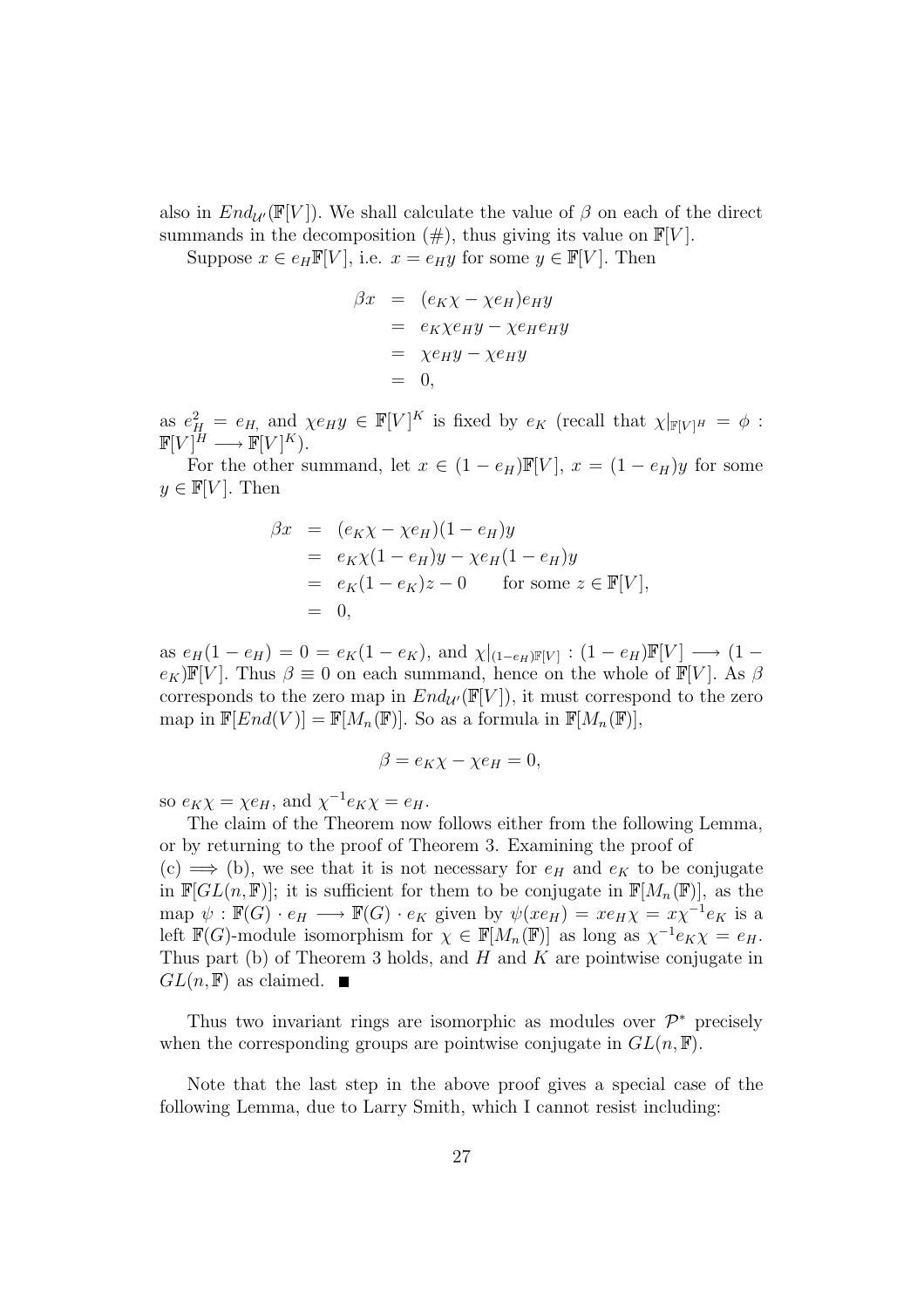also in $End_{\mathcal{U}'}(\mathbb{F}[V])$. We shall calculate the value of $\beta$ on each of the direct summands in the decomposition (#), thus giving its value on $\mathbb{F}[V]$.

Suppose $x \in e_H \mathbb{F}[V]$, i.e. $x = e_H y$ for some $y \in \mathbb{F}[V]$. Then

$$\begin{aligned} \beta x &= (e_K \chi - \chi e_H) e_H y \\ &= e_K \chi e_H y - \chi e_H e_H y \\ &= \chi e_H y - \chi e_H y \\ &= 0, \end{aligned}$$

as $e_H^2 = e_H$, and $\chi e_H y \in \mathbb{F}[V]^K$ is fixed by $e_K$ (recall that $\chi|_{\mathbb{F}[V]^H} = \phi : \mathbb{F}[V]^H \longrightarrow \mathbb{F}[V]^K$).

For the other summand, let $x \in (1 - e_H)\mathbb{F}[V]$, $x = (1 - e_H)y$ for some $y \in \mathbb{F}[V]$. Then

$$\begin{aligned} \beta x &= (e_K \chi - \chi e_H)(1 - e_H) y \\ &= e_K \chi (1 - e_H) y - \chi e_H (1 - e_H) y \\ &= e_K (1 - e_K) z - 0 \qquad \text{for some } z \in \mathbb{F}[V], \\ &= 0, \end{aligned}$$

as $e_H(1 - e_H) = 0 = e_K(1 - e_K)$, and $\chi|_{(1-e_H)\mathbb{F}[V]} : (1 - e_H)\mathbb{F}[V] \longrightarrow (1 - e_K)\mathbb{F}[V]$. Thus $\beta \equiv 0$ on each summand, hence on the whole of $\mathbb{F}[V]$. As $\beta$ corresponds to the zero map in $End_{\mathcal{U}'}(\mathbb{F}[V])$, it must correspond to the zero map in $\mathbb{F}[End(V)] = \mathbb{F}[M_n(\mathbb{F})]$. So as a formula in $\mathbb{F}[M_n(\mathbb{F})]$,

$$\beta = e_K \chi - \chi e_H = 0,$$

so $e_K \chi = \chi e_H$, and $\chi^{-1} e_K \chi = e_H$.

The claim of the Theorem now follows either from the following Lemma, or by returning to the proof of Theorem 3. Examining the proof of (c) $\Longrightarrow$ (b), we see that it is not necessary for $e_H$ and $e_K$ to be conjugate in $\mathbb{F}[GL(n, \mathbb{F})]$; it is sufficient for them to be conjugate in $\mathbb{F}[M_n(\mathbb{F})]$, as the map $\psi : \mathbb{F}(G) \cdot e_H \longrightarrow \mathbb{F}(G) \cdot e_K$ given by $\psi(xe_H) = xe_H\chi = x\chi^{-1}e_K$ is a left $\mathbb{F}(G)$-module isomorphism for $\chi \in \mathbb{F}[M_n(\mathbb{F})]$ as long as $\chi^{-1}e_K\chi = e_H$. Thus part (b) of Theorem 3 holds, and $H$ and $K$ are pointwise conjugate in $GL(n, \mathbb{F})$ as claimed. ■

Thus two invariant rings are isomorphic as modules over $\mathcal{P}^*$ precisely when the corresponding groups are pointwise conjugate in $GL(n, \mathbb{F})$.

Note that the last step in the above proof gives a special case of the following Lemma, due to Larry Smith, which I cannot resist including: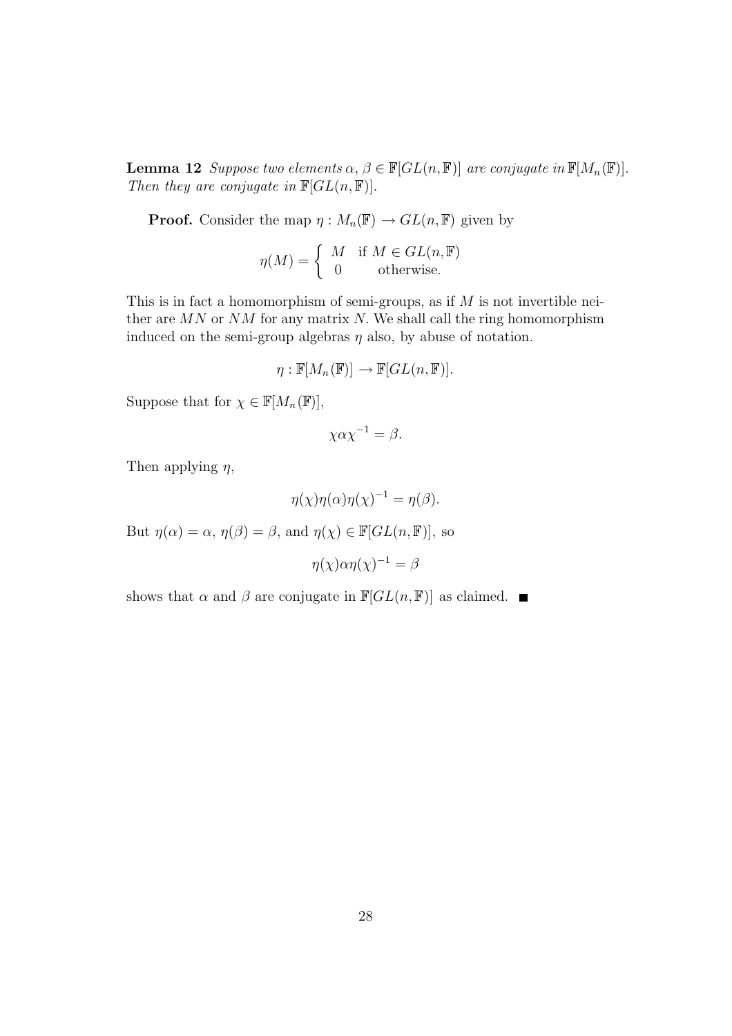**Lemma 12** *Suppose two elements $\alpha, \beta \in \mathbb{F}[GL(n,\mathbb{F})]$ are conjugate in $\mathbb{F}[M_n(\mathbb{F})]$. Then they are conjugate in $\mathbb{F}[GL(n,\mathbb{F})]$.*

**Proof.** Consider the map $\eta : M_n(\mathbb{F}) \to GL(n,\mathbb{F})$ given by

$$\eta(M) = \begin{cases} M & \text{if } M \in GL(n,\mathbb{F}) \\ 0 & \text{otherwise.} \end{cases}$$

This is in fact a homomorphism of semi-groups, as if $M$ is not invertible neither are $MN$ or $NM$ for any matrix $N$. We shall call the ring homomorphism induced on the semi-group algebras $\eta$ also, by abuse of notation.

$$\eta : \mathbb{F}[M_n(\mathbb{F})] \to \mathbb{F}[GL(n,\mathbb{F})].$$

Suppose that for $\chi \in \mathbb{F}[M_n(\mathbb{F})]$,

$$\chi\alpha\chi^{-1} = \beta.$$

Then applying $\eta$,

$$\eta(\chi)\eta(\alpha)\eta(\chi)^{-1} = \eta(\beta).$$

But $\eta(\alpha) = \alpha$, $\eta(\beta) = \beta$, and $\eta(\chi) \in \mathbb{F}[GL(n,\mathbb{F})]$, so

$$\eta(\chi)\alpha\eta(\chi)^{-1} = \beta$$

shows that $\alpha$ and $\beta$ are conjugate in $\mathbb{F}[GL(n,\mathbb{F})]$ as claimed. ■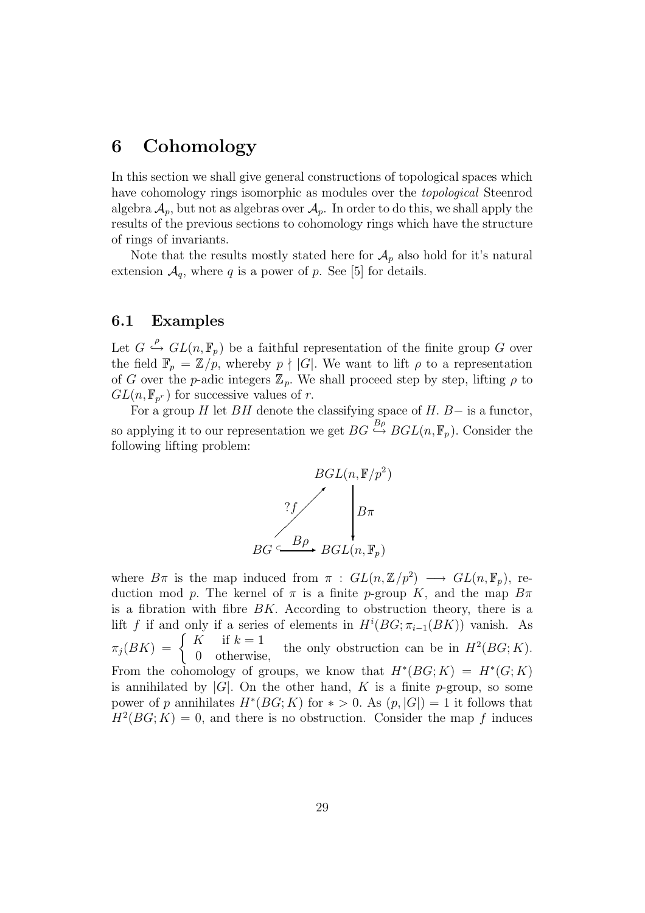# 6 Cohomology

In this section we shall give general constructions of topological spaces which have cohomology rings isomorphic as modules over the *topological* Steenrod algebra $\mathcal{A}_p$, but not as algebras over $\mathcal{A}_p$. In order to do this, we shall apply the results of the previous sections to cohomology rings which have the structure of rings of invariants.

Note that the results mostly stated here for $\mathcal{A}_p$ also hold for it's natural extension $\mathcal{A}_q$, where $q$ is a power of $p$. See [5] for details.

## 6.1 Examples

Let $G \overset{\rho}{\hookrightarrow} GL(n, \mathbb{F}_p)$ be a faithful representation of the finite group $G$ over the field $\mathbb{F}_p = \mathbb{Z}/p$, whereby $p \nmid |G|$. We want to lift $\rho$ to a representation of $G$ over the $p$-adic integers $\mathbb{Z}_p$. We shall proceed step by step, lifting $\rho$ to $GL(n, \mathbb{F}_{p^r})$ for successive values of $r$.

For a group $H$ let $BH$ denote the classifying space of $H$. $B-$ is a functor, so applying it to our representation we get $BG \overset{B\rho}{\hookrightarrow} BGL(n, \mathbb{F}_p)$. Consider the following lifting problem:

$$\begin{array}{ccc} & & BGL(n, \mathbb{F}/p^2) \\ & \overset{?f}{\nearrow} & \downarrow B\pi \\ BG & \overset{B\rho}{\hookrightarrow} & BGL(n, \mathbb{F}_p) \end{array}$$

where $B\pi$ is the map induced from $\pi : GL(n, \mathbb{Z}/p^2) \longrightarrow GL(n, \mathbb{F}_p)$, reduction mod $p$. The kernel of $\pi$ is a finite $p$-group $K$, and the map $B\pi$ is a fibration with fibre $BK$. According to obstruction theory, there is a lift $f$ if and only if a series of elements in $H^i(BG; \pi_{i-1}(BK))$ vanish. As $\pi_j(BK) = \begin{cases} K & \text{if } k = 1 \\ 0 & \text{otherwise,} \end{cases}$ the only obstruction can be in $H^2(BG; K)$. From the cohomology of groups, we know that $H^*(BG; K) = H^*(G; K)$ is annihilated by $|G|$. On the other hand, $K$ is a finite $p$-group, so some power of $p$ annihilates $H^*(BG; K)$ for $* > 0$. As $(p, |G|) = 1$ it follows that $H^2(BG; K) = 0$, and there is no obstruction. Consider the map $f$ induces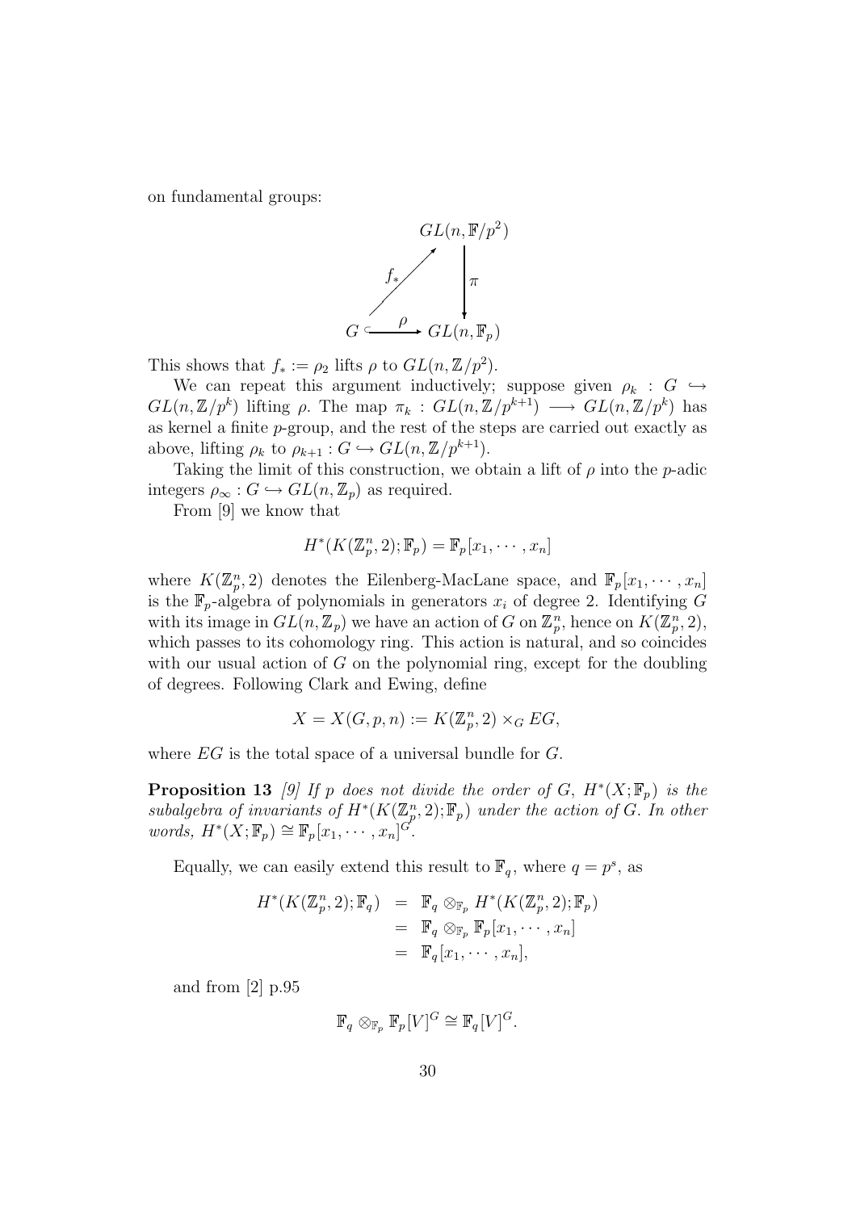on fundamental groups:

$$\begin{array}{ccc} & & GL(n, \mathbb{F}/p^2) \\ & \overset{f_*}{\nearrow} & \downarrow \pi \\ G & \overset{\rho}{\hookrightarrow} & GL(n, \mathbb{F}_p) \end{array}$$

This shows that $f_* := \rho_2$ lifts $\rho$ to $GL(n, \mathbb{Z}/p^2)$.

We can repeat this argument inductively; suppose given $\rho_k : G \hookrightarrow GL(n, \mathbb{Z}/p^k)$ lifting $\rho$. The map $\pi_k : GL(n, \mathbb{Z}/p^{k+1}) \longrightarrow GL(n, \mathbb{Z}/p^k)$ has as kernel a finite $p$-group, and the rest of the steps are carried out exactly as above, lifting $\rho_k$ to $\rho_{k+1} : G \hookrightarrow GL(n, \mathbb{Z}/p^{k+1})$.

Taking the limit of this construction, we obtain a lift of $\rho$ into the $p$-adic integers $\rho_\infty : G \hookrightarrow GL(n, \mathbb{Z}_p)$ as required.

From [9] we know that

$$H^*(K(\mathbb{Z}_p^n, 2); \mathbb{F}_p) = \mathbb{F}_p[x_1, \cdots, x_n]$$

where $K(\mathbb{Z}_p^n, 2)$ denotes the Eilenberg-MacLane space, and $\mathbb{F}_p[x_1, \cdots, x_n]$ is the $\mathbb{F}_p$-algebra of polynomials in generators $x_i$ of degree 2. Identifying $G$ with its image in $GL(n, \mathbb{Z}_p)$ we have an action of $G$ on $\mathbb{Z}_p^n$, hence on $K(\mathbb{Z}_p^n, 2)$, which passes to its cohomology ring. This action is natural, and so coincides with our usual action of $G$ on the polynomial ring, except for the doubling of degrees. Following Clark and Ewing, define

$$X = X(G, p, n) := K(\mathbb{Z}_p^n, 2) \times_G EG,$$

where $EG$ is the total space of a universal bundle for $G$.

**Proposition 13** *[9] If $p$ does not divide the order of $G$, $H^*(X; \mathbb{F}_p)$ is the subalgebra of invariants of $H^*(K(\mathbb{Z}_p^n, 2); \mathbb{F}_p)$ under the action of $G$. In other words, $H^*(X; \mathbb{F}_p) \cong \mathbb{F}_p[x_1, \cdots, x_n]^G$.*

Equally, we can easily extend this result to $\mathbb{F}_q$, where $q = p^s$, as

$$\begin{aligned} H^*(K(\mathbb{Z}_p^n, 2); \mathbb{F}_q) &= \mathbb{F}_q \otimes_{\mathbb{F}_p} H^*(K(\mathbb{Z}_p^n, 2); \mathbb{F}_p) \\ &= \mathbb{F}_q \otimes_{\mathbb{F}_p} \mathbb{F}_p[x_1, \cdots, x_n] \\ &= \mathbb{F}_q[x_1, \cdots, x_n], \end{aligned}$$

and from [2] p.95

$$\mathbb{F}_q \otimes_{\mathbb{F}_p} \mathbb{F}_p[V]^G \cong \mathbb{F}_q[V]^G.$$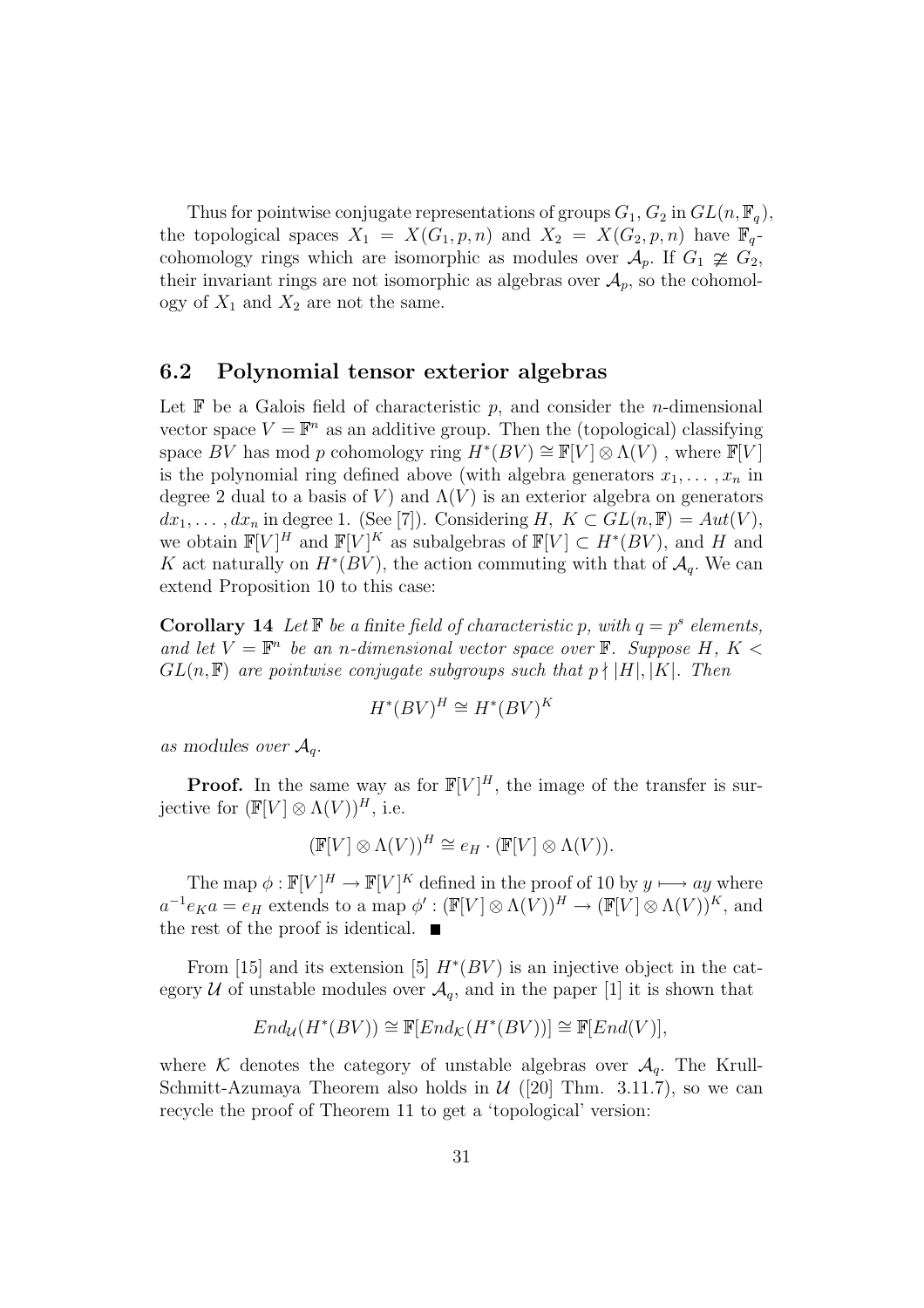Thus for pointwise conjugate representations of groups $G_1, G_2$ in $GL(n, \mathbb{F}_q)$, the topological spaces $X_1 = X(G_1, p, n)$ and $X_2 = X(G_2, p, n)$ have $\mathbb{F}_q$-cohomology rings which are isomorphic as modules over $\mathcal{A}_p$. If $G_1 \not\cong G_2$, their invariant rings are not isomorphic as algebras over $\mathcal{A}_p$, so the cohomology of $X_1$ and $X_2$ are not the same.

### 6.2 Polynomial tensor exterior algebras

Let $\mathbb{F}$ be a Galois field of characteristic $p$, and consider the $n$-dimensional vector space $V = \mathbb{F}^n$ as an additive group. Then the (topological) classifying space $BV$ has mod $p$ cohomology ring $H^*(BV) \cong \mathbb{F}[V] \otimes \Lambda(V)$ , where $\mathbb{F}[V]$ is the polynomial ring defined above (with algebra generators $x_1, \ldots, x_n$ in degree 2 dual to a basis of $V$) and $\Lambda(V)$ is an exterior algebra on generators $dx_1, \ldots, dx_n$ in degree 1. (See [7]). Considering $H,\ K \subset GL(n, \mathbb{F}) = Aut(V)$, we obtain $\mathbb{F}[V]^H$ and $\mathbb{F}[V]^K$ as subalgebras of $\mathbb{F}[V] \subset H^*(BV)$, and $H$ and $K$ act naturally on $H^*(BV)$, the action commuting with that of $\mathcal{A}_q$. We can extend Proposition 10 to this case:

**Corollary 14** *Let $\mathbb{F}$ be a finite field of characteristic $p$, with $q = p^s$ elements, and let $V = \mathbb{F}^n$ be an $n$-dimensional vector space over $\mathbb{F}$. Suppose $H,\ K < GL(n, \mathbb{F})$ are pointwise conjugate subgroups such that $p \nmid |H|, |K|$. Then*

$$H^*(BV)^H \cong H^*(BV)^K$$

*as modules over $\mathcal{A}_q$.*

**Proof.** In the same way as for $\mathbb{F}[V]^H$, the image of the transfer is surjective for $(\mathbb{F}[V] \otimes \Lambda(V))^H$, i.e.

$$(\mathbb{F}[V] \otimes \Lambda(V))^H \cong e_H \cdot (\mathbb{F}[V] \otimes \Lambda(V)).$$

The map $\phi : \mathbb{F}[V]^H \to \mathbb{F}[V]^K$ defined in the proof of 10 by $y \longmapsto ay$ where $a^{-1} e_K a = e_H$ extends to a map $\phi' : (\mathbb{F}[V] \otimes \Lambda(V))^H \to (\mathbb{F}[V] \otimes \Lambda(V))^K$, and the rest of the proof is identical. ■

From [15] and its extension [5] $H^*(BV)$ is an injective object in the category $\mathcal{U}$ of unstable modules over $\mathcal{A}_q$, and in the paper [1] it is shown that

$$End_{\mathcal{U}}(H^*(BV)) \cong \mathbb{F}[End_{\mathcal{K}}(H^*(BV))] \cong \mathbb{F}[End(V)],$$

where $\mathcal{K}$ denotes the category of unstable algebras over $\mathcal{A}_q$. The Krull-Schmitt-Azumaya Theorem also holds in $\mathcal{U}$ ([20] Thm. 3.11.7), so we can recycle the proof of Theorem 11 to get a 'topological' version: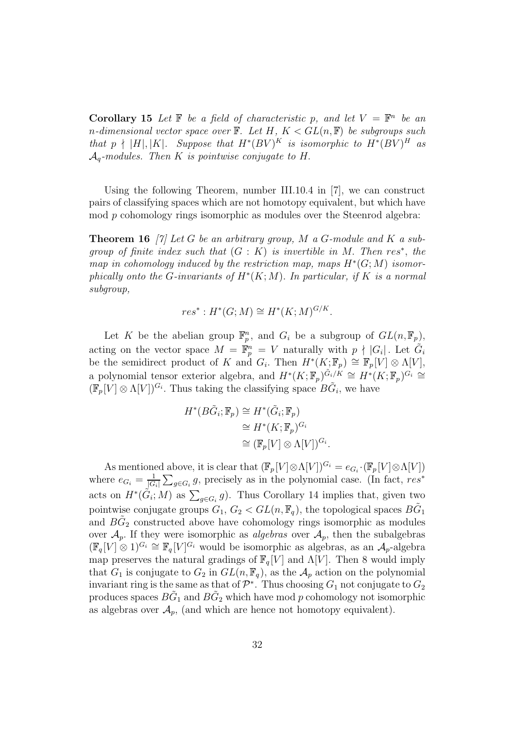**Corollary 15** *Let $\mathbb{F}$ be a field of characteristic $p$, and let $V = \mathbb{F}^n$ be an $n$-dimensional vector space over $\mathbb{F}$. Let $H$, $K < GL(n, \mathbb{F})$ be subgroups such that $p \nmid |H|, |K|$. Suppose that $H^*(BV)^K$ is isomorphic to $H^*(BV)^H$ as $\mathcal{A}_q$-modules. Then $K$ is pointwise conjugate to $H$.*

Using the following Theorem, number III.10.4 in [7], we can construct pairs of classifying spaces which are not homotopy equivalent, but which have mod $p$ cohomology rings isomorphic as modules over the Steenrod algebra:

**Theorem 16** *[7] Let $G$ be an arbitrary group, $M$ a $G$-module and $K$ a subgroup of finite index such that $(G : K)$ is invertible in $M$. Then $res^*$, the map in cohomology induced by the restriction map, maps $H^*(G; M)$ isomorphically onto the $G$-invariants of $H^*(K; M)$. In particular, if $K$ is a normal subgroup,*

$$res^* : H^*(G; M) \cong H^*(K; M)^{G/K}.$$

Let $K$ be the abelian group $\mathbb{F}_p^n$, and $G_i$ be a subgroup of $GL(n, \mathbb{F}_p)$, acting on the vector space $M = \mathbb{F}_p^n = V$ naturally with $p \nmid |G_i|$. Let $\tilde{G}_i$ be the semidirect product of $K$ and $G_i$. Then $H^*(K; \mathbb{F}_p) \cong \mathbb{F}_p[V] \otimes \Lambda[V]$, a polynomial tensor exterior algebra, and $H^*(K; \mathbb{F}_p)^{\tilde{G}_i/K} \cong H^*(K; \mathbb{F}_p)^{G_i} \cong (\mathbb{F}_p[V] \otimes \Lambda[V])^{G_i}$. Thus taking the classifying space $B\tilde{G}_i$, we have

$$\begin{aligned}
H^*(B\tilde{G}_i; \mathbb{F}_p) &\cong H^*(\tilde{G}_i; \mathbb{F}_p) \\
&\cong H^*(K; \mathbb{F}_p)^{G_i} \\
&\cong (\mathbb{F}_p[V] \otimes \Lambda[V])^{G_i}.
\end{aligned}$$

As mentioned above, it is clear that $(\mathbb{F}_p[V] \otimes \Lambda[V])^{G_i} = e_{G_i} \cdot (\mathbb{F}_p[V] \otimes \Lambda[V])$ where $e_{G_i} = \frac{1}{|G_i|} \sum_{g \in G_i} g$, precisely as in the polynomial case. (In fact, $res^*$ acts on $H^*(\tilde{G}_i; M)$ as $\sum_{g \in G_i} g$). Thus Corollary 14 implies that, given two pointwise conjugate groups $G_1$, $G_2 < GL(n, \mathbb{F}_q)$, the topological spaces $B\tilde{G}_1$ and $B\tilde{G}_2$ constructed above have cohomology rings isomorphic as modules over $\mathcal{A}_p$. If they were isomorphic as *algebras* over $\mathcal{A}_p$, then the subalgebras $(\mathbb{F}_q[V] \otimes 1)^{G_i} \cong \mathbb{F}_q[V]^{G_i}$ would be isomorphic as algebras, as an $\mathcal{A}_p$-algebra map preserves the natural gradings of $\mathbb{F}_q[V]$ and $\Lambda[V]$. Then 8 would imply that $G_1$ is conjugate to $G_2$ in $GL(n, \mathbb{F}_q)$, as the $\mathcal{A}_p$ action on the polynomial invariant ring is the same as that of $\mathcal{P}^*$. Thus choosing $G_1$ not conjugate to $G_2$ produces spaces $B\tilde{G}_1$ and $B\tilde{G}_2$ which have mod $p$ cohomology not isomorphic as algebras over $\mathcal{A}_p$, (and which are hence not homotopy equivalent).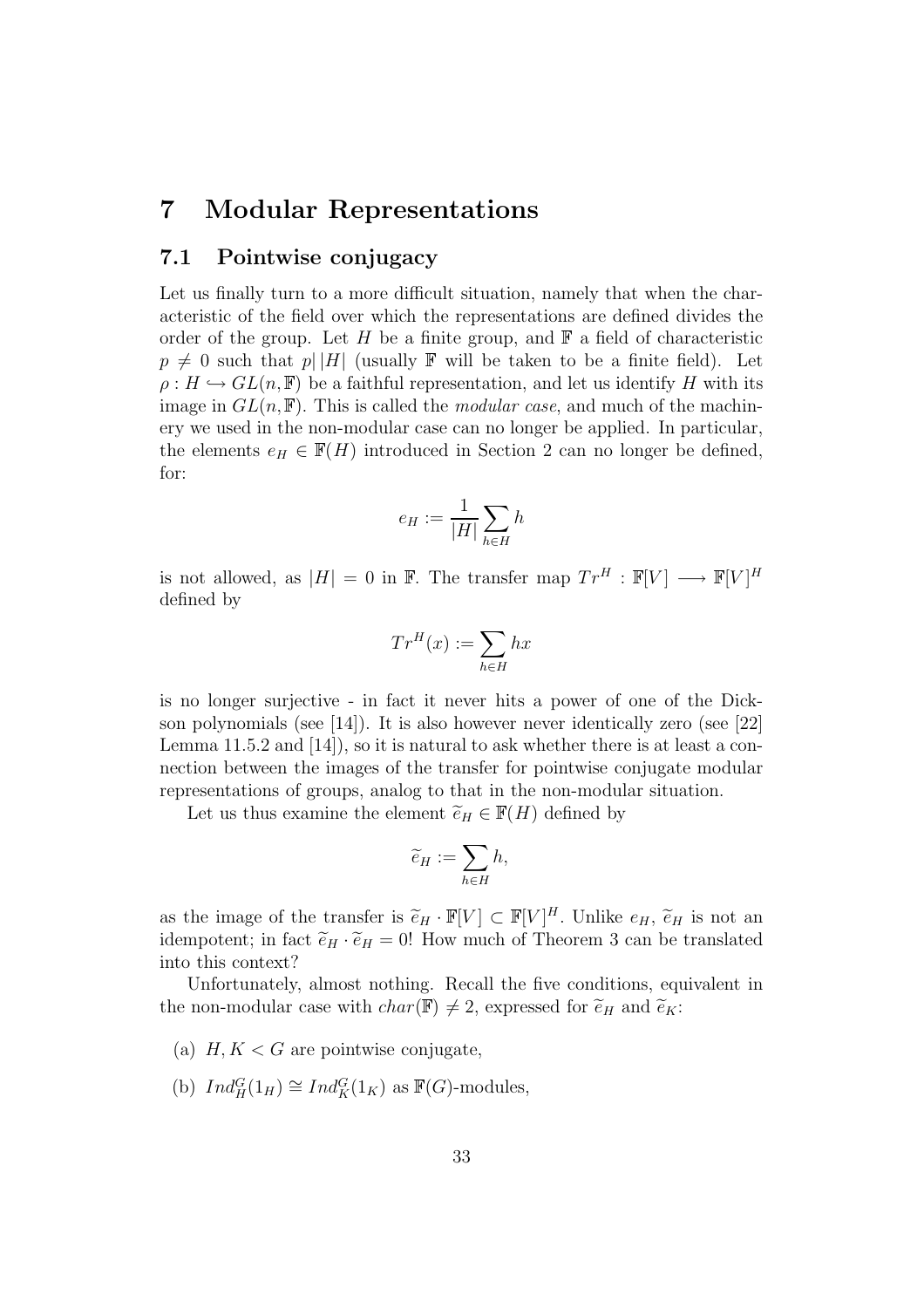# 7 Modular Representations

## 7.1 Pointwise conjugacy

Let us finally turn to a more difficult situation, namely that when the characteristic of the field over which the representations are defined divides the order of the group. Let $H$ be a finite group, and $\mathbb{F}$ a field of characteristic $p \neq 0$ such that $p \mid |H|$ (usually $\mathbb{F}$ will be taken to be a finite field). Let $\rho : H \hookrightarrow GL(n, \mathbb{F})$ be a faithful representation, and let us identify $H$ with its image in $GL(n, \mathbb{F})$. This is called the *modular case*, and much of the machinery we used in the non-modular case can no longer be applied. In particular, the elements $e_H \in \mathbb{F}(H)$ introduced in Section 2 can no longer be defined, for:

$$e_H := \frac{1}{|H|} \sum_{h \in H} h$$

is not allowed, as $|H| = 0$ in $\mathbb{F}$. The transfer map $Tr^H : \mathbb{F}[V] \longrightarrow \mathbb{F}[V]^H$ defined by

$$Tr^H(x) := \sum_{h \in H} hx$$

is no longer surjective - in fact it never hits a power of one of the Dickson polynomials (see [14]). It is also however never identically zero (see [22] Lemma 11.5.2 and [14]), so it is natural to ask whether there is at least a connection between the images of the transfer for pointwise conjugate modular representations of groups, analog to that in the non-modular situation.

Let us thus examine the element $\widetilde{e}_H \in \mathbb{F}(H)$ defined by

$$\widetilde{e}_H := \sum_{h \in H} h,$$

as the image of the transfer is $\widetilde{e}_H \cdot \mathbb{F}[V] \subset \mathbb{F}[V]^H$. Unlike $e_H$, $\widetilde{e}_H$ is not an idempotent; in fact $\widetilde{e}_H \cdot \widetilde{e}_H = 0$! How much of Theorem 3 can be translated into this context?

Unfortunately, almost nothing. Recall the five conditions, equivalent in the non-modular case with $char(\mathbb{F}) \neq 2$, expressed for $\widetilde{e}_H$ and $\widetilde{e}_K$:

(a) $H, K < G$ are pointwise conjugate,

(b) $Ind_H^G(1_H) \cong Ind_K^G(1_K)$ as $\mathbb{F}(G)$-modules,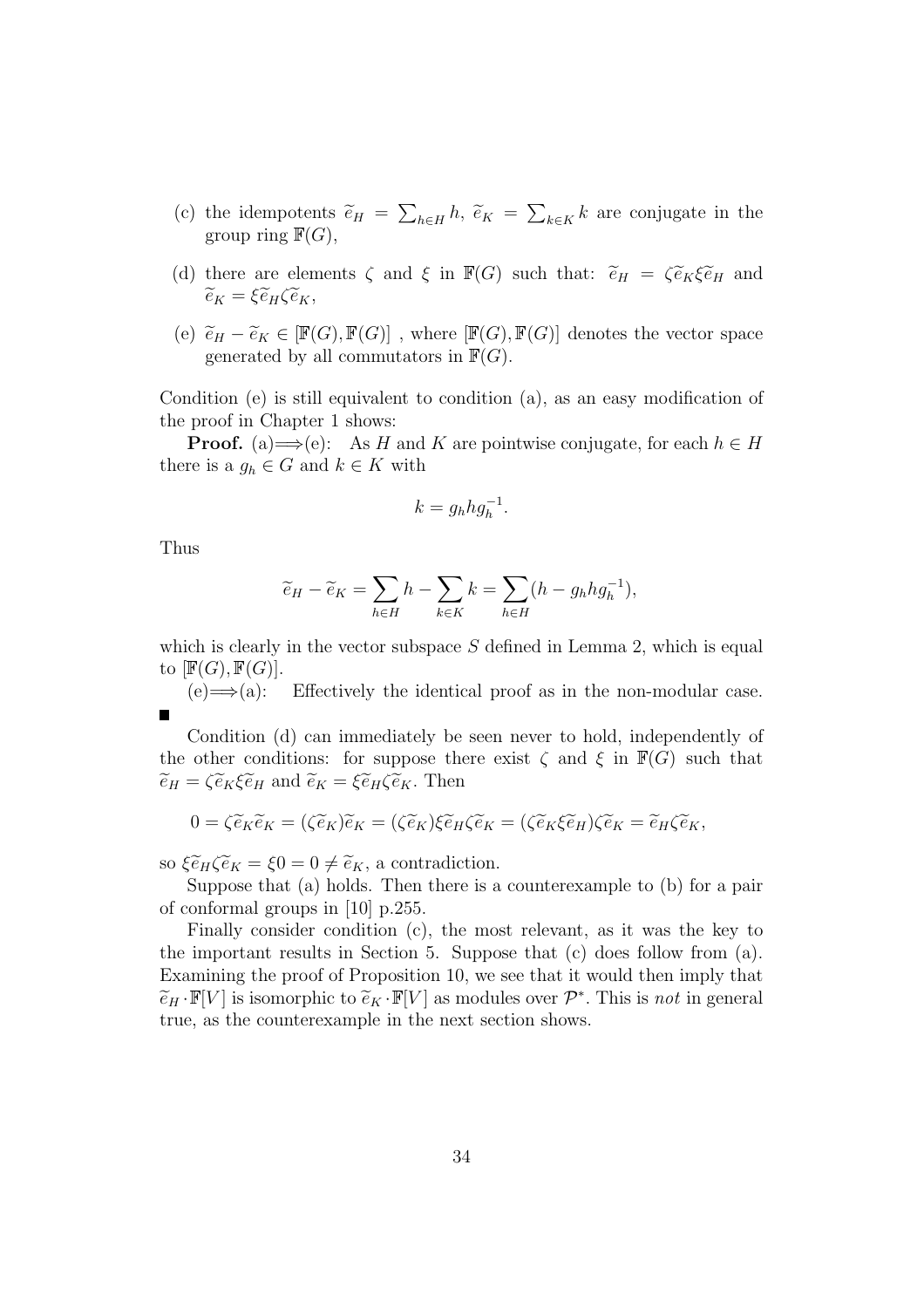(c) the idempotents $\widetilde{e}_H = \sum_{h \in H} h$, $\widetilde{e}_K = \sum_{k \in K} k$ are conjugate in the group ring $\mathbb{F}(G)$,

(d) there are elements $\zeta$ and $\xi$ in $\mathbb{F}(G)$ such that: $\widetilde{e}_H = \zeta \widetilde{e}_K \xi \widetilde{e}_H$ and $\widetilde{e}_K = \xi \widetilde{e}_H \zeta \widetilde{e}_K$,

(e) $\widetilde{e}_H - \widetilde{e}_K \in [\mathbb{F}(G), \mathbb{F}(G)]$ , where $[\mathbb{F}(G), \mathbb{F}(G)]$ denotes the vector space generated by all commutators in $\mathbb{F}(G)$.

Condition (e) is still equivalent to condition (a), as an easy modification of the proof in Chapter 1 shows:

**Proof.** (a)$\Longrightarrow$(e): As $H$ and $K$ are pointwise conjugate, for each $h \in H$ there is a $g_h \in G$ and $k \in K$ with

$$k = g_h h g_h^{-1}.$$

Thus

$$\widetilde{e}_H - \widetilde{e}_K = \sum_{h \in H} h - \sum_{k \in K} k = \sum_{h \in H} (h - g_h h g_h^{-1}),$$

which is clearly in the vector subspace $S$ defined in Lemma 2, which is equal to $[\mathbb{F}(G), \mathbb{F}(G)]$.

(e)$\Longrightarrow$(a): Effectively the identical proof as in the non-modular case. ∎

Condition (d) can immediately be seen never to hold, independently of the other conditions: for suppose there exist $\zeta$ and $\xi$ in $\mathbb{F}(G)$ such that $\widetilde{e}_H = \zeta \widetilde{e}_K \xi \widetilde{e}_H$ and $\widetilde{e}_K = \xi \widetilde{e}_H \zeta \widetilde{e}_K$. Then

$$0 = \zeta \widetilde{e}_K \widetilde{e}_K = (\zeta \widetilde{e}_K) \widetilde{e}_K = (\zeta \widetilde{e}_K) \xi \widetilde{e}_H \zeta \widetilde{e}_K = (\zeta \widetilde{e}_K \xi \widetilde{e}_H) \zeta \widetilde{e}_K = \widetilde{e}_H \zeta \widetilde{e}_K,$$

so $\xi \widetilde{e}_H \zeta \widetilde{e}_K = \xi 0 = 0 \neq \widetilde{e}_K$, a contradiction.

Suppose that (a) holds. Then there is a counterexample to (b) for a pair of conformal groups in [10] p.255.

Finally consider condition (c), the most relevant, as it was the key to the important results in Section 5. Suppose that (c) does follow from (a). Examining the proof of Proposition 10, we see that it would then imply that $\widetilde{e}_H \cdot \mathbb{F}[V]$ is isomorphic to $\widetilde{e}_K \cdot \mathbb{F}[V]$ as modules over $\mathcal{P}^*$. This is *not* in general true, as the counterexample in the next section shows.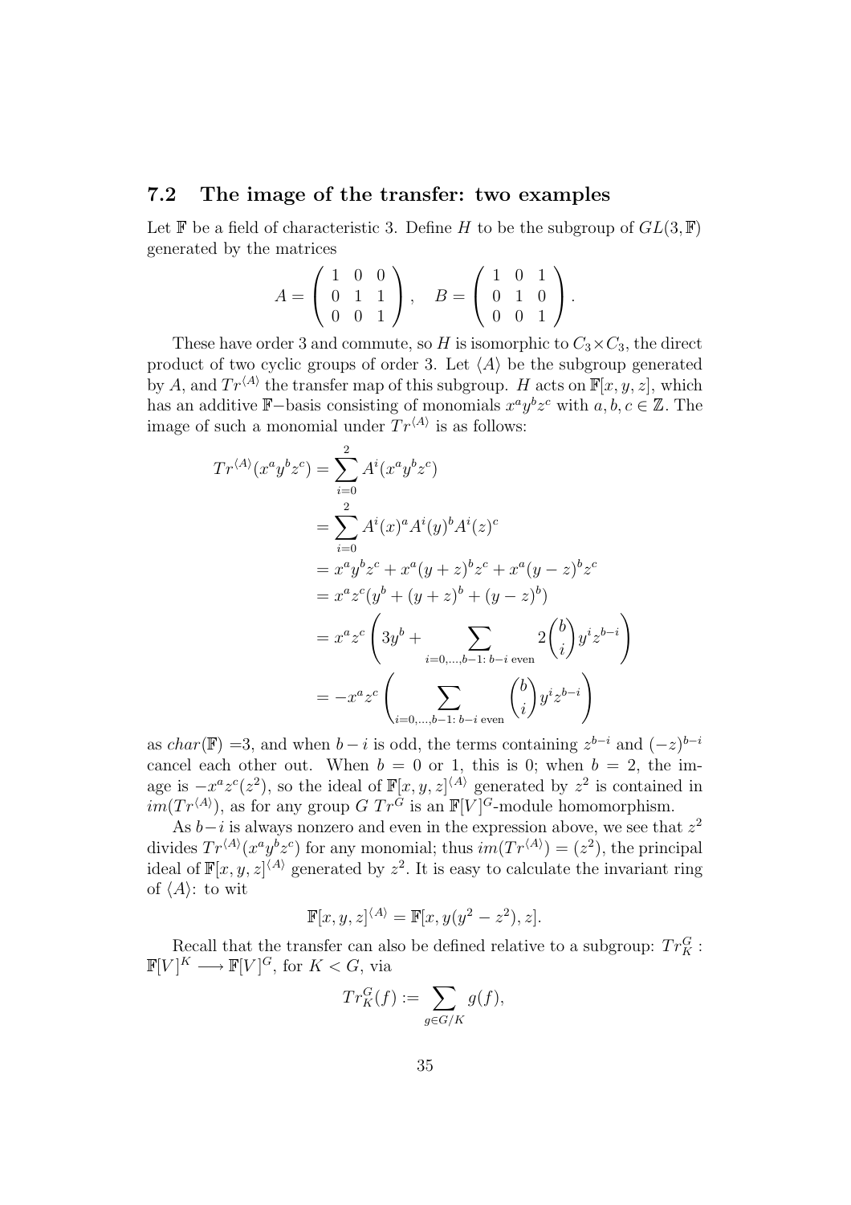## 7.2 The image of the transfer: two examples

Let $\mathbb{F}$ be a field of characteristic 3. Define $H$ to be the subgroup of $GL(3, \mathbb{F})$ generated by the matrices

$$A = \begin{pmatrix} 1 & 0 & 0 \\ 0 & 1 & 1 \\ 0 & 0 & 1 \end{pmatrix}, \quad B = \begin{pmatrix} 1 & 0 & 1 \\ 0 & 1 & 0 \\ 0 & 0 & 1 \end{pmatrix}.$$

These have order 3 and commute, so $H$ is isomorphic to $C_3 \times C_3$, the direct product of two cyclic groups of order 3. Let $\langle A \rangle$ be the subgroup generated by $A$, and $Tr^{\langle A \rangle}$ the transfer map of this subgroup. $H$ acts on $\mathbb{F}[x, y, z]$, which has an additive $\mathbb{F}-$basis consisting of monomials $x^a y^b z^c$ with $a, b, c \in \mathbb{Z}$. The image of such a monomial under $Tr^{\langle A \rangle}$ is as follows:

$$\begin{aligned}
Tr^{\langle A \rangle}(x^a y^b z^c) &= \sum_{i=0}^{2} A^i(x^a y^b z^c) \\
&= \sum_{i=0}^{2} A^i(x)^a A^i(y)^b A^i(z)^c \\
&= x^a y^b z^c + x^a (y+z)^b z^c + x^a (y-z)^b z^c \\
&= x^a z^c (y^b + (y+z)^b + (y-z)^b) \\
&= x^a z^c \left( 3y^b + \sum_{i=0,\dots,b-1:\ b-i \text{ even}} 2\binom{b}{i} y^i z^{b-i} \right) \\
&= -x^a z^c \left( \sum_{i=0,\dots,b-1:\ b-i \text{ even}} \binom{b}{i} y^i z^{b-i} \right)
\end{aligned}$$

as $char(\mathbb{F})$ =3, and when $b-i$ is odd, the terms containing $z^{b-i}$ and $(-z)^{b-i}$ cancel each other out. When $b = 0$ or 1, this is 0; when $b = 2$, the image is $-x^a z^c(z^2)$, so the ideal of $\mathbb{F}[x, y, z]^{\langle A \rangle}$ generated by $z^2$ is contained in $im(Tr^{\langle A \rangle})$, as for any group $G$ $Tr^G$ is an $\mathbb{F}[V]^G$-module homomorphism.

As $b-i$ is always nonzero and even in the expression above, we see that $z^2$ divides $Tr^{\langle A \rangle}(x^a y^b z^c)$ for any monomial; thus $im(Tr^{\langle A \rangle}) = (z^2)$, the principal ideal of $\mathbb{F}[x, y, z]^{\langle A \rangle}$ generated by $z^2$. It is easy to calculate the invariant ring of $\langle A \rangle$: to wit

$$\mathbb{F}[x, y, z]^{\langle A \rangle} = \mathbb{F}[x, y(y^2 - z^2), z].$$

Recall that the transfer can also be defined relative to a subgroup: $Tr_K^G : \mathbb{F}[V]^K \longrightarrow \mathbb{F}[V]^G$, for $K < G$, via

$$Tr_K^G(f) := \sum_{g \in G/K} g(f),$$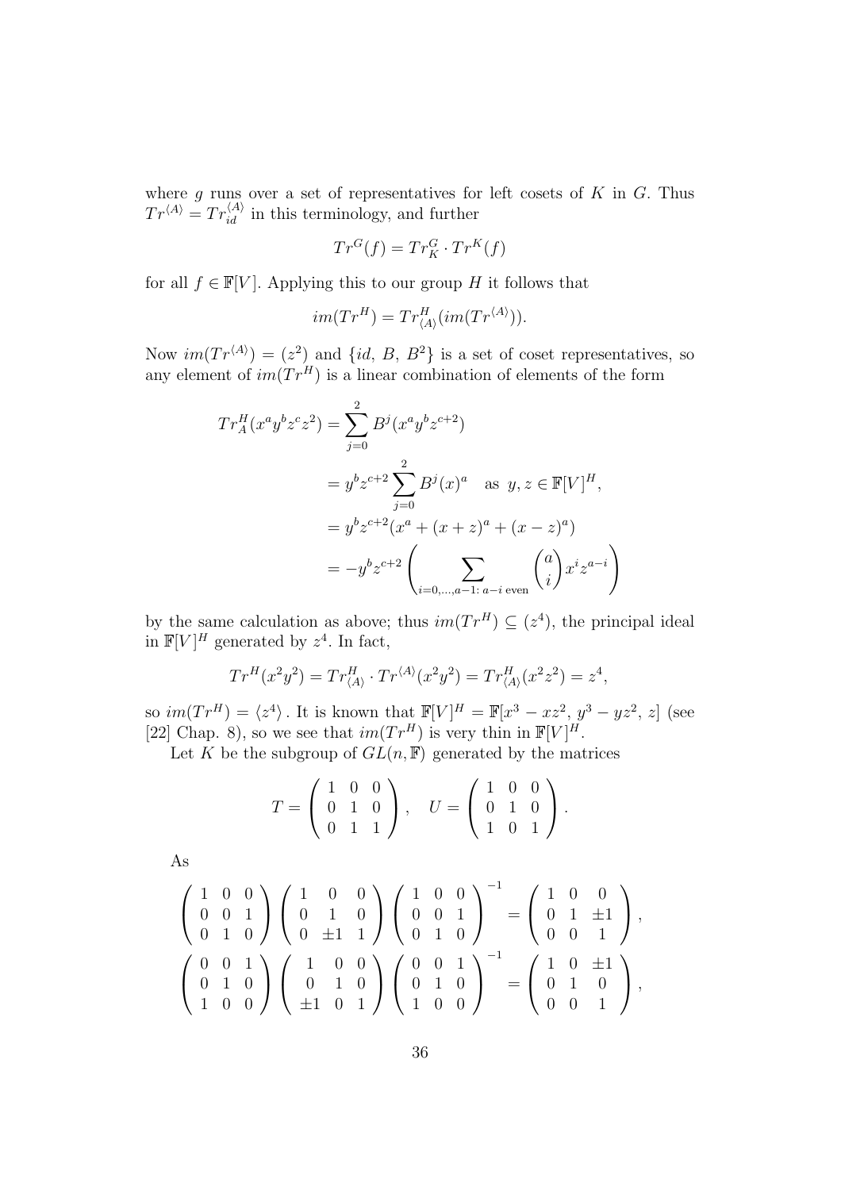where $g$ runs over a set of representatives for left cosets of $K$ in $G$. Thus $Tr^{\langle A \rangle} = Tr_{id}^{\langle A \rangle}$ in this terminology, and further

$$Tr^G(f) = Tr_K^G \cdot Tr^K(f)$$

for all $f \in \mathbb{F}[V]$. Applying this to our group $H$ it follows that

$$im(Tr^H) = Tr_{\langle A \rangle}^H(im(Tr^{\langle A \rangle})).$$

Now $im(Tr^{\langle A \rangle}) = (z^2)$ and $\{id,\ B,\ B^2\}$ is a set of coset representatives, so any element of $im(Tr^H)$ is a linear combination of elements of the form

$$\begin{aligned}
Tr_A^H(x^a y^b z^c z^2) &= \sum_{j=0}^{2} B^j(x^a y^b z^{c+2}) \\
&= y^b z^{c+2} \sum_{j=0}^{2} B^j(x)^a \quad \text{as } y, z \in \mathbb{F}[V]^H, \\
&= y^b z^{c+2}(x^a + (x+z)^a + (x-z)^a) \\
&= -y^b z^{c+2} \left( \sum_{i=0,\ldots,a-1:\ a-i \text{ even}} \binom{a}{i} x^i z^{a-i} \right)
\end{aligned}$$

by the same calculation as above; thus $im(Tr^H) \subseteq (z^4)$, the principal ideal in $\mathbb{F}[V]^H$ generated by $z^4$. In fact,

$$Tr^H(x^2y^2) = Tr_{\langle A \rangle}^H \cdot Tr^{\langle A \rangle}(x^2y^2) = Tr_{\langle A \rangle}^H(x^2z^2) = z^4,$$

so $im(Tr^H) = \langle z^4 \rangle$. It is known that $\mathbb{F}[V]^H = \mathbb{F}[x^3 - xz^2,\ y^3 - yz^2,\ z]$ (see [22] Chap. 8), so we see that $im(Tr^H)$ is very thin in $\mathbb{F}[V]^H$.

Let $K$ be the subgroup of $GL(n, \mathbb{F})$ generated by the matrices

$$T = \begin{pmatrix} 1 & 0 & 0 \\ 0 & 1 & 0 \\ 0 & 1 & 1 \end{pmatrix}, \quad U = \begin{pmatrix} 1 & 0 & 0 \\ 0 & 1 & 0 \\ 1 & 0 & 1 \end{pmatrix}.$$

As

$$\begin{pmatrix} 1 & 0 & 0 \\ 0 & 0 & 1 \\ 0 & 1 & 0 \end{pmatrix} \begin{pmatrix} 1 & 0 & 0 \\ 0 & 1 & 0 \\ 0 & \pm 1 & 1 \end{pmatrix} \begin{pmatrix} 1 & 0 & 0 \\ 0 & 0 & 1 \\ 0 & 1 & 0 \end{pmatrix}^{-1} = \begin{pmatrix} 1 & 0 & 0 \\ 0 & 1 & \pm 1 \\ 0 & 0 & 1 \end{pmatrix},$$

$$\begin{pmatrix} 0 & 0 & 1 \\ 0 & 1 & 0 \\ 1 & 0 & 0 \end{pmatrix} \begin{pmatrix} 1 & 0 & 0 \\ 0 & 1 & 0 \\ \pm 1 & 0 & 1 \end{pmatrix} \begin{pmatrix} 0 & 0 & 1 \\ 0 & 1 & 0 \\ 1 & 0 & 0 \end{pmatrix}^{-1} = \begin{pmatrix} 1 & 0 & \pm 1 \\ 0 & 1 & 0 \\ 0 & 0 & 1 \end{pmatrix},$$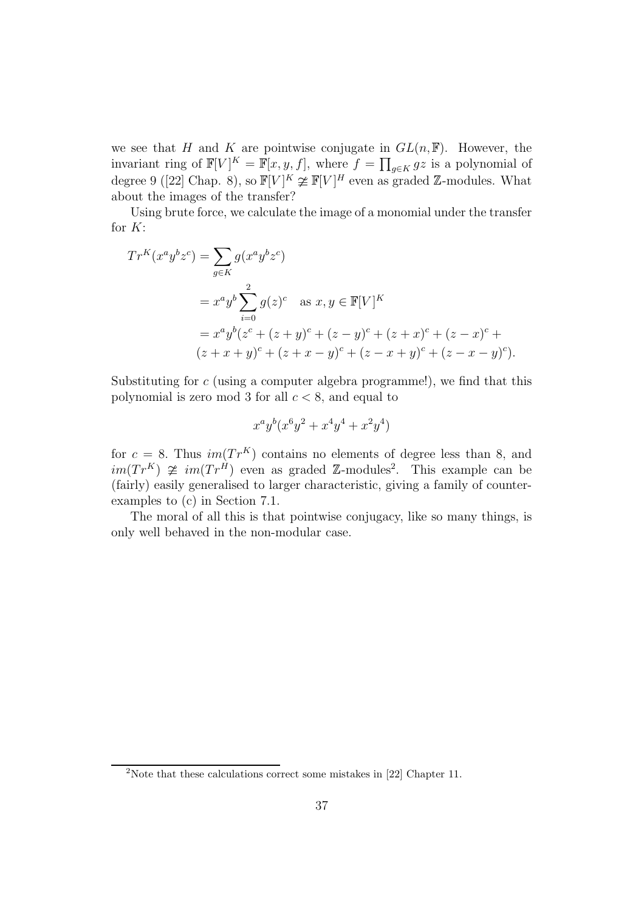we see that $H$ and $K$ are pointwise conjugate in $GL(n, \mathbb{F})$. However, the invariant ring of $\mathbb{F}[V]^K = \mathbb{F}[x, y, f]$, where $f = \prod_{g \in K} gz$ is a polynomial of degree 9 ([22] Chap. 8), so $\mathbb{F}[V]^K \not\cong \mathbb{F}[V]^H$ even as graded $\mathbb{Z}$-modules. What about the images of the transfer?

Using brute force, we calculate the image of a monomial under the transfer for $K$:

$$
\begin{aligned}
Tr^K(x^a y^b z^c) &= \sum_{g \in K} g(x^a y^b z^c) \\
&= x^a y^b \sum_{i=0}^{2} g(z)^c \quad \text{as } x, y \in \mathbb{F}[V]^K \\
&= x^a y^b (z^c + (z+y)^c + (z-y)^c + (z+x)^c + (z-x)^c + \\
&\quad (z+x+y)^c + (z+x-y)^c + (z-x+y)^c + (z-x-y)^c).
\end{aligned}
$$

Substituting for $c$ (using a computer algebra programme!), we find that this polynomial is zero mod 3 for all $c < 8$, and equal to

$$x^a y^b (x^6 y^2 + x^4 y^4 + x^2 y^4)$$

for $c = 8$. Thus $im(Tr^K)$ contains no elements of degree less than 8, and $im(Tr^K) \not\cong im(Tr^H)$ even as graded $\mathbb{Z}$-modules[2]. This example can be (fairly) easily generalised to larger characteristic, giving a family of counterexamples to (c) in Section 7.1.

The moral of all this is that pointwise conjugacy, like so many things, is only well behaved in the non-modular case.

[2] Note that these calculations correct some mistakes in [22] Chapter 11.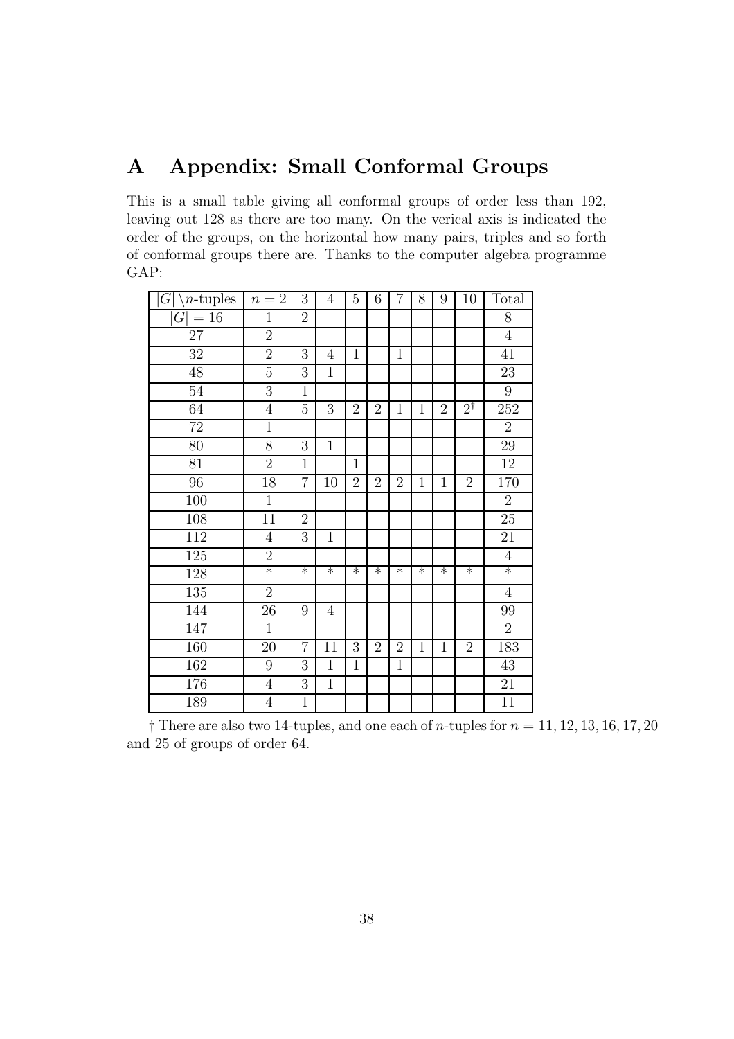# A Appendix: Small Conformal Groups

This is a small table giving all conformal groups of order less than 192, leaving out 128 as there are too many. On the verical axis is indicated the order of the groups, on the horizontal how many pairs, triples and so forth of conformal groups there are. Thanks to the computer algebra programme GAP:

| $\lvert G\rvert \backslash n$-tuples | $n = 2$ | 3 | 4 | 5 | 6 | 7 | 8 | 9 | 10 | Total |
|---|---|---|---|---|---|---|---|---|---|---|
| $\lvert G\rvert = 16$ | 1 | 2 | | | | | | | | 8 |
| 27 | 2 | | | | | | | | | 4 |
| 32 | 2 | 3 | 4 | 1 | | 1 | | | | 41 |
| 48 | 5 | 3 | 1 | | | | | | | 23 |
| 54 | 3 | 1 | | | | | | | | 9 |
| 64 | 4 | 5 | 3 | 2 | 2 | 1 | 1 | 2 | $2^{\dagger}$ | 252 |
| 72 | 1 | | | | | | | | | 2 |
| 80 | 8 | 3 | 1 | | | | | | | 29 |
| 81 | 2 | 1 | | 1 | | | | | | 12 |
| 96 | 18 | 7 | 10 | 2 | 2 | 2 | 1 | 1 | 2 | 170 |
| 100 | 1 | | | | | | | | | 2 |
| 108 | 11 | 2 | | | | | | | | 25 |
| 112 | 4 | 3 | 1 | | | | | | | 21 |
| 125 | 2 | | | | | | | | | 4 |
| 128 | * | * | * | * | * | * | * | * | * | * |
| 135 | 2 | | | | | | | | | 4 |
| 144 | 26 | 9 | 4 | | | | | | | 99 |
| 147 | 1 | | | | | | | | | 2 |
| 160 | 20 | 7 | 11 | 3 | 2 | 2 | 1 | 1 | 2 | 183 |
| 162 | 9 | 3 | 1 | 1 | | 1 | | | | 43 |
| 176 | 4 | 3 | 1 | | | | | | | 21 |
| 189 | 4 | 1 | | | | | | | | 11 |

† There are also two 14-tuples, and one each of $n$-tuples for $n = 11, 12, 13, 16, 17, 20$ and 25 of groups of order 64.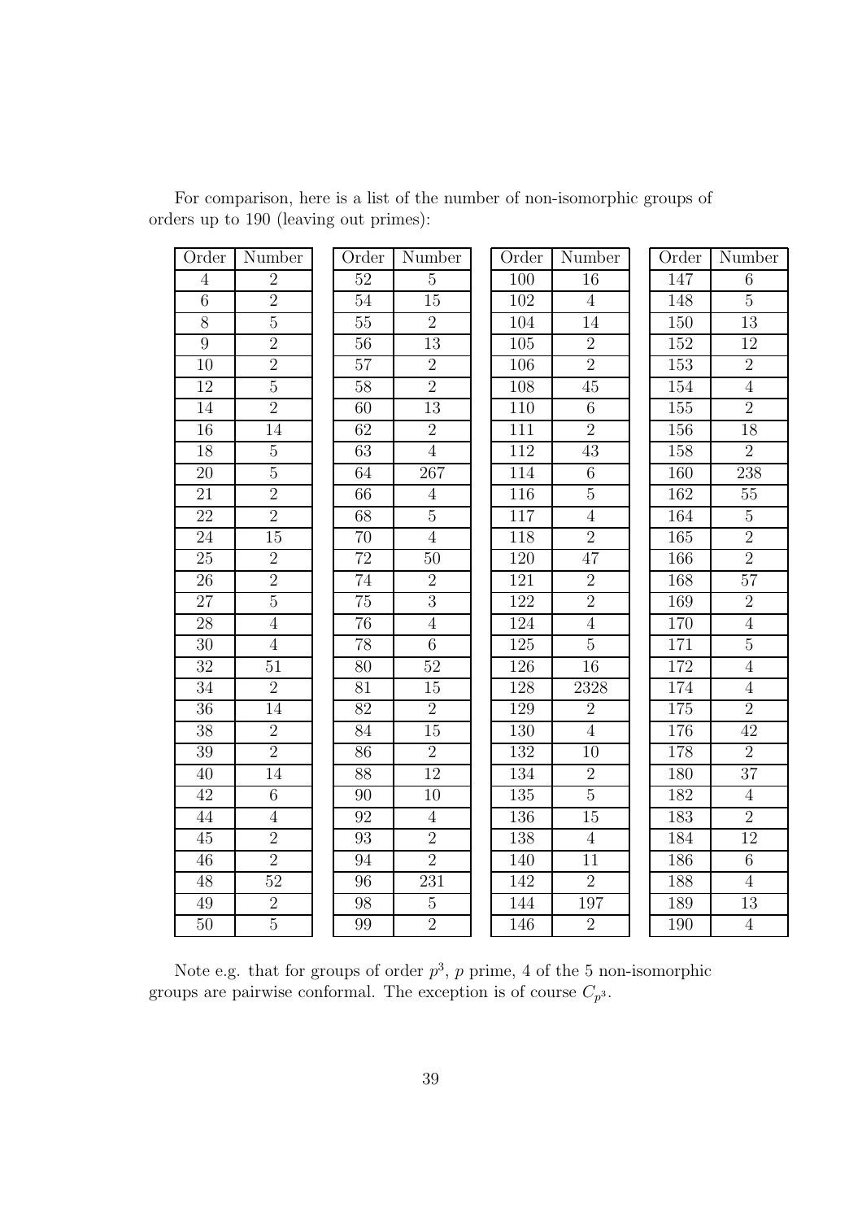For comparison, here is a list of the number of non-isomorphic groups of orders up to 190 (leaving out primes):

| Order | Number | | Order | Number | | Order | Number | | Order | Number |
|---|---|---|---|---|---|---|---|---|---|---|
| 4 | 2 | | 52 | 5 | | 100 | 16 | | 147 | 6 |
| 6 | 2 | | 54 | 15 | | 102 | 4 | | 148 | 5 |
| 8 | 5 | | 55 | 2 | | 104 | 14 | | 150 | 13 |
| 9 | 2 | | 56 | 13 | | 105 | 2 | | 152 | 12 |
| 10 | 2 | | 57 | 2 | | 106 | 2 | | 153 | 2 |
| 12 | 5 | | 58 | 2 | | 108 | 45 | | 154 | 4 |
| 14 | 2 | | 60 | 13 | | 110 | 6 | | 155 | 2 |
| 16 | 14 | | 62 | 2 | | 111 | 2 | | 156 | 18 |
| 18 | 5 | | 63 | 4 | | 112 | 43 | | 158 | 2 |
| 20 | 5 | | 64 | 267 | | 114 | 6 | | 160 | 238 |
| 21 | 2 | | 66 | 4 | | 116 | 5 | | 162 | 55 |
| 22 | 2 | | 68 | 5 | | 117 | 4 | | 164 | 5 |
| 24 | 15 | | 70 | 4 | | 118 | 2 | | 165 | 2 |
| 25 | 2 | | 72 | 50 | | 120 | 47 | | 166 | 2 |
| 26 | 2 | | 74 | 2 | | 121 | 2 | | 168 | 57 |
| 27 | 5 | | 75 | 3 | | 122 | 2 | | 169 | 2 |
| 28 | 4 | | 76 | 4 | | 124 | 4 | | 170 | 4 |
| 30 | 4 | | 78 | 6 | | 125 | 5 | | 171 | 5 |
| 32 | 51 | | 80 | 52 | | 126 | 16 | | 172 | 4 |
| 34 | 2 | | 81 | 15 | | 128 | 2328 | | 174 | 4 |
| 36 | 14 | | 82 | 2 | | 129 | 2 | | 175 | 2 |
| 38 | 2 | | 84 | 15 | | 130 | 4 | | 176 | 42 |
| 39 | 2 | | 86 | 2 | | 132 | 10 | | 178 | 2 |
| 40 | 14 | | 88 | 12 | | 134 | 2 | | 180 | 37 |
| 42 | 6 | | 90 | 10 | | 135 | 5 | | 182 | 4 |
| 44 | 4 | | 92 | 4 | | 136 | 15 | | 183 | 2 |
| 45 | 2 | | 93 | 2 | | 138 | 4 | | 184 | 12 |
| 46 | 2 | | 94 | 2 | | 140 | 11 | | 186 | 6 |
| 48 | 52 | | 96 | 231 | | 142 | 2 | | 188 | 4 |
| 49 | 2 | | 98 | 5 | | 144 | 197 | | 189 | 13 |
| 50 | 5 | | 99 | 2 | | 146 | 2 | | 190 | 4 |

Note e.g. that for groups of order $p^3$, $p$ prime, 4 of the 5 non-isomorphic groups are pairwise conformal. The exception is of course $C_{p^3}$.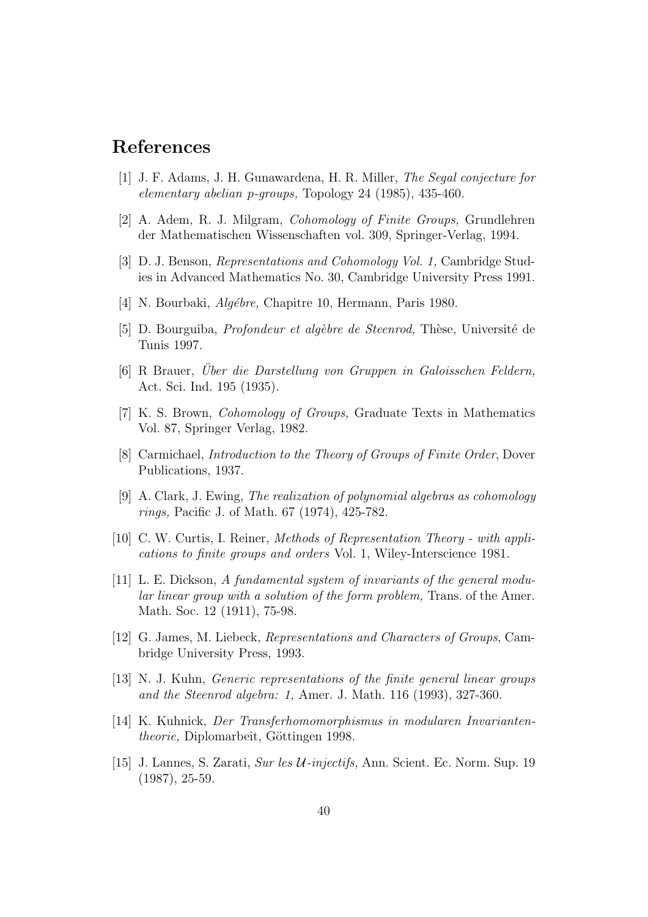## References

[1] J. F. Adams, J. H. Gunawardena, H. R. Miller, *The Segal conjecture for elementary abelian p-groups,* Topology 24 (1985), 435-460.

[2] A. Adem, R. J. Milgram, *Cohomology of Finite Groups,* Grundlehren der Mathematischen Wissenschaften vol. 309, Springer-Verlag, 1994.

[3] D. J. Benson, *Representations and Cohomology Vol. 1,* Cambridge Studies in Advanced Mathematics No. 30, Cambridge University Press 1991.

[4] N. Bourbaki, *Algébre,* Chapitre 10, Hermann, Paris 1980.

[5] D. Bourguiba, *Profondeur et algèbre de Steenrod,* Thèse, Université de Tunis 1997.

[6] R Brauer, *Über die Darstellung von Gruppen in Galoisschen Feldern,* Act. Sci. Ind. 195 (1935).

[7] K. S. Brown, *Cohomology of Groups,* Graduate Texts in Mathematics Vol. 87, Springer Verlag, 1982.

[8] Carmichael, *Introduction to the Theory of Groups of Finite Order*, Dover Publications, 1937.

[9] A. Clark, J. Ewing, *The realization of polynomial algebras as cohomology rings,* Pacific J. of Math. 67 (1974), 425-782.

[10] C. W. Curtis, I. Reiner, *Methods of Representation Theory - with applications to finite groups and orders* Vol. 1, Wiley-Interscience 1981.

[11] L. E. Dickson, *A fundamental system of invariants of the general modular linear group with a solution of the form problem,* Trans. of the Amer. Math. Soc. 12 (1911), 75-98.

[12] G. James, M. Liebeck, *Representations and Characters of Groups*, Cambridge University Press, 1993.

[13] N. J. Kuhn, *Generic representations of the finite general linear groups and the Steenrod algebra: 1,* Amer. J. Math. 116 (1993), 327-360.

[14] K. Kuhnick, *Der Transferhomomorphismus in modularen Invariantentheorie,* Diplomarbeit, Göttingen 1998.

[15] J. Lannes, S. Zarati, *Sur les $\mathcal{U}$-injectifs,* Ann. Scient. Ec. Norm. Sup. 19 (1987), 25-59.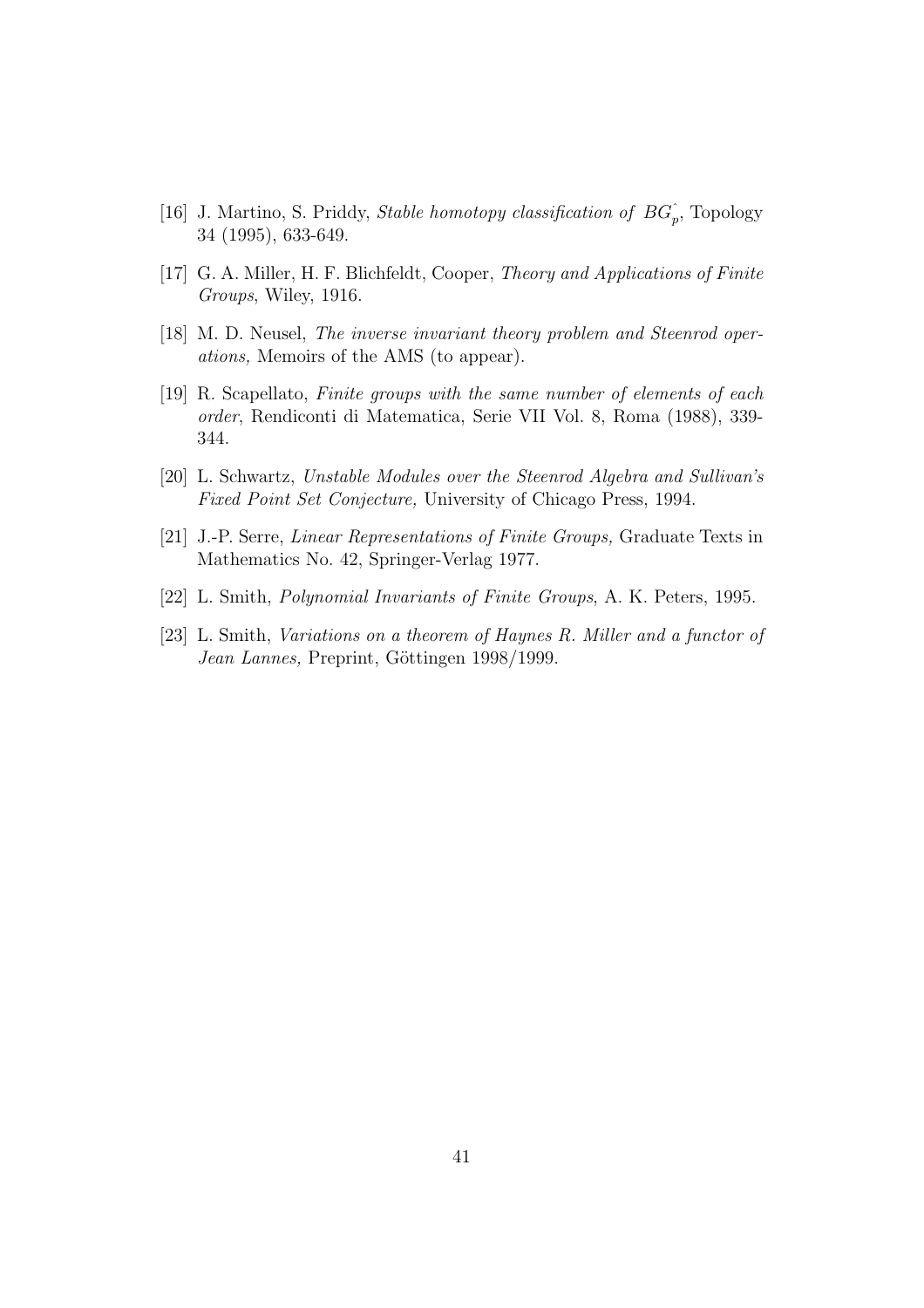[16] J. Martino, S. Priddy, *Stable homotopy classification of* $B\hat{G_p}$, Topology 34 (1995), 633-649.

[17] G. A. Miller, H. F. Blichfeldt, Cooper, *Theory and Applications of Finite Groups*, Wiley, 1916.

[18] M. D. Neusel, *The inverse invariant theory problem and Steenrod operations,* Memoirs of the AMS (to appear).

[19] R. Scapellato, *Finite groups with the same number of elements of each order*, Rendiconti di Matematica, Serie VII Vol. 8, Roma (1988), 339-344.

[20] L. Schwartz, *Unstable Modules over the Steenrod Algebra and Sullivan's Fixed Point Set Conjecture,* University of Chicago Press, 1994.

[21] J.-P. Serre, *Linear Representations of Finite Groups,* Graduate Texts in Mathematics No. 42, Springer-Verlag 1977.

[22] L. Smith, *Polynomial Invariants of Finite Groups*, A. K. Peters, 1995.

[23] L. Smith, *Variations on a theorem of Haynes R. Miller and a functor of Jean Lannes,* Preprint, Göttingen 1998/1999.